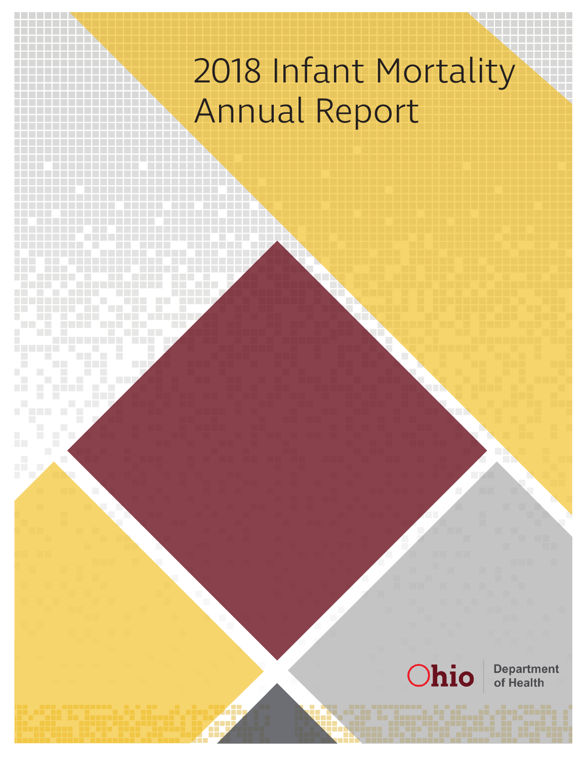# 2018 Infant Mortality Annual Report

Ohio Department of Health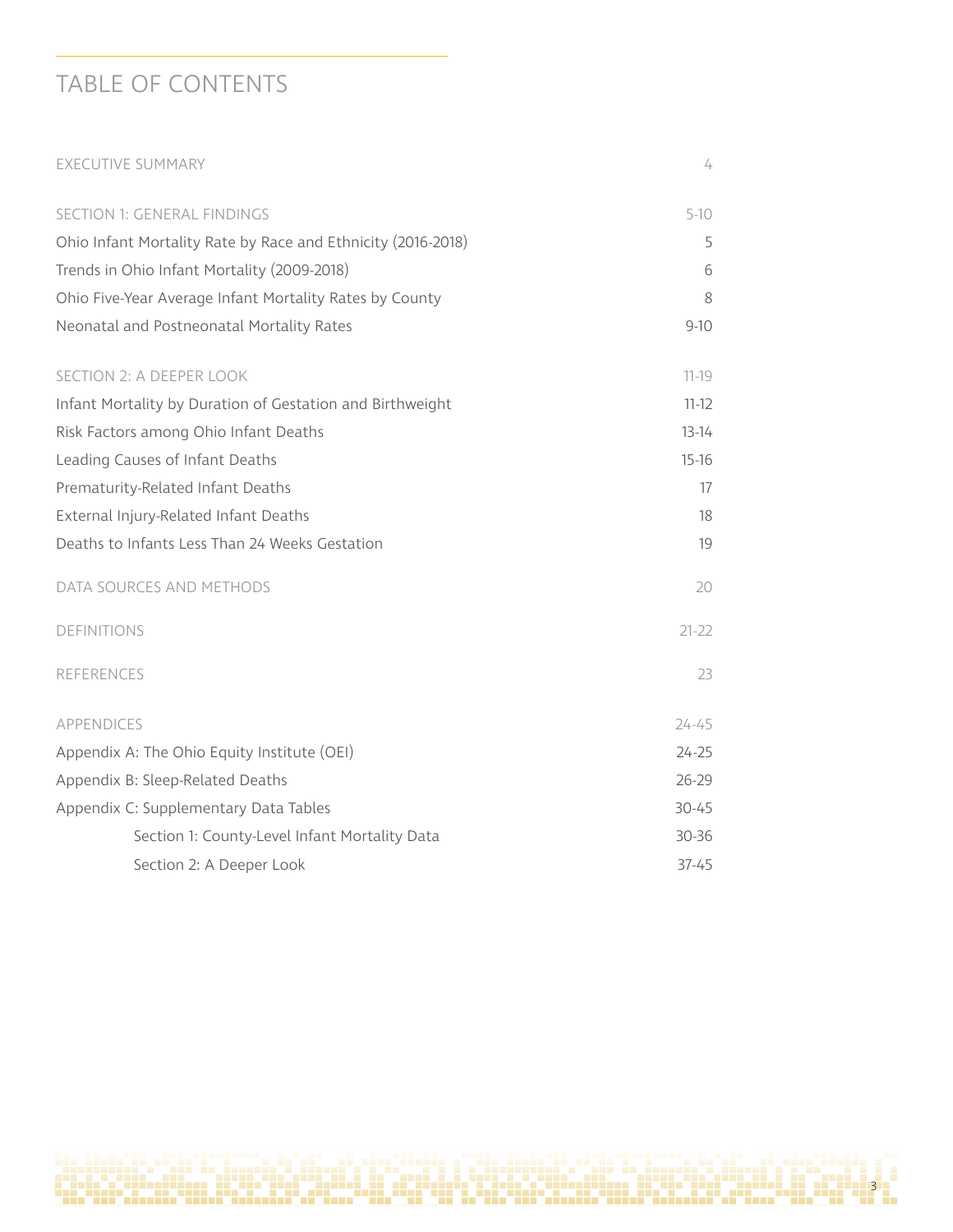# TABLE OF CONTENTS

| | |
|---|---|
| EXECUTIVE SUMMARY | 4 |
| SECTION 1: GENERAL FINDINGS | 5-10 |
| Ohio Infant Mortality Rate by Race and Ethnicity (2016-2018) | 5 |
| Trends in Ohio Infant Mortality (2009-2018) | 6 |
| Ohio Five-Year Average Infant Mortality Rates by County | 8 |
| Neonatal and Postneonatal Mortality Rates | 9-10 |
| SECTION 2: A DEEPER LOOK | 11-19 |
| Infant Mortality by Duration of Gestation and Birthweight | 11-12 |
| Risk Factors among Ohio Infant Deaths | 13-14 |
| Leading Causes of Infant Deaths | 15-16 |
| Prematurity-Related Infant Deaths | 17 |
| External Injury-Related Infant Deaths | 18 |
| Deaths to Infants Less Than 24 Weeks Gestation | 19 |
| DATA SOURCES AND METHODS | 20 |
| DEFINITIONS | 21-22 |
| REFERENCES | 23 |
| APPENDICES | 24-45 |
| Appendix A: The Ohio Equity Institute (OEI) | 24-25 |
| Appendix B: Sleep-Related Deaths | 26-29 |
| Appendix C: Supplementary Data Tables | 30-45 |
| Section 1: County-Level Infant Mortality Data | 30-36 |
| Section 2: A Deeper Look | 37-45 |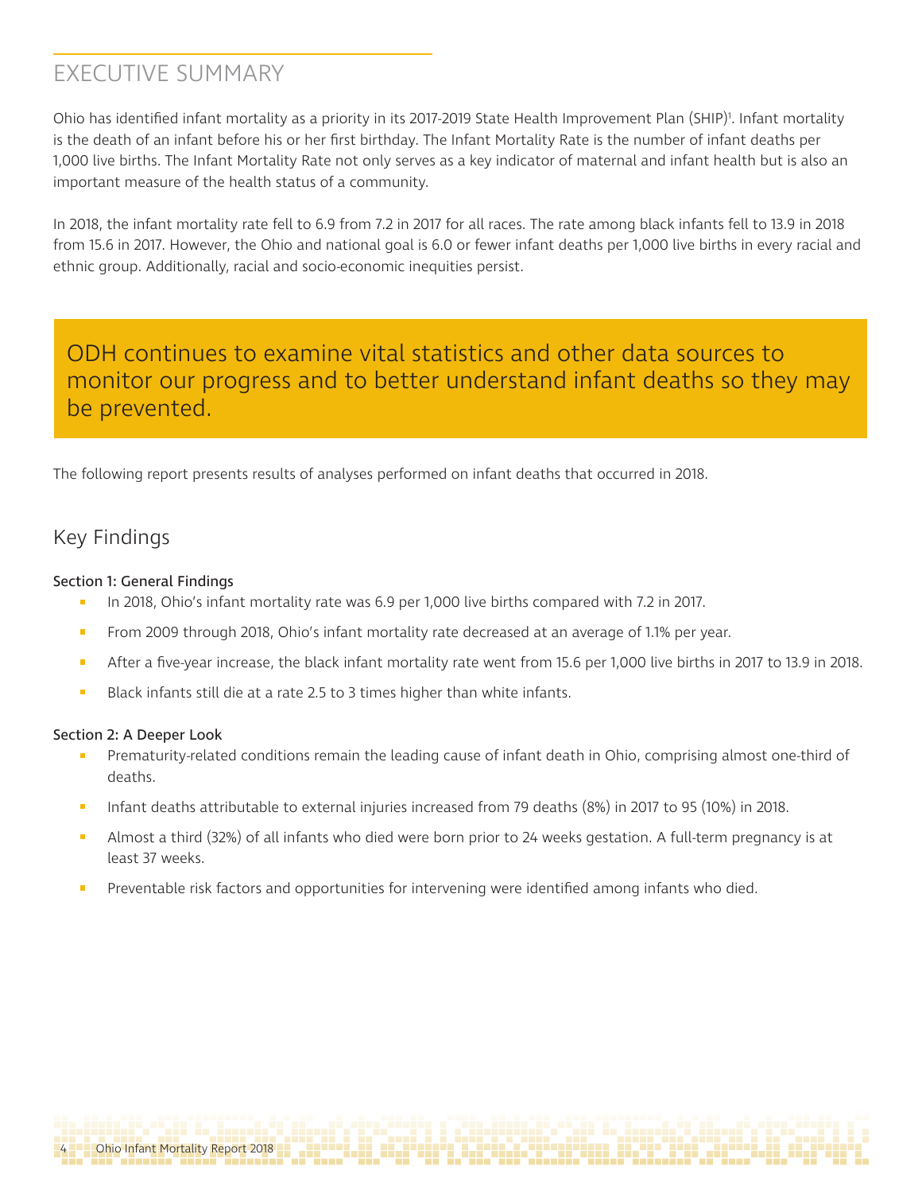# EXECUTIVE SUMMARY

Ohio has identified infant mortality as a priority in its 2017-2019 State Health Improvement Plan (SHIP)[1]. Infant mortality is the death of an infant before his or her first birthday. The Infant Mortality Rate is the number of infant deaths per 1,000 live births. The Infant Mortality Rate not only serves as a key indicator of maternal and infant health but is also an important measure of the health status of a community.

In 2018, the infant mortality rate fell to 6.9 from 7.2 in 2017 for all races. The rate among black infants fell to 13.9 in 2018 from 15.6 in 2017. However, the Ohio and national goal is 6.0 or fewer infant deaths per 1,000 live births in every racial and ethnic group. Additionally, racial and socio-economic inequities persist.

> ODH continues to examine vital statistics and other data sources to monitor our progress and to better understand infant deaths so they may be prevented.

The following report presents results of analyses performed on infant deaths that occurred in 2018.

## Key Findings

### Section 1: General Findings

- In 2018, Ohio's infant mortality rate was 6.9 per 1,000 live births compared with 7.2 in 2017.
- From 2009 through 2018, Ohio's infant mortality rate decreased at an average of 1.1% per year.
- After a five-year increase, the black infant mortality rate went from 15.6 per 1,000 live births in 2017 to 13.9 in 2018.
- Black infants still die at a rate 2.5 to 3 times higher than white infants.

### Section 2: A Deeper Look

- Prematurity-related conditions remain the leading cause of infant death in Ohio, comprising almost one-third of deaths.
- Infant deaths attributable to external injuries increased from 79 deaths (8%) in 2017 to 95 (10%) in 2018.
- Almost a third (32%) of all infants who died were born prior to 24 weeks gestation. A full-term pregnancy is at least 37 weeks.
- Preventable risk factors and opportunities for intervening were identified among infants who died.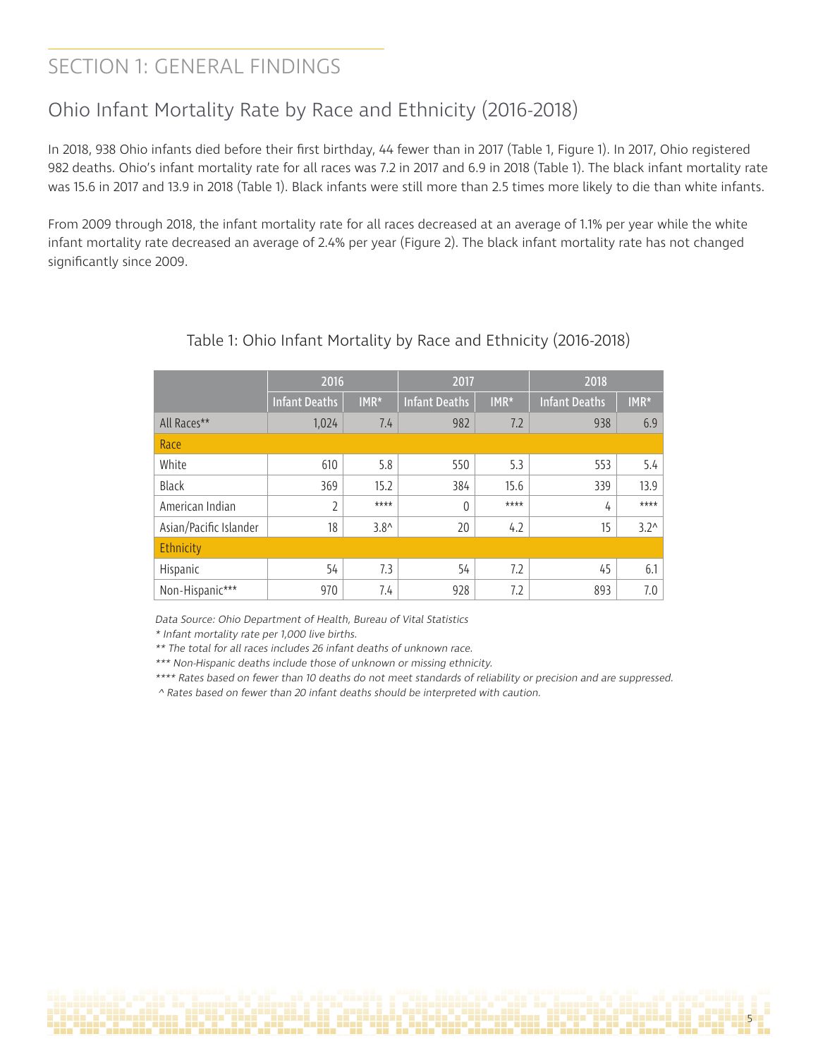# SECTION 1: GENERAL FINDINGS

## Ohio Infant Mortality Rate by Race and Ethnicity (2016-2018)

In 2018, 938 Ohio infants died before their first birthday, 44 fewer than in 2017 (Table 1, Figure 1). In 2017, Ohio registered 982 deaths. Ohio's infant mortality rate for all races was 7.2 in 2017 and 6.9 in 2018 (Table 1). The black infant mortality rate was 15.6 in 2017 and 13.9 in 2018 (Table 1). Black infants were still more than 2.5 times more likely to die than white infants.

From 2009 through 2018, the infant mortality rate for all races decreased at an average of 1.1% per year while the white infant mortality rate decreased an average of 2.4% per year (Figure 2). The black infant mortality rate has not changed significantly since 2009.

Table 1: Ohio Infant Mortality by Race and Ethnicity (2016-2018)

| | 2016 | | 2017 | | 2018 | |
|---|---|---|---|---|---|---|
| | Infant Deaths | IMR* | Infant Deaths | IMR* | Infant Deaths | IMR* |
| All Races** | 1,024 | 7.4 | 982 | 7.2 | 938 | 6.9 |
| **Race** | | | | | | |
| White | 610 | 5.8 | 550 | 5.3 | 553 | 5.4 |
| Black | 369 | 15.2 | 384 | 15.6 | 339 | 13.9 |
| American Indian | 2 | **** | 0 | **** | 4 | **** |
| Asian/Pacific Islander | 18 | 3.8^ | 20 | 4.2 | 15 | 3.2^ |
| **Ethnicity** | | | | | | |
| Hispanic | 54 | 7.3 | 54 | 7.2 | 45 | 6.1 |
| Non-Hispanic*** | 970 | 7.4 | 928 | 7.2 | 893 | 7.0 |

*Data Source: Ohio Department of Health, Bureau of Vital Statistics*

*\* Infant mortality rate per 1,000 live births.*

*\*\* The total for all races includes 26 infant deaths of unknown race.*

*\*\*\* Non-Hispanic deaths include those of unknown or missing ethnicity.*

*\*\*\*\* Rates based on fewer than 10 deaths do not meet standards of reliability or precision and are suppressed.*

*^ Rates based on fewer than 20 infant deaths should be interpreted with caution.*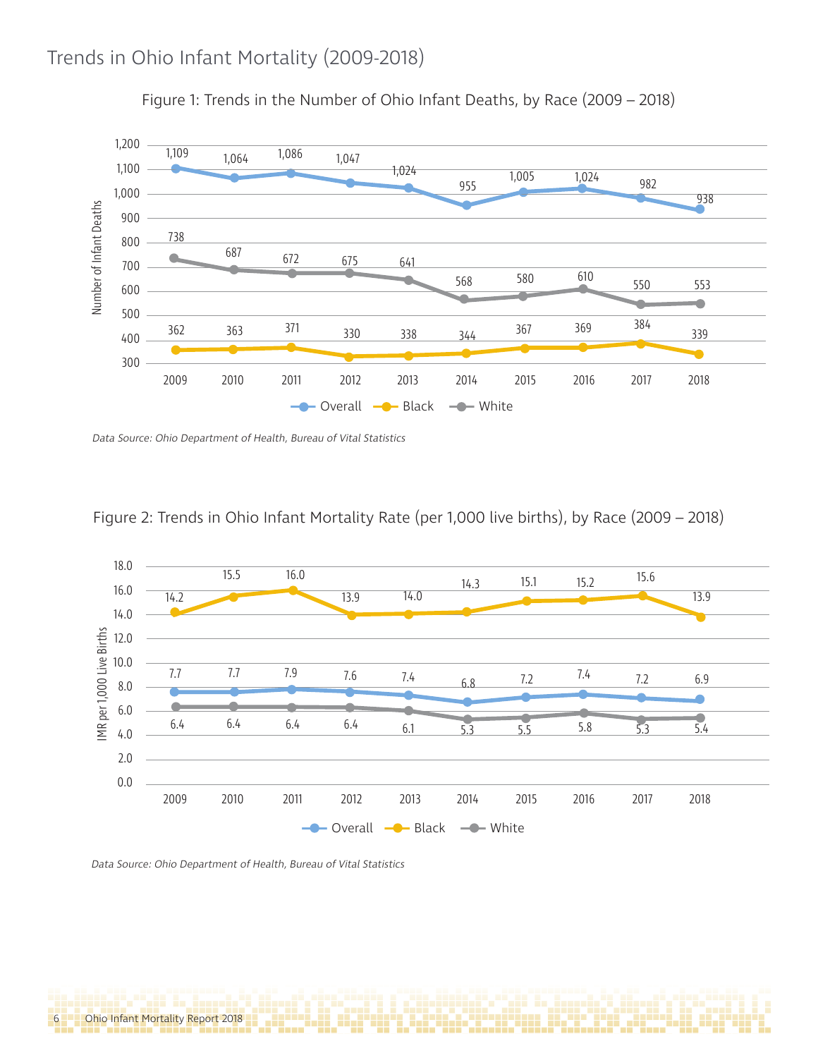# Trends in Ohio Infant Mortality (2009-2018)

Figure 1: Trends in the Number of Ohio Infant Deaths, by Race (2009 – 2018)

| Year | Overall | Black | White |
|---|---|---|---|
| 2009 | 1,109 | 362 | 738 |
| 2010 | 1,064 | 363 | 687 |
| 2011 | 1,086 | 371 | 672 |
| 2012 | 1,047 | 330 | 675 |
| 2013 | 1,024 | 338 | 641 |
| 2014 | 955 | 344 | 568 |
| 2015 | 1,005 | 367 | 580 |
| 2016 | 1,024 | 369 | 610 |
| 2017 | 982 | 384 | 550 |
| 2018 | 938 | 339 | 553 |

*Data Source: Ohio Department of Health, Bureau of Vital Statistics*

Figure 2: Trends in Ohio Infant Mortality Rate (per 1,000 live births), by Race (2009 – 2018)

| Year | Overall | Black | White |
|---|---|---|---|
| 2009 | 7.7 | 14.2 | 6.4 |
| 2010 | 7.7 | 15.5 | 6.4 |
| 2011 | 7.9 | 16.0 | 6.4 |
| 2012 | 7.6 | 13.9 | 6.4 |
| 2013 | 7.4 | 14.0 | 6.1 |
| 2014 | 6.8 | 14.3 | 5.3 |
| 2015 | 7.2 | 15.1 | 5.5 |
| 2016 | 7.4 | 15.2 | 5.8 |
| 2017 | 7.2 | 15.6 | 5.3 |
| 2018 | 6.9 | 13.9 | 5.4 |

*Data Source: Ohio Department of Health, Bureau of Vital Statistics*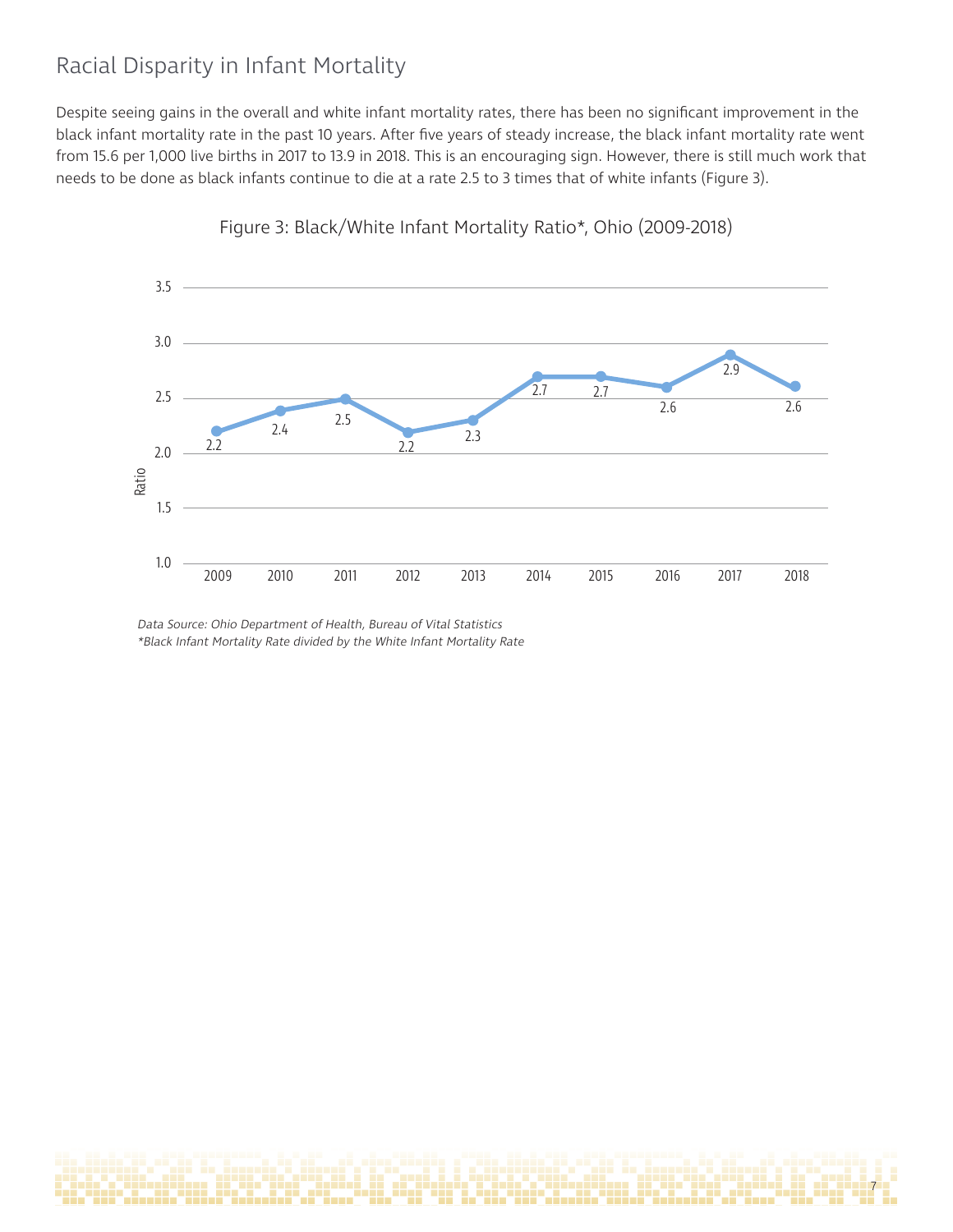## Racial Disparity in Infant Mortality

Despite seeing gains in the overall and white infant mortality rates, there has been no significant improvement in the black infant mortality rate in the past 10 years. After five years of steady increase, the black infant mortality rate went from 15.6 per 1,000 live births in 2017 to 13.9 in 2018. This is an encouraging sign. However, there is still much work that needs to be done as black infants continue to die at a rate 2.5 to 3 times that of white infants (Figure 3).

Figure 3: Black/White Infant Mortality Ratio*, Ohio (2009-2018)

| Year | Ratio |
|---|---|
| 2009 | 2.2 |
| 2010 | 2.4 |
| 2011 | 2.5 |
| 2012 | 2.2 |
| 2013 | 2.3 |
| 2014 | 2.7 |
| 2015 | 2.7 |
| 2016 | 2.6 |
| 2017 | 2.9 |
| 2018 | 2.6 |

*Data Source: Ohio Department of Health, Bureau of Vital Statistics*
*\*Black Infant Mortality Rate divided by the White Infant Mortality Rate*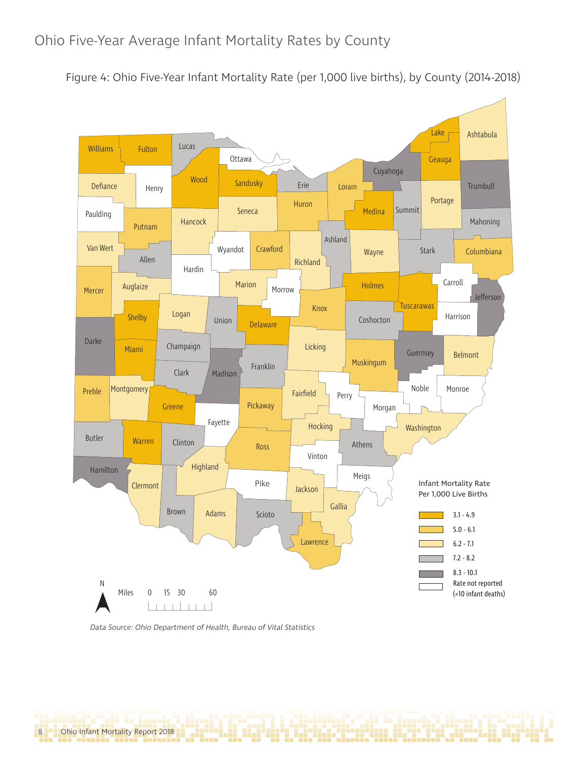# Ohio Five-Year Average Infant Mortality Rates by County

Figure 4: Ohio Five-Year Infant Mortality Rate (per 1,000 live births), by County (2014-2018)

Infant Mortality Rate Per 1,000 Live Births

- 3.1 - 4.9
- 5.0 - 6.1
- 6.2 - 7.1
- 7.2 - 8.2
- 8.3 - 10.1
- Rate not reported (<10 infant deaths)

*Data Source: Ohio Department of Health, Bureau of Vital Statistics*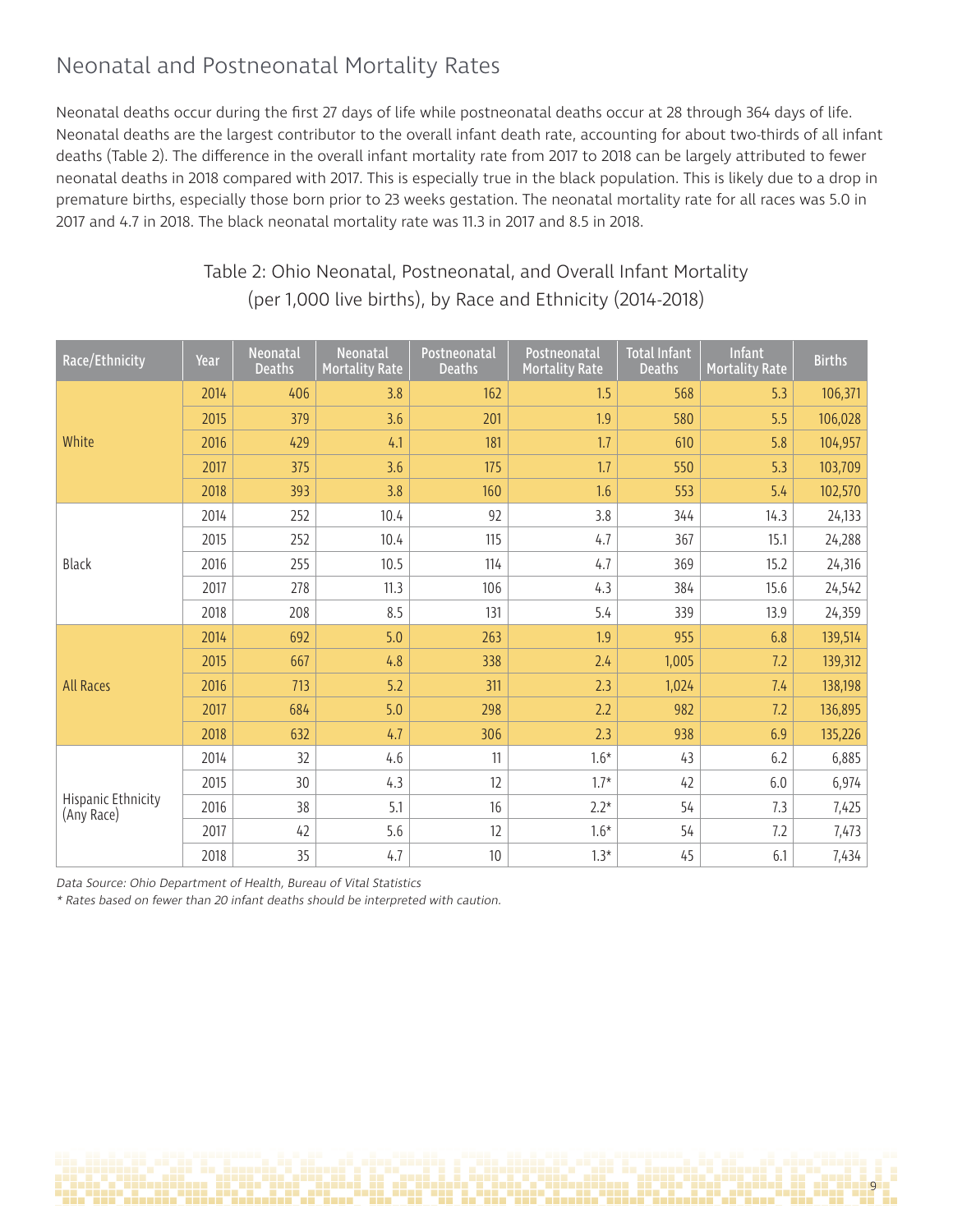## Neonatal and Postneonatal Mortality Rates

Neonatal deaths occur during the first 27 days of life while postneonatal deaths occur at 28 through 364 days of life. Neonatal deaths are the largest contributor to the overall infant death rate, accounting for about two-thirds of all infant deaths (Table 2). The difference in the overall infant mortality rate from 2017 to 2018 can be largely attributed to fewer neonatal deaths in 2018 compared with 2017. This is especially true in the black population. This is likely due to a drop in premature births, especially those born prior to 23 weeks gestation. The neonatal mortality rate for all races was 5.0 in 2017 and 4.7 in 2018. The black neonatal mortality rate was 11.3 in 2017 and 8.5 in 2018.

Table 2: Ohio Neonatal, Postneonatal, and Overall Infant Mortality (per 1,000 live births), by Race and Ethnicity (2014-2018)

| Race/Ethnicity | Year | Neonatal Deaths | Neonatal Mortality Rate | Postneonatal Deaths | Postneonatal Mortality Rate | Total Infant Deaths | Infant Mortality Rate | Births |
|---|---|---|---|---|---|---|---|---|
| White | 2014 | 406 | 3.8 | 162 | 1.5 | 568 | 5.3 | 106,371 |
| | 2015 | 379 | 3.6 | 201 | 1.9 | 580 | 5.5 | 106,028 |
| | 2016 | 429 | 4.1 | 181 | 1.7 | 610 | 5.8 | 104,957 |
| | 2017 | 375 | 3.6 | 175 | 1.7 | 550 | 5.3 | 103,709 |
| | 2018 | 393 | 3.8 | 160 | 1.6 | 553 | 5.4 | 102,570 |
| Black | 2014 | 252 | 10.4 | 92 | 3.8 | 344 | 14.3 | 24,133 |
| | 2015 | 252 | 10.4 | 115 | 4.7 | 367 | 15.1 | 24,288 |
| | 2016 | 255 | 10.5 | 114 | 4.7 | 369 | 15.2 | 24,316 |
| | 2017 | 278 | 11.3 | 106 | 4.3 | 384 | 15.6 | 24,542 |
| | 2018 | 208 | 8.5 | 131 | 5.4 | 339 | 13.9 | 24,359 |
| All Races | 2014 | 692 | 5.0 | 263 | 1.9 | 955 | 6.8 | 139,514 |
| | 2015 | 667 | 4.8 | 338 | 2.4 | 1,005 | 7.2 | 139,312 |
| | 2016 | 713 | 5.2 | 311 | 2.3 | 1,024 | 7.4 | 138,198 |
| | 2017 | 684 | 5.0 | 298 | 2.2 | 982 | 7.2 | 136,895 |
| | 2018 | 632 | 4.7 | 306 | 2.3 | 938 | 6.9 | 135,226 |
| Hispanic Ethnicity (Any Race) | 2014 | 32 | 4.6 | 11 | 1.6* | 43 | 6.2 | 6,885 |
| | 2015 | 30 | 4.3 | 12 | 1.7* | 42 | 6.0 | 6,974 |
| | 2016 | 38 | 5.1 | 16 | 2.2* | 54 | 7.3 | 7,425 |
| | 2017 | 42 | 5.6 | 12 | 1.6* | 54 | 7.2 | 7,473 |
| | 2018 | 35 | 4.7 | 10 | 1.3* | 45 | 6.1 | 7,434 |

*Data Source: Ohio Department of Health, Bureau of Vital Statistics*

*\* Rates based on fewer than 20 infant deaths should be interpreted with caution.*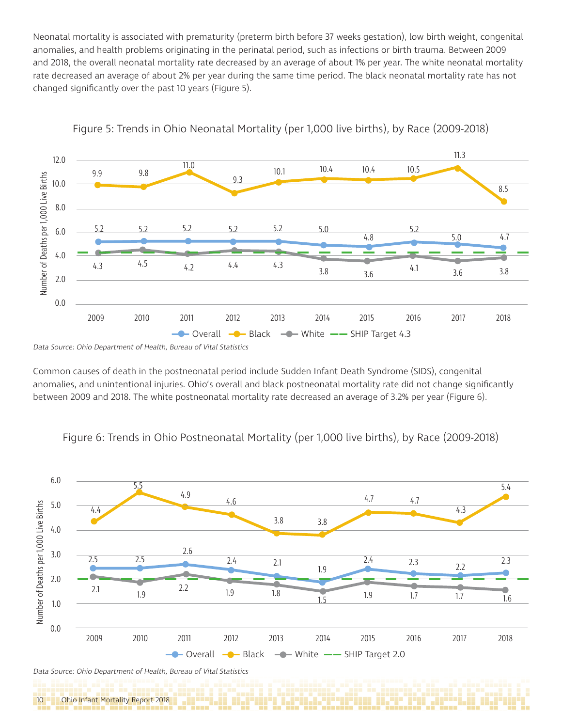Neonatal mortality is associated with prematurity (preterm birth before 37 weeks gestation), low birth weight, congenital anomalies, and health problems originating in the perinatal period, such as infections or birth trauma. Between 2009 and 2018, the overall neonatal mortality rate decreased by an average of about 1% per year. The white neonatal mortality rate decreased an average of about 2% per year during the same time period. The black neonatal mortality rate has not changed significantly over the past 10 years (Figure 5).

Figure 5: Trends in Ohio Neonatal Mortality (per 1,000 live births), by Race (2009-2018)

| Year | Overall | Black | White | SHIP Target |
|---|---|---|---|---|
| 2009 | 5.2 | 9.9 | 4.3 | 4.3 |
| 2010 | 5.2 | 9.8 | 4.5 | 4.3 |
| 2011 | 5.2 | 11.0 | 4.2 | 4.3 |
| 2012 | 5.2 | 9.3 | 4.4 | 4.3 |
| 2013 | 5.2 | 10.1 | 4.3 | 4.3 |
| 2014 | 5.0 | 10.4 | 3.8 | 4.3 |
| 2015 | 4.8 | 10.4 | 3.6 | 4.3 |
| 2016 | 5.2 | 10.5 | 4.1 | 4.3 |
| 2017 | 5.0 | 11.3 | 3.6 | 4.3 |
| 2018 | 4.7 | 8.5 | 3.8 | 4.3 |

*Data Source: Ohio Department of Health, Bureau of Vital Statistics*

Common causes of death in the postneonatal period include Sudden Infant Death Syndrome (SIDS), congenital anomalies, and unintentional injuries. Ohio's overall and black postneonatal mortality rate did not change significantly between 2009 and 2018. The white postneonatal mortality rate decreased an average of 3.2% per year (Figure 6).

Figure 6: Trends in Ohio Postneonatal Mortality (per 1,000 live births), by Race (2009-2018)

| Year | Overall | Black | White | SHIP Target |
|---|---|---|---|---|
| 2009 | 2.5 | 4.4 | 2.1 | 2.0 |
| 2010 | 2.5 | 5.5 | 1.9 | 2.0 |
| 2011 | 2.6 | 4.9 | 2.2 | 2.0 |
| 2012 | 2.4 | 4.6 | 1.9 | 2.0 |
| 2013 | 2.1 | 3.8 | 1.8 | 2.0 |
| 2014 | 1.9 | 3.8 | 1.5 | 2.0 |
| 2015 | 2.4 | 4.7 | 1.9 | 2.0 |
| 2016 | 2.3 | 4.7 | 1.7 | 2.0 |
| 2017 | 2.2 | 4.3 | 1.7 | 2.0 |
| 2018 | 2.3 | 5.4 | 1.6 | 2.0 |

*Data Source: Ohio Department of Health, Bureau of Vital Statistics*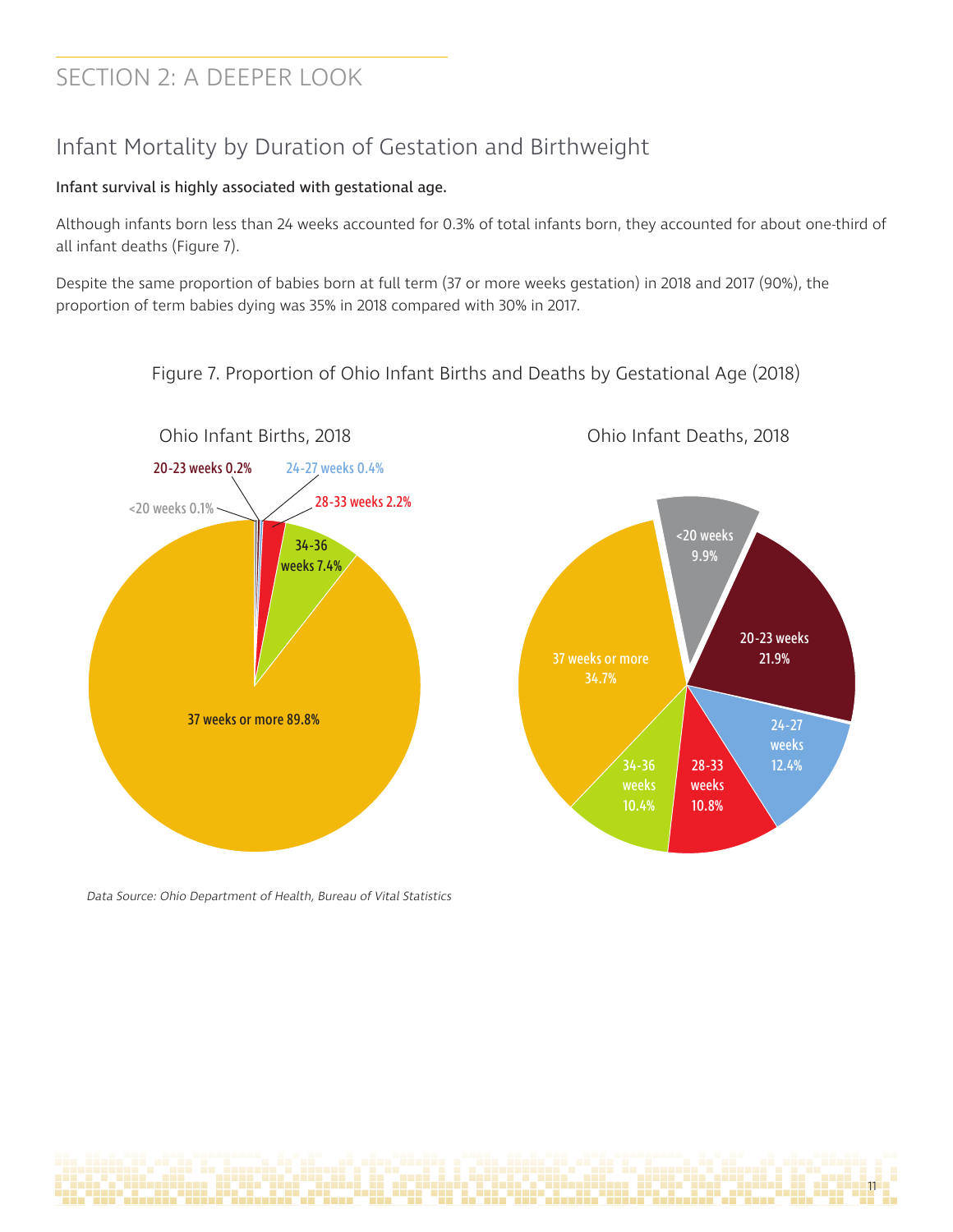# SECTION 2: A DEEPER LOOK

## Infant Mortality by Duration of Gestation and Birthweight

**Infant survival is highly associated with gestational age.**

Although infants born less than 24 weeks accounted for 0.3% of total infants born, they accounted for about one-third of all infant deaths (Figure 7).

Despite the same proportion of babies born at full term (37 or more weeks gestation) in 2018 and 2017 (90%), the proportion of term babies dying was 35% in 2018 compared with 30% in 2017.

Figure 7. Proportion of Ohio Infant Births and Deaths by Gestational Age (2018)

Ohio Infant Births, 2018

| Gestational Age | Percent |
|---|---|
| <20 weeks | 0.1% |
| 20-23 weeks | 0.2% |
| 24-27 weeks | 0.4% |
| 28-33 weeks | 2.2% |
| 34-36 weeks | 7.4% |
| 37 weeks or more | 89.8% |

Ohio Infant Deaths, 2018

| Gestational Age | Percent |
|---|---|
| <20 weeks | 9.9% |
| 20-23 weeks | 21.9% |
| 24-27 weeks | 12.4% |
| 28-33 weeks | 10.8% |
| 34-36 weeks | 10.4% |
| 37 weeks or more | 34.7% |

*Data Source: Ohio Department of Health, Bureau of Vital Statistics*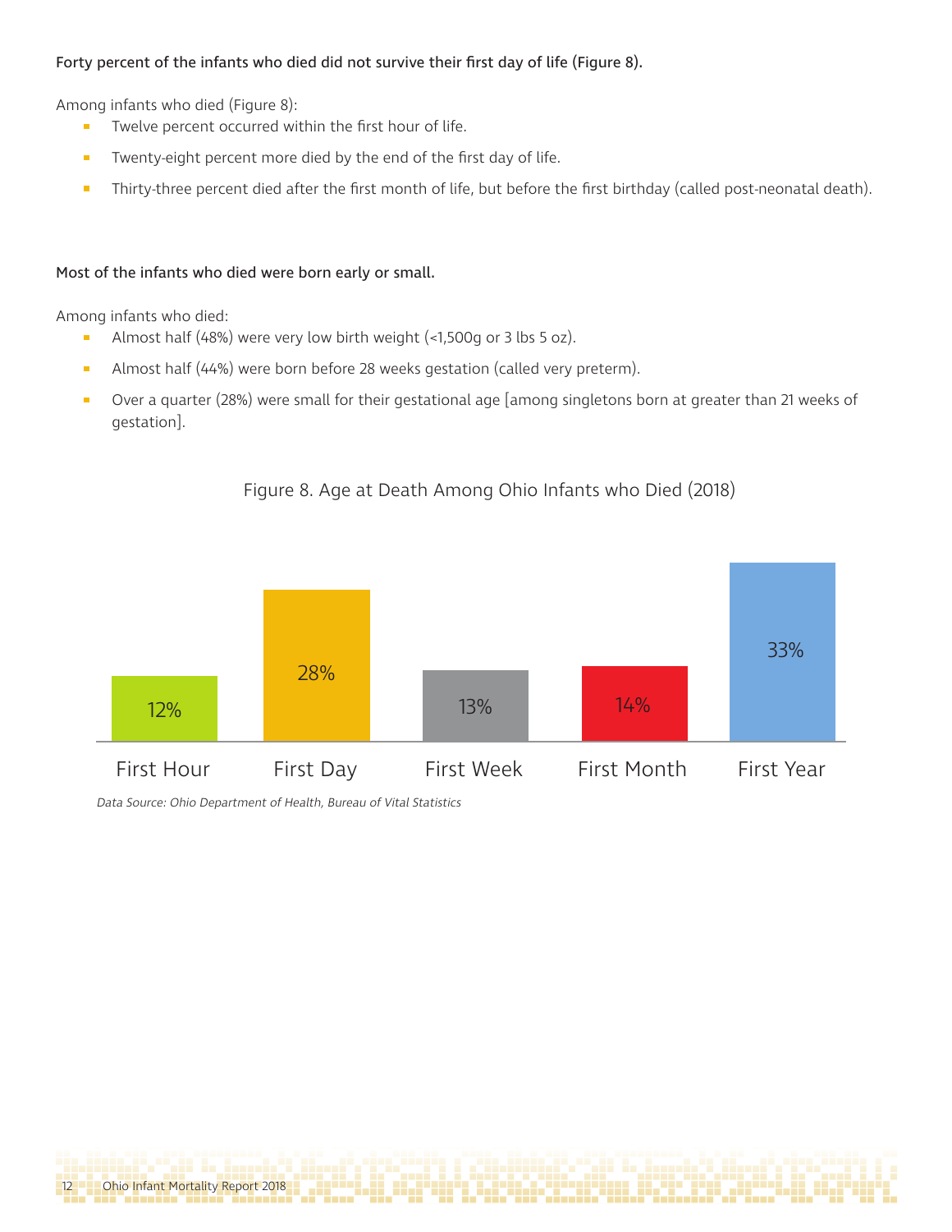**Forty percent of the infants who died did not survive their first day of life (Figure 8).**

Among infants who died (Figure 8):

- Twelve percent occurred within the first hour of life.
- Twenty-eight percent more died by the end of the first day of life.
- Thirty-three percent died after the first month of life, but before the first birthday (called post-neonatal death).

**Most of the infants who died were born early or small.**

Among infants who died:

- Almost half (48%) were very low birth weight (<1,500g or 3 lbs 5 oz).
- Almost half (44%) were born before 28 weeks gestation (called very preterm).
- Over a quarter (28%) were small for their gestational age [among singletons born at greater than 21 weeks of gestation].

Figure 8. Age at Death Among Ohio Infants who Died (2018)

| First Hour | First Day | First Week | First Month | First Year |
|---|---|---|---|---|
| 12% | 28% | 13% | 14% | 33% |

*Data Source: Ohio Department of Health, Bureau of Vital Statistics*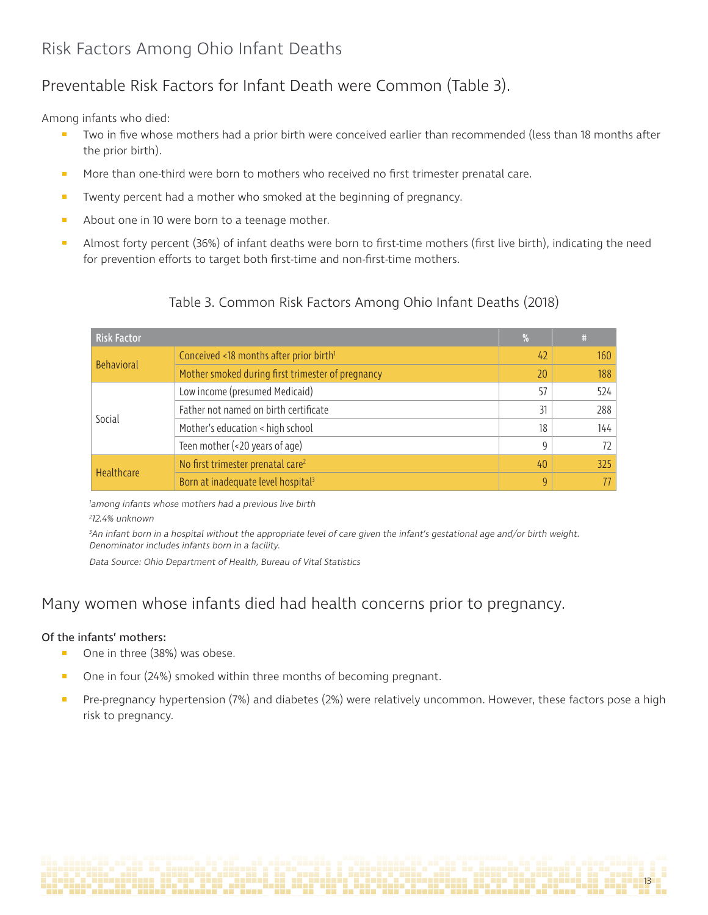## Risk Factors Among Ohio Infant Deaths

### Preventable Risk Factors for Infant Death were Common (Table 3).

Among infants who died:

- Two in five whose mothers had a prior birth were conceived earlier than recommended (less than 18 months after the prior birth).
- More than one-third were born to mothers who received no first trimester prenatal care.
- Twenty percent had a mother who smoked at the beginning of pregnancy.
- About one in 10 were born to a teenage mother.
- Almost forty percent (36%) of infant deaths were born to first-time mothers (first live birth), indicating the need for prevention efforts to target both first-time and non-first-time mothers.

Table 3. Common Risk Factors Among Ohio Infant Deaths (2018)

| Risk Factor | | % | # |
|---|---|---|---|
| Behavioral | Conceived <18 months after prior birth[1] | 42 | 160 |
| | Mother smoked during first trimester of pregnancy | 20 | 188 |
| Social | Low income (presumed Medicaid) | 57 | 524 |
| | Father not named on birth certificate | 31 | 288 |
| | Mother's education < high school | 18 | 144 |
| | Teen mother (<20 years of age) | 9 | 72 |
| Healthcare | No first trimester prenatal care[2] | 40 | 325 |
| | Born at inadequate level hospital[3] | 9 | 77 |

*[1]among infants whose mothers had a previous live birth*

*[2]12.4% unknown*

*[3]An infant born in a hospital without the appropriate level of care given the infant's gestational age and/or birth weight. Denominator includes infants born in a facility.*

*Data Source: Ohio Department of Health, Bureau of Vital Statistics*

### Many women whose infants died had health concerns prior to pregnancy.

**Of the infants' mothers:**

- One in three (38%) was obese.
- One in four (24%) smoked within three months of becoming pregnant.
- Pre-pregnancy hypertension (7%) and diabetes (2%) were relatively uncommon. However, these factors pose a high risk to pregnancy.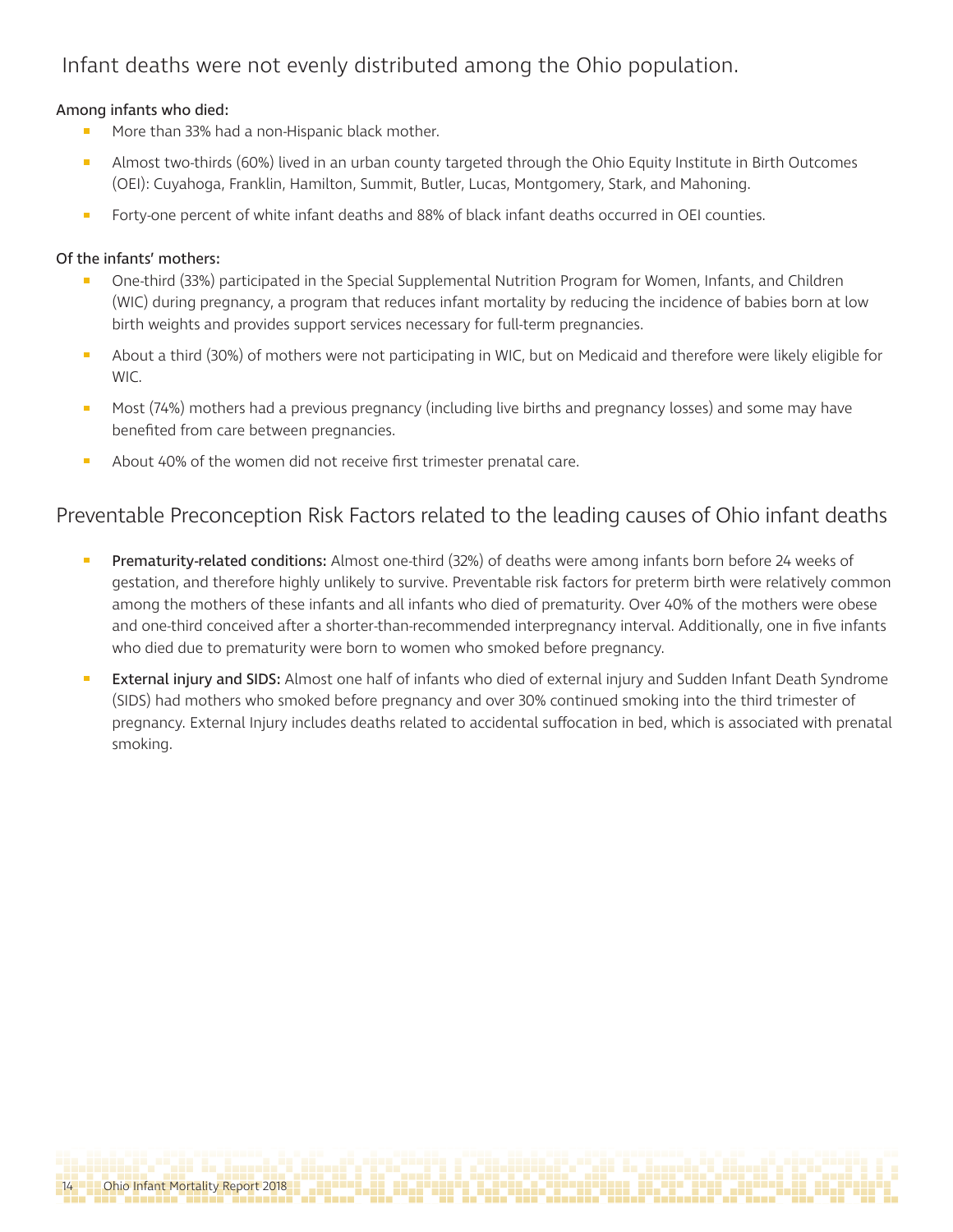## Infant deaths were not evenly distributed among the Ohio population.

**Among infants who died:**

- More than 33% had a non-Hispanic black mother.
- Almost two-thirds (60%) lived in an urban county targeted through the Ohio Equity Institute in Birth Outcomes (OEI): Cuyahoga, Franklin, Hamilton, Summit, Butler, Lucas, Montgomery, Stark, and Mahoning.
- Forty-one percent of white infant deaths and 88% of black infant deaths occurred in OEI counties.

**Of the infants' mothers:**

- One-third (33%) participated in the Special Supplemental Nutrition Program for Women, Infants, and Children (WIC) during pregnancy, a program that reduces infant mortality by reducing the incidence of babies born at low birth weights and provides support services necessary for full-term pregnancies.
- About a third (30%) of mothers were not participating in WIC, but on Medicaid and therefore were likely eligible for WIC.
- Most (74%) mothers had a previous pregnancy (including live births and pregnancy losses) and some may have benefited from care between pregnancies.
- About 40% of the women did not receive first trimester prenatal care.

## Preventable Preconception Risk Factors related to the leading causes of Ohio infant deaths

- **Prematurity-related conditions:** Almost one-third (32%) of deaths were among infants born before 24 weeks of gestation, and therefore highly unlikely to survive. Preventable risk factors for preterm birth were relatively common among the mothers of these infants and all infants who died of prematurity. Over 40% of the mothers were obese and one-third conceived after a shorter-than-recommended interpregnancy interval. Additionally, one in five infants who died due to prematurity were born to women who smoked before pregnancy.
- **External injury and SIDS:** Almost one half of infants who died of external injury and Sudden Infant Death Syndrome (SIDS) had mothers who smoked before pregnancy and over 30% continued smoking into the third trimester of pregnancy. External Injury includes deaths related to accidental suffocation in bed, which is associated with prenatal smoking.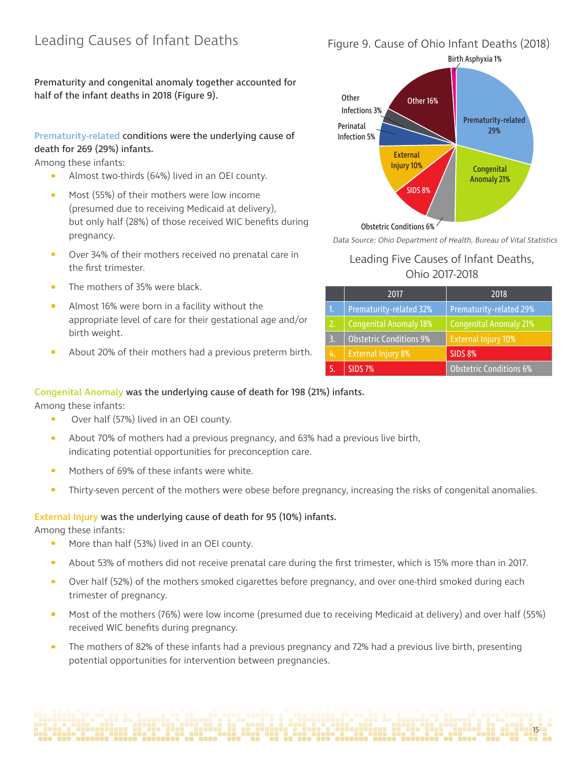# Leading Causes of Infant Deaths

Prematurity and congenital anomaly together accounted for half of the infant deaths in 2018 (Figure 9).

Prematurity-related conditions were the underlying cause of death for 269 (29%) infants.

Among these infants:

- Almost two-thirds (64%) lived in an OEI county.
- Most (55%) of their mothers were low income (presumed due to receiving Medicaid at delivery), but only half (28%) of those received WIC benefits during pregnancy.
- Over 34% of their mothers received no prenatal care in the first trimester.
- The mothers of 35% were black.
- Almost 16% were born in a facility without the appropriate level of care for their gestational age and/or birth weight.
- About 20% of their mothers had a previous preterm birth.

Figure 9. Cause of Ohio Infant Deaths (2018)

- Prematurity-related 29%
- Congenital Anomaly 21%
- Obstetric Conditions 6%
- SIDS 8%
- External Injury 10%
- Perinatal Infection 5%
- Other Infections 3%
- Other 16%
- Birth Asphyxia 1%

*Data Source: Ohio Department of Health, Bureau of Vital Statistics*

Leading Five Causes of Infant Deaths, Ohio 2017-2018

| | 2017 | 2018 |
|---|---|---|
| 1. | Prematurity-related 32% | Prematurity-related 29% |
| 2. | Congenital Anomaly 18% | Congenital Anomaly 21% |
| 3. | Obstetric Conditions 9% | External Injury 10% |
| 4. | External Injury 8% | SIDS 8% |
| 5. | SIDS 7% | Obstetric Conditions 6% |

Congenital Anomaly was the underlying cause of death for 198 (21%) infants.

Among these infants:

- Over half (57%) lived in an OEI county.
- About 70% of mothers had a previous pregnancy, and 63% had a previous live birth, indicating potential opportunities for preconception care.
- Mothers of 69% of these infants were white.
- Thirty-seven percent of the mothers were obese before pregnancy, increasing the risks of congenital anomalies.

External Injury was the underlying cause of death for 95 (10%) infants.

Among these infants:

- More than half (53%) lived in an OEI county.
- About 53% of mothers did not receive prenatal care during the first trimester, which is 15% more than in 2017.
- Over half (52%) of the mothers smoked cigarettes before pregnancy, and over one-third smoked during each trimester of pregnancy.
- Most of the mothers (76%) were low income (presumed due to receiving Medicaid at delivery) and over half (55%) received WIC benefits during pregnancy.
- The mothers of 82% of these infants had a previous pregnancy and 72% had a previous live birth, presenting potential opportunities for intervention between pregnancies.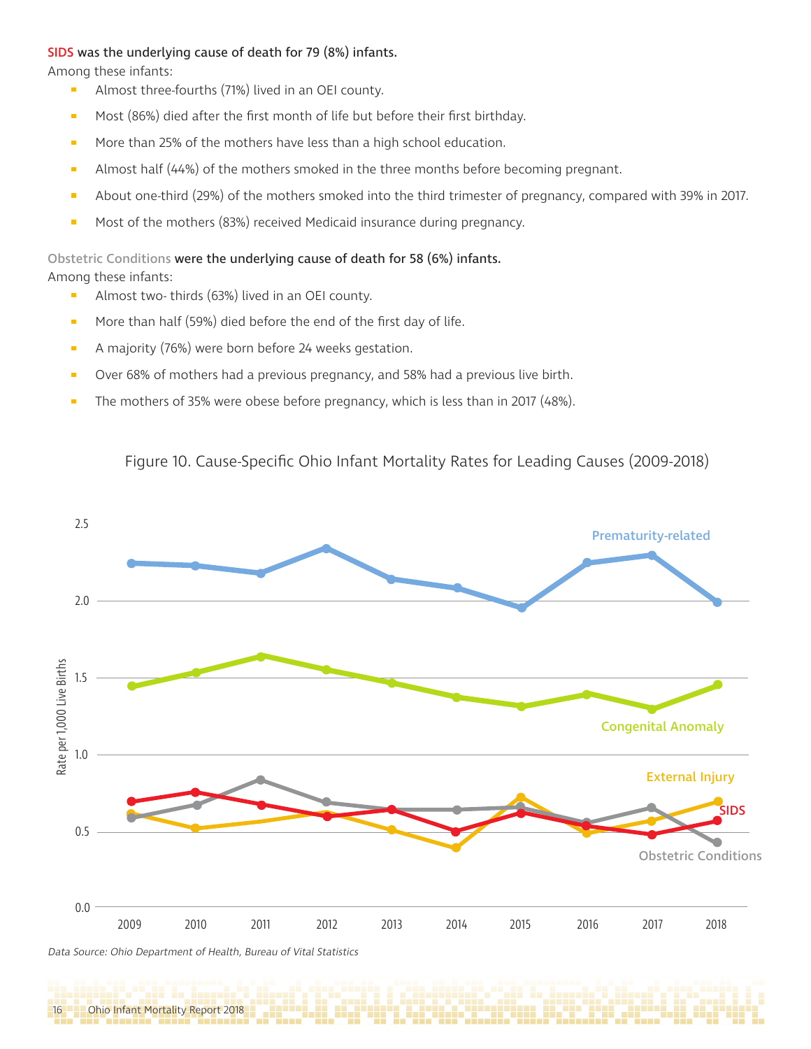**SIDS was the underlying cause of death for 79 (8%) infants.**

Among these infants:

- Almost three-fourths (71%) lived in an OEI county.
- Most (86%) died after the first month of life but before their first birthday.
- More than 25% of the mothers have less than a high school education.
- Almost half (44%) of the mothers smoked in the three months before becoming pregnant.
- About one-third (29%) of the mothers smoked into the third trimester of pregnancy, compared with 39% in 2017.
- Most of the mothers (83%) received Medicaid insurance during pregnancy.

**Obstetric Conditions were the underlying cause of death for 58 (6%) infants.**

Among these infants:

- Almost two- thirds (63%) lived in an OEI county.
- More than half (59%) died before the end of the first day of life.
- A majority (76%) were born before 24 weeks gestation.
- Over 68% of mothers had a previous pregnancy, and 58% had a previous live birth.
- The mothers of 35% were obese before pregnancy, which is less than in 2017 (48%).

Figure 10. Cause-Specific Ohio Infant Mortality Rates for Leading Causes (2009-2018)

*Data Source: Ohio Department of Health, Bureau of Vital Statistics*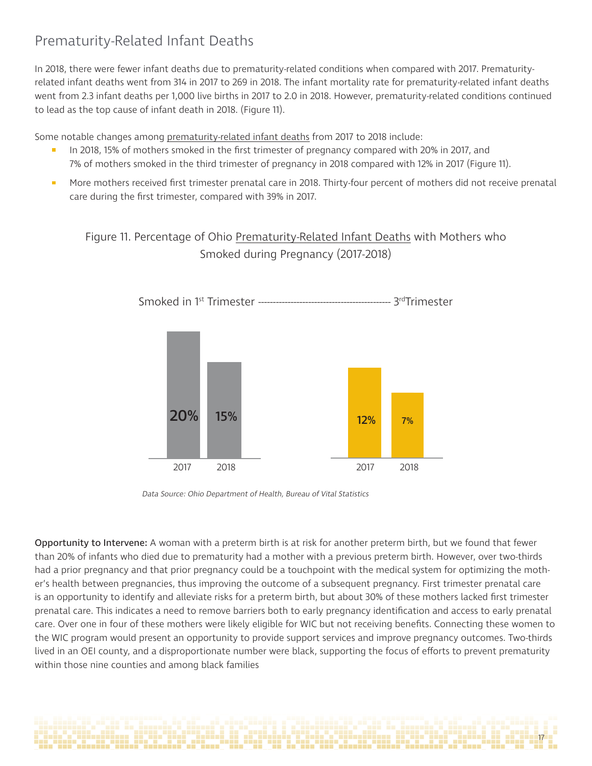## Prematurity-Related Infant Deaths

In 2018, there were fewer infant deaths due to prematurity-related conditions when compared with 2017. Prematurity-related infant deaths went from 314 in 2017 to 269 in 2018. The infant mortality rate for prematurity-related infant deaths went from 2.3 infant deaths per 1,000 live births in 2017 to 2.0 in 2018. However, prematurity-related conditions continued to lead as the top cause of infant death in 2018. (Figure 11).

Some notable changes among prematurity-related infant deaths from 2017 to 2018 include:

- In 2018, 15% of mothers smoked in the first trimester of pregnancy compared with 20% in 2017, and 7% of mothers smoked in the third trimester of pregnancy in 2018 compared with 12% in 2017 (Figure 11).
- More mothers received first trimester prenatal care in 2018. Thirty-four percent of mothers did not receive prenatal care during the first trimester, compared with 39% in 2017.

Figure 11. Percentage of Ohio Prematurity-Related Infant Deaths with Mothers who Smoked during Pregnancy (2017-2018)

| | 2017 | 2018 |
|---|---|---|
| Smoked in 1st Trimester | 20% | 15% |
| 3rd Trimester | 12% | 7% |

*Data Source: Ohio Department of Health, Bureau of Vital Statistics*

**Opportunity to Intervene:** A woman with a preterm birth is at risk for another preterm birth, but we found that fewer than 20% of infants who died due to prematurity had a mother with a previous preterm birth. However, over two-thirds had a prior pregnancy and that prior pregnancy could be a touchpoint with the medical system for optimizing the mother's health between pregnancies, thus improving the outcome of a subsequent pregnancy. First trimester prenatal care is an opportunity to identify and alleviate risks for a preterm birth, but about 30% of these mothers lacked first trimester prenatal care. This indicates a need to remove barriers both to early pregnancy identification and access to early prenatal care. Over one in four of these mothers were likely eligible for WIC but not receiving benefits. Connecting these women to the WIC program would present an opportunity to provide support services and improve pregnancy outcomes. Two-thirds lived in an OEI county, and a disproportionate number were black, supporting the focus of efforts to prevent prematurity within those nine counties and among black families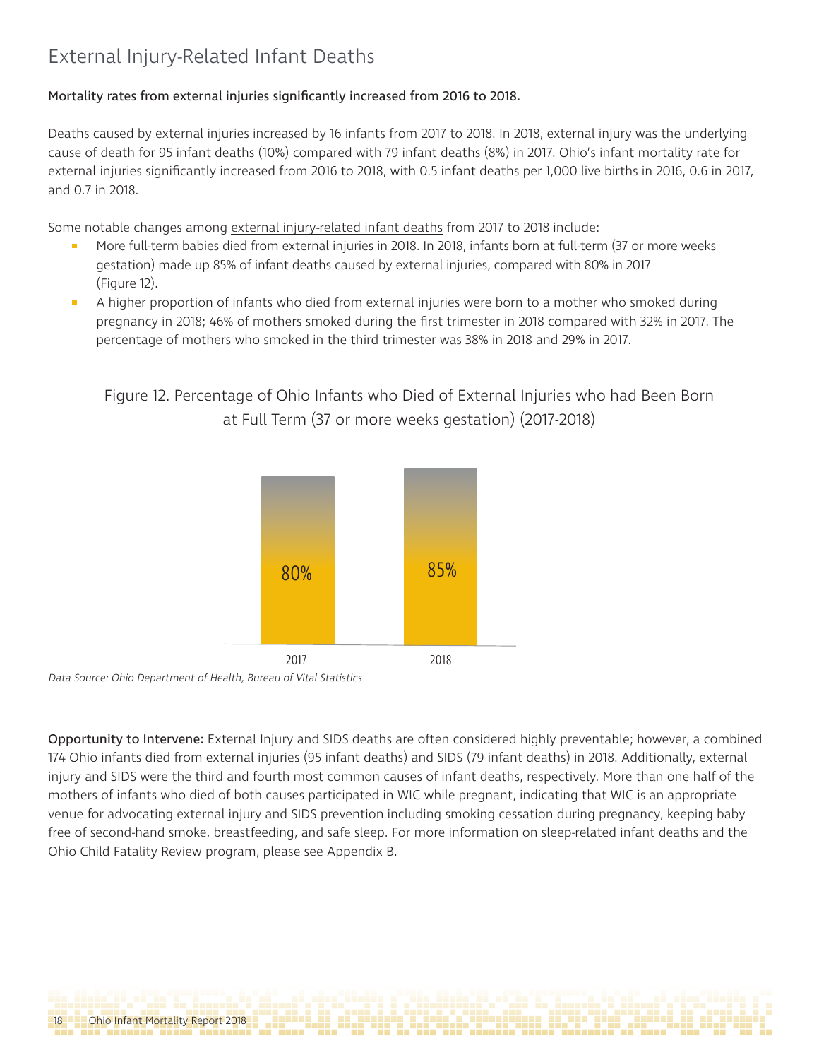# External Injury-Related Infant Deaths

**Mortality rates from external injuries significantly increased from 2016 to 2018.**

Deaths caused by external injuries increased by 16 infants from 2017 to 2018. In 2018, external injury was the underlying cause of death for 95 infant deaths (10%) compared with 79 infant deaths (8%) in 2017. Ohio's infant mortality rate for external injuries significantly increased from 2016 to 2018, with 0.5 infant deaths per 1,000 live births in 2016, 0.6 in 2017, and 0.7 in 2018.

Some notable changes among external injury-related infant deaths from 2017 to 2018 include:

- More full-term babies died from external injuries in 2018. In 2018, infants born at full-term (37 or more weeks gestation) made up 85% of infant deaths caused by external injuries, compared with 80% in 2017 (Figure 12).
- A higher proportion of infants who died from external injuries were born to a mother who smoked during pregnancy in 2018; 46% of mothers smoked during the first trimester in 2018 compared with 32% in 2017. The percentage of mothers who smoked in the third trimester was 38% in 2018 and 29% in 2017.

Figure 12. Percentage of Ohio Infants who Died of External Injuries who had Been Born at Full Term (37 or more weeks gestation) (2017-2018)

| Year | Percentage |
|---|---|
| 2017 | 80% |
| 2018 | 85% |

*Data Source: Ohio Department of Health, Bureau of Vital Statistics*

**Opportunity to Intervene:** External Injury and SIDS deaths are often considered highly preventable; however, a combined 174 Ohio infants died from external injuries (95 infant deaths) and SIDS (79 infant deaths) in 2018. Additionally, external injury and SIDS were the third and fourth most common causes of infant deaths, respectively. More than one half of the mothers of infants who died of both causes participated in WIC while pregnant, indicating that WIC is an appropriate venue for advocating external injury and SIDS prevention including smoking cessation during pregnancy, keeping baby free of second-hand smoke, breastfeeding, and safe sleep. For more information on sleep-related infant deaths and the Ohio Child Fatality Review program, please see Appendix B.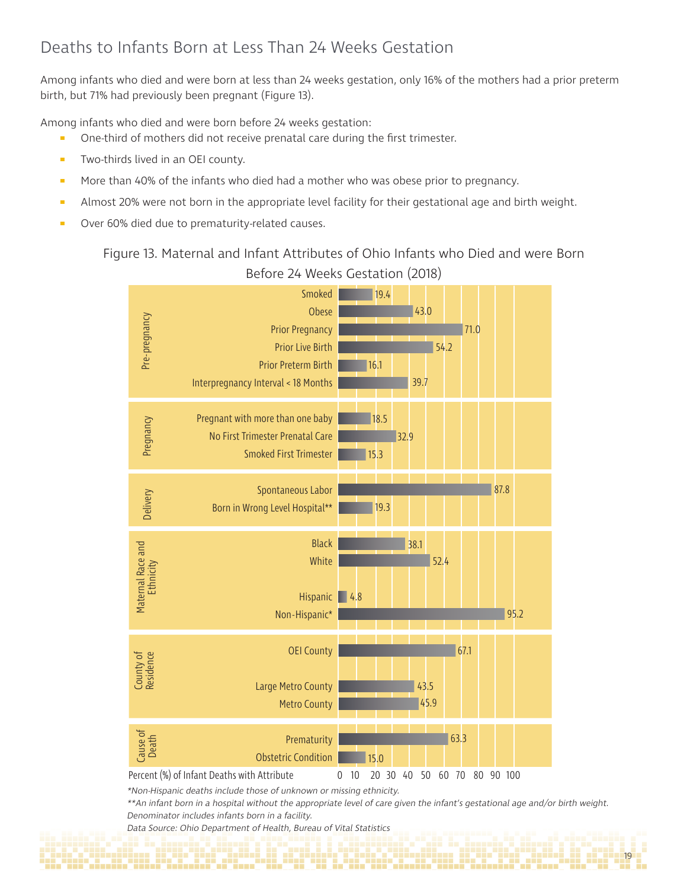## Deaths to Infants Born at Less Than 24 Weeks Gestation

Among infants who died and were born at less than 24 weeks gestation, only 16% of the mothers had a prior preterm birth, but 71% had previously been pregnant (Figure 13).

Among infants who died and were born before 24 weeks gestation:

- One-third of mothers did not receive prenatal care during the first trimester.
- Two-thirds lived in an OEI county.
- More than 40% of the infants who died had a mother who was obese prior to pregnancy.
- Almost 20% were not born in the appropriate level facility for their gestational age and birth weight.
- Over 60% died due to prematurity-related causes.

Figure 13. Maternal and Infant Attributes of Ohio Infants who Died and were Born Before 24 Weeks Gestation (2018)

| Category | Attribute | Percent (%) of Infant Deaths with Attribute |
|---|---|---|
| Pre-pregnancy | Smoked | 19.4 |
| | Obese | 43.0 |
| | Prior Pregnancy | 71.0 |
| | Prior Live Birth | 54.2 |
| | Prior Preterm Birth | 16.1 |
| | Interpregnancy Interval < 18 Months | 39.7 |
| Pregnancy | Pregnant with more than one baby | 18.5 |
| | No First Trimester Prenatal Care | 32.9 |
| | Smoked First Trimester | 15.3 |
| Delivery | Spontaneous Labor | 87.8 |
| | Born in Wrong Level Hospital** | 19.3 |
| Maternal Race and Ethnicity | Black | 38.1 |
| | White | 52.4 |
| | Hispanic | 4.8 |
| | Non-Hispanic* | 95.2 |
| County of Residence | OEI County | 67.1 |
| | Large Metro County | 43.5 |
| | Metro County | 45.9 |
| Cause of Death | Prematurity | 63.3 |
| | Obstetric Condition | 15.0 |

*Non-Hispanic deaths include those of unknown or missing ethnicity.*

*\*\*An infant born in a hospital without the appropriate level of care given the infant's gestational age and/or birth weight. Denominator includes infants born in a facility.*

*Data Source: Ohio Department of Health, Bureau of Vital Statistics*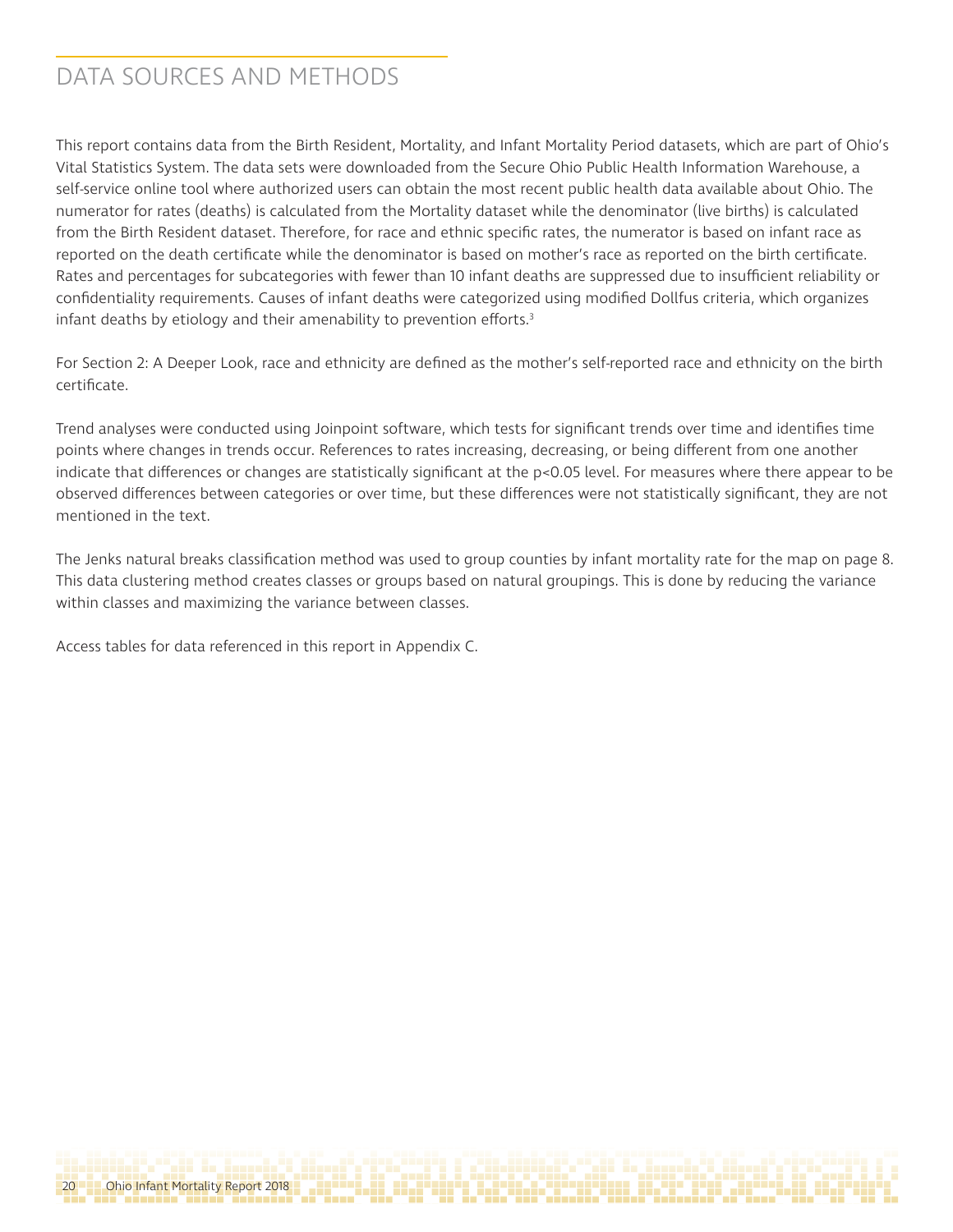# DATA SOURCES AND METHODS

This report contains data from the Birth Resident, Mortality, and Infant Mortality Period datasets, which are part of Ohio's Vital Statistics System. The data sets were downloaded from the Secure Ohio Public Health Information Warehouse, a self-service online tool where authorized users can obtain the most recent public health data available about Ohio. The numerator for rates (deaths) is calculated from the Mortality dataset while the denominator (live births) is calculated from the Birth Resident dataset. Therefore, for race and ethnic specific rates, the numerator is based on infant race as reported on the death certificate while the denominator is based on mother's race as reported on the birth certificate. Rates and percentages for subcategories with fewer than 10 infant deaths are suppressed due to insufficient reliability or confidentiality requirements. Causes of infant deaths were categorized using modified Dollfus criteria, which organizes infant deaths by etiology and their amenability to prevention efforts.[3]

For Section 2: A Deeper Look, race and ethnicity are defined as the mother's self-reported race and ethnicity on the birth certificate.

Trend analyses were conducted using Joinpoint software, which tests for significant trends over time and identifies time points where changes in trends occur. References to rates increasing, decreasing, or being different from one another indicate that differences or changes are statistically significant at the $p<0.05$ level. For measures where there appear to be observed differences between categories or over time, but these differences were not statistically significant, they are not mentioned in the text.

The Jenks natural breaks classification method was used to group counties by infant mortality rate for the map on page 8. This data clustering method creates classes or groups based on natural groupings. This is done by reducing the variance within classes and maximizing the variance between classes.

Access tables for data referenced in this report in Appendix C.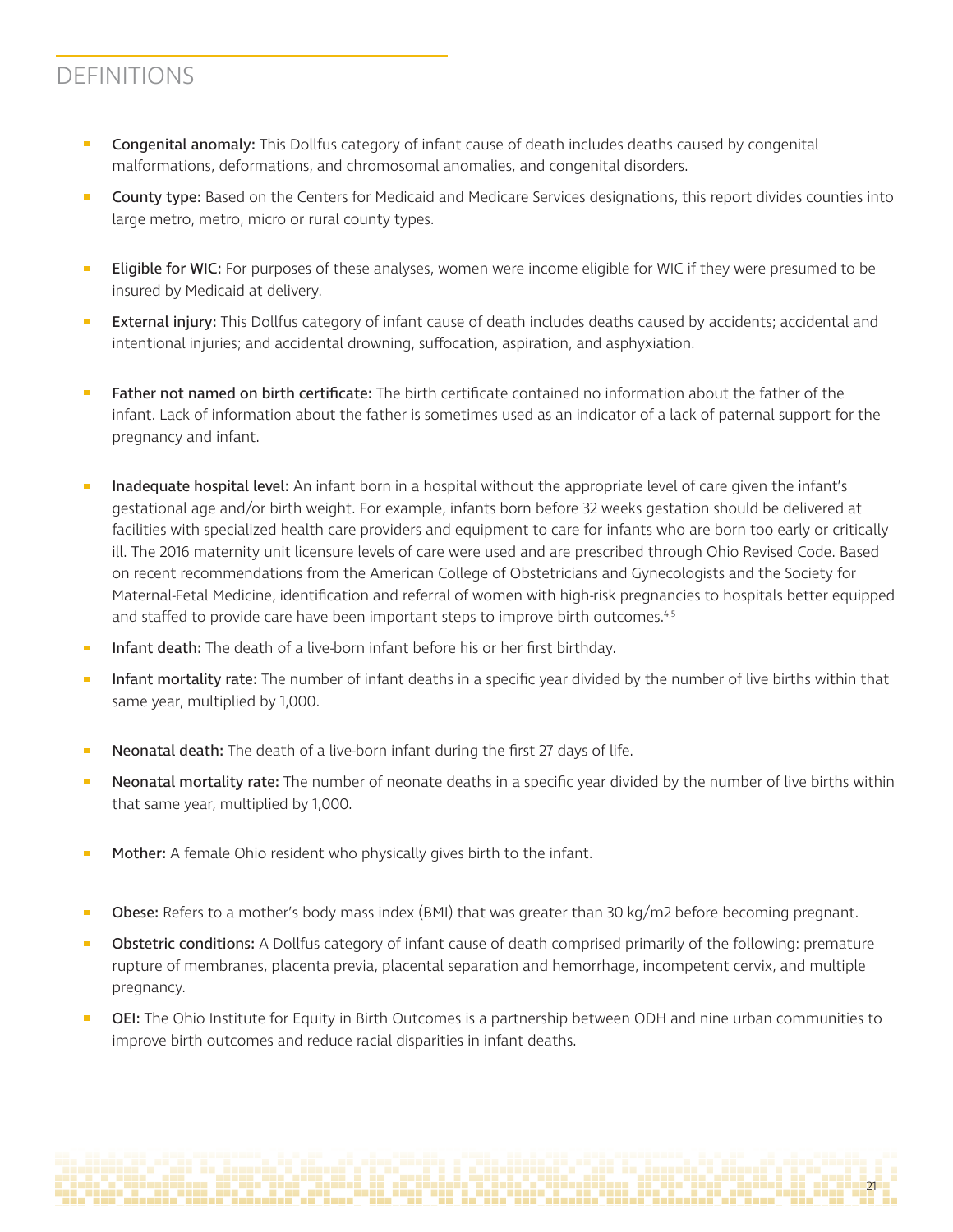## DEFINITIONS

- **Congenital anomaly:** This Dollfus category of infant cause of death includes deaths caused by congenital malformations, deformations, and chromosomal anomalies, and congenital disorders.
- **County type:** Based on the Centers for Medicaid and Medicare Services designations, this report divides counties into large metro, metro, micro or rural county types.
- **Eligible for WIC:** For purposes of these analyses, women were income eligible for WIC if they were presumed to be insured by Medicaid at delivery.
- **External injury:** This Dollfus category of infant cause of death includes deaths caused by accidents; accidental and intentional injuries; and accidental drowning, suffocation, aspiration, and asphyxiation.
- **Father not named on birth certificate:** The birth certificate contained no information about the father of the infant. Lack of information about the father is sometimes used as an indicator of a lack of paternal support for the pregnancy and infant.
- **Inadequate hospital level:** An infant born in a hospital without the appropriate level of care given the infant's gestational age and/or birth weight. For example, infants born before 32 weeks gestation should be delivered at facilities with specialized health care providers and equipment to care for infants who are born too early or critically ill. The 2016 maternity unit licensure levels of care were used and are prescribed through Ohio Revised Code. Based on recent recommendations from the American College of Obstetricians and Gynecologists and the Society for Maternal-Fetal Medicine, identification and referral of women with high-risk pregnancies to hospitals better equipped and staffed to provide care have been important steps to improve birth outcomes.[4,5]
- **Infant death:** The death of a live-born infant before his or her first birthday.
- **Infant mortality rate:** The number of infant deaths in a specific year divided by the number of live births within that same year, multiplied by 1,000.
- **Neonatal death:** The death of a live-born infant during the first 27 days of life.
- **Neonatal mortality rate:** The number of neonate deaths in a specific year divided by the number of live births within that same year, multiplied by 1,000.
- **Mother:** A female Ohio resident who physically gives birth to the infant.
- **Obese:** Refers to a mother's body mass index (BMI) that was greater than 30 kg/m2 before becoming pregnant.
- **Obstetric conditions:** A Dollfus category of infant cause of death comprised primarily of the following: premature rupture of membranes, placenta previa, placental separation and hemorrhage, incompetent cervix, and multiple pregnancy.
- **OEI:** The Ohio Institute for Equity in Birth Outcomes is a partnership between ODH and nine urban communities to improve birth outcomes and reduce racial disparities in infant deaths.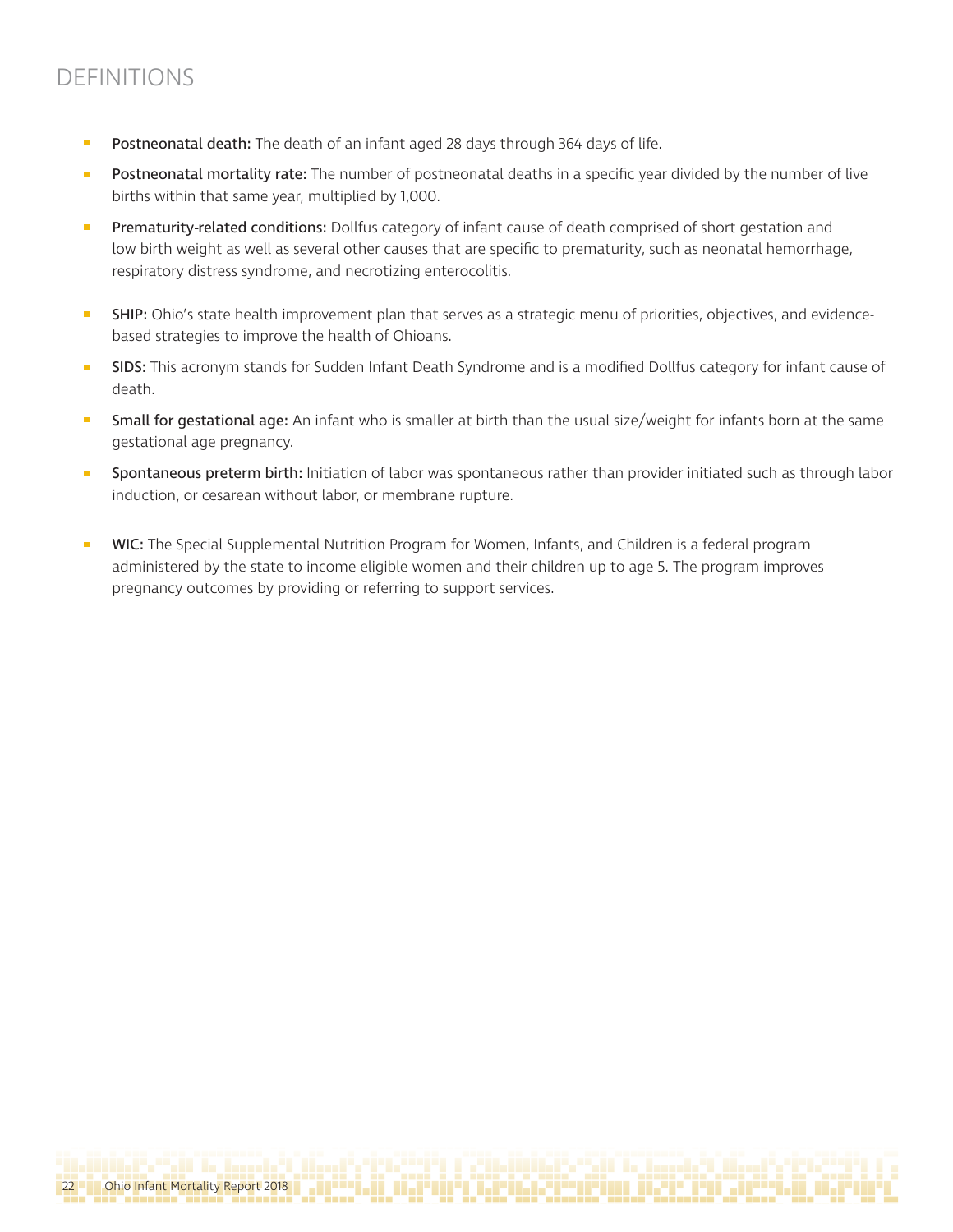# DEFINITIONS

- **Postneonatal death:** The death of an infant aged 28 days through 364 days of life.
- **Postneonatal mortality rate:** The number of postneonatal deaths in a specific year divided by the number of live births within that same year, multiplied by 1,000.
- **Prematurity-related conditions:** Dollfus category of infant cause of death comprised of short gestation and low birth weight as well as several other causes that are specific to prematurity, such as neonatal hemorrhage, respiratory distress syndrome, and necrotizing enterocolitis.
- **SHIP:** Ohio's state health improvement plan that serves as a strategic menu of priorities, objectives, and evidence-based strategies to improve the health of Ohioans.
- **SIDS:** This acronym stands for Sudden Infant Death Syndrome and is a modified Dollfus category for infant cause of death.
- **Small for gestational age:** An infant who is smaller at birth than the usual size/weight for infants born at the same gestational age pregnancy.
- **Spontaneous preterm birth:** Initiation of labor was spontaneous rather than provider initiated such as through labor induction, or cesarean without labor, or membrane rupture.
- **WIC:** The Special Supplemental Nutrition Program for Women, Infants, and Children is a federal program administered by the state to income eligible women and their children up to age 5. The program improves pregnancy outcomes by providing or referring to support services.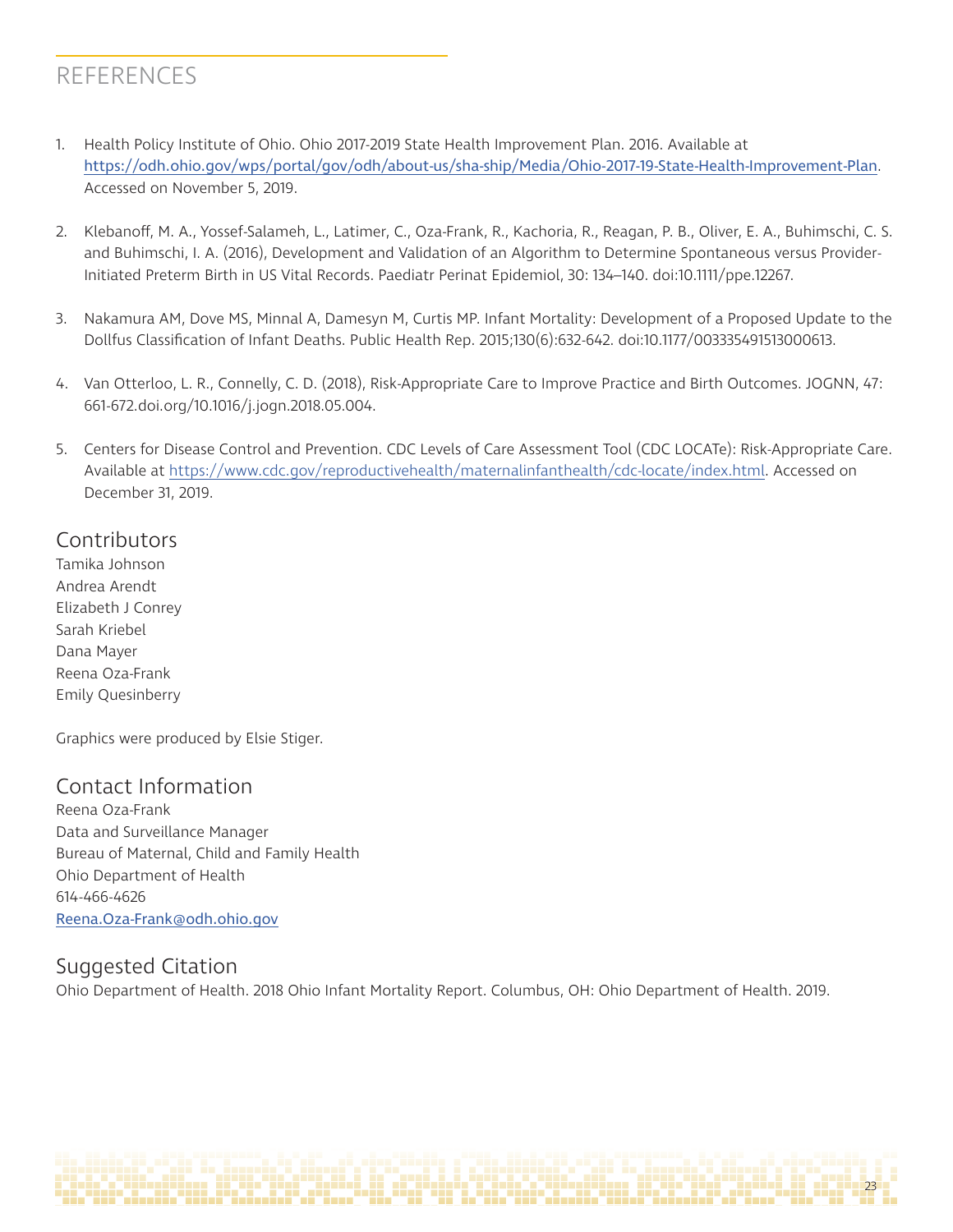# REFERENCES

1. Health Policy Institute of Ohio. Ohio 2017-2019 State Health Improvement Plan. 2016. Available at https://odh.ohio.gov/wps/portal/gov/odh/about-us/sha-ship/Media/Ohio-2017-19-State-Health-Improvement-Plan. Accessed on November 5, 2019.

2. Klebanoff, M. A., Yossef-Salameh, L., Latimer, C., Oza-Frank, R., Kachoria, R., Reagan, P. B., Oliver, E. A., Buhimschi, C. S. and Buhimschi, I. A. (2016), Development and Validation of an Algorithm to Determine Spontaneous versus Provider-Initiated Preterm Birth in US Vital Records. Paediatr Perinat Epidemiol, 30: 134–140. doi:10.1111/ppe.12267.

3. Nakamura AM, Dove MS, Minnal A, Damesyn M, Curtis MP. Infant Mortality: Development of a Proposed Update to the Dollfus Classification of Infant Deaths. Public Health Rep. 2015;130(6):632-642. doi:10.1177/003335491513000613.

4. Van Otterloo, L. R., Connelly, C. D. (2018), Risk-Appropriate Care to Improve Practice and Birth Outcomes. JOGNN, 47: 661-672.doi.org/10.1016/j.jogn.2018.05.004.

5. Centers for Disease Control and Prevention. CDC Levels of Care Assessment Tool (CDC LOCATe): Risk-Appropriate Care. Available at https://www.cdc.gov/reproductivehealth/maternalinfanthealth/cdc-locate/index.html. Accessed on December 31, 2019.

## Contributors

Tamika Johnson
Andrea Arendt
Elizabeth J Conrey
Sarah Kriebel
Dana Mayer
Reena Oza-Frank
Emily Quesinberry

Graphics were produced by Elsie Stiger.

## Contact Information

Reena Oza-Frank
Data and Surveillance Manager
Bureau of Maternal, Child and Family Health
Ohio Department of Health
614-466-4626
Reena.Oza-Frank@odh.ohio.gov

## Suggested Citation

Ohio Department of Health. 2018 Ohio Infant Mortality Report. Columbus, OH: Ohio Department of Health. 2019.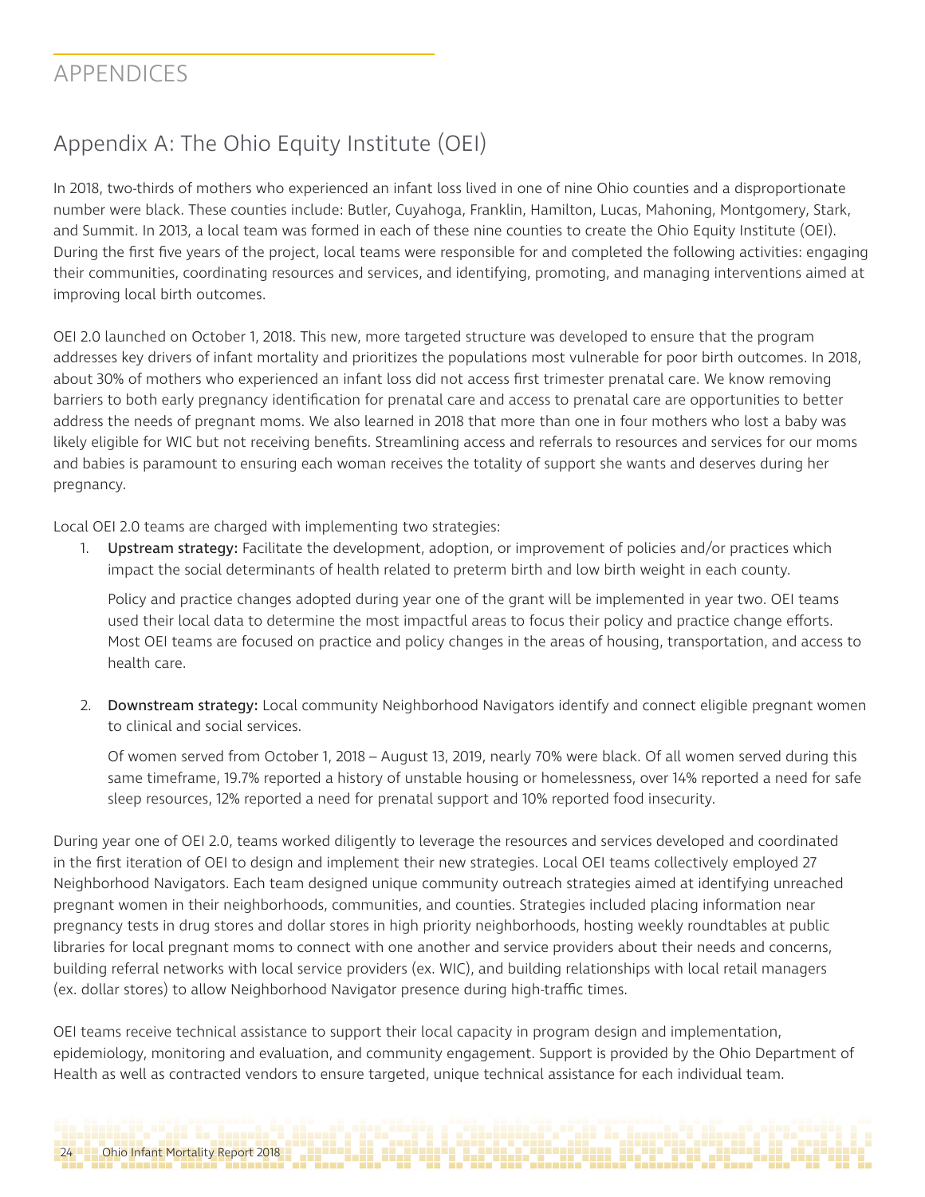# APPENDICES

## Appendix A: The Ohio Equity Institute (OEI)

In 2018, two-thirds of mothers who experienced an infant loss lived in one of nine Ohio counties and a disproportionate number were black. These counties include: Butler, Cuyahoga, Franklin, Hamilton, Lucas, Mahoning, Montgomery, Stark, and Summit. In 2013, a local team was formed in each of these nine counties to create the Ohio Equity Institute (OEI). During the first five years of the project, local teams were responsible for and completed the following activities: engaging their communities, coordinating resources and services, and identifying, promoting, and managing interventions aimed at improving local birth outcomes.

OEI 2.0 launched on October 1, 2018. This new, more targeted structure was developed to ensure that the program addresses key drivers of infant mortality and prioritizes the populations most vulnerable for poor birth outcomes. In 2018, about 30% of mothers who experienced an infant loss did not access first trimester prenatal care. We know removing barriers to both early pregnancy identification for prenatal care and access to prenatal care are opportunities to better address the needs of pregnant moms. We also learned in 2018 that more than one in four mothers who lost a baby was likely eligible for WIC but not receiving benefits. Streamlining access and referrals to resources and services for our moms and babies is paramount to ensuring each woman receives the totality of support she wants and deserves during her pregnancy.

Local OEI 2.0 teams are charged with implementing two strategies:

1. **Upstream strategy:** Facilitate the development, adoption, or improvement of policies and/or practices which impact the social determinants of health related to preterm birth and low birth weight in each county.

   Policy and practice changes adopted during year one of the grant will be implemented in year two. OEI teams used their local data to determine the most impactful areas to focus their policy and practice change efforts. Most OEI teams are focused on practice and policy changes in the areas of housing, transportation, and access to health care.

2. **Downstream strategy:** Local community Neighborhood Navigators identify and connect eligible pregnant women to clinical and social services.

   Of women served from October 1, 2018 – August 13, 2019, nearly 70% were black. Of all women served during this same timeframe, 19.7% reported a history of unstable housing or homelessness, over 14% reported a need for safe sleep resources, 12% reported a need for prenatal support and 10% reported food insecurity.

During year one of OEI 2.0, teams worked diligently to leverage the resources and services developed and coordinated in the first iteration of OEI to design and implement their new strategies. Local OEI teams collectively employed 27 Neighborhood Navigators. Each team designed unique community outreach strategies aimed at identifying unreached pregnant women in their neighborhoods, communities, and counties. Strategies included placing information near pregnancy tests in drug stores and dollar stores in high priority neighborhoods, hosting weekly roundtables at public libraries for local pregnant moms to connect with one another and service providers about their needs and concerns, building referral networks with local service providers (ex. WIC), and building relationships with local retail managers (ex. dollar stores) to allow Neighborhood Navigator presence during high-traffic times.

OEI teams receive technical assistance to support their local capacity in program design and implementation, epidemiology, monitoring and evaluation, and community engagement. Support is provided by the Ohio Department of Health as well as contracted vendors to ensure targeted, unique technical assistance for each individual team.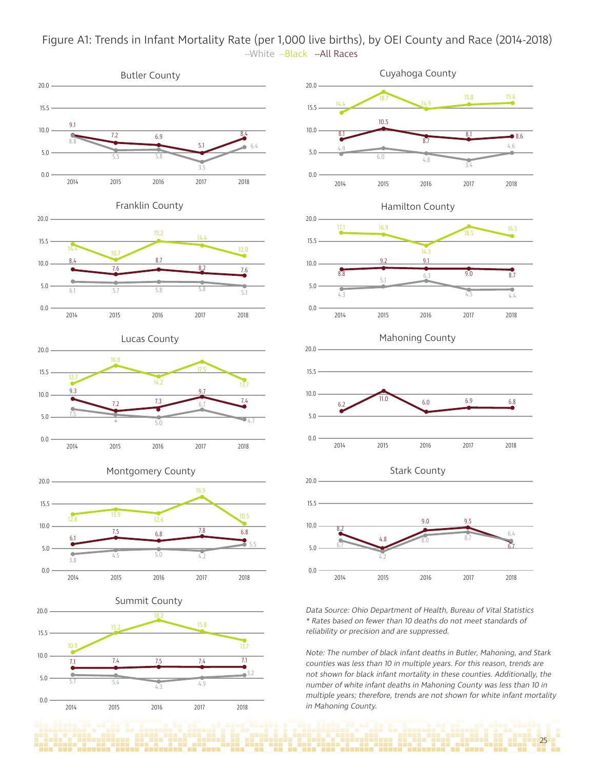Figure A1: Trends in Infant Mortality Rate (per 1,000 live births), by OEI County and Race (2014-2018)

--White --Black --All Races

**Butler County**

| Year | White | All Races |
|---|---|---|
| 2014 | 8.8 | 9.1 |
| 2015 | 5.5 | 7.2 |
| 2016 | 5.8 | 6.9 |
| 2017 | 3.5 | 5.1 |
| 2018 | 6.4 | 8.4 |

**Cuyahoga County**

| Year | White | Black | All Races |
|---|---|---|---|
| 2014 | 4.9 | 14.4 | 8.1 |
| 2015 | 6.0 | 18.7 | 10.5 |
| 2016 | 4.8 | 14.9 | 8.7 |
| 2017 | 3.4 | 15.8 | 8.1 |
| 2018 | 4.6 | 15.6 | 8.6 |

**Franklin County**

| Year | White | Black | All Races |
|---|---|---|---|
| 2014 | 6.1 | 14.4 | 8.4 |
| 2015 | 5.7 | 10.7 | 7.6 |
| 2016 | 5.8 | 15.2 | 8.7 |
| 2017 | 5.8 | 14.4 | 8.2 |
| 2018 | 5.1 | 12.0 | 7.6 |

**Hamilton County**

| Year | White | Black | All Races |
|---|---|---|---|
| 2014 | 4.3 | 17.1 | 8.8 |
| 2015 | 5.1 | 16.9 | 9.2 |
| 2016 | 6.3 | 14.3 | 9.1 |
| 2017 | 4.5 | 18.5 | 9.0 |
| 2018 | 4.4 | 16.5 | 8.7 |

**Lucas County**

| Year | White | Black | All Races |
|---|---|---|---|
| 2014 | 7.5 | 12.7 | 9.3 |
| 2015 | * | 16.8 | 7.2 |
| 2016 | 5.0 | 14.2 | 7.3 |
| 2017 | 6.7 | 17.5 | 9.7 |
| 2018 | 4.7 | 13.7 | 7.4 |

**Mahoning County**

| Year | All Races |
|---|---|
| 2014 | 6.2 |
| 2015 | 11.0 |
| 2016 | 6.0 |
| 2017 | 6.9 |
| 2018 | 6.8 |

**Montgomery County**

| Year | White | Black | All Races |
|---|---|---|---|
| 2014 | 3.8 | 12.8 | 6.1 |
| 2015 | 4.5 | 13.9 | 7.5 |
| 2016 | 5.0 | 12.6 | 6.8 |
| 2017 | 4.2 | 16.9 | 7.8 |
| 2018 | 5.5 | 10.5 | 6.8 |

**Stark County**

| Year | White | All Races |
|---|---|---|
| 2014 | 6.7 | 8.2 |
| 2015 | 4.2 | 4.8 |
| 2016 | 8.0 | 9.0 |
| 2017 | 8.7 | 9.5 |
| 2018 | 6.4 | 6.7 |

**Summit County**

| Year | White | Black | All Races |
|---|---|---|---|
| 2014 | 5.7 | 10.9 | 7.1 |
| 2015 | 5.4 | 15.2 | 7.4 |
| 2016 | 4.3 | 18.2 | 7.5 |
| 2017 | 4.9 | 15.8 | 7.4 |
| 2018 | 3.2 | 13.7 | 7.1 |

*Data Source: Ohio Department of Health, Bureau of Vital Statistics*
*\* Rates based on fewer than 10 deaths do not meet standards of reliability or precision and are suppressed.*

*Note: The number of black infant deaths in Butler, Mahoning, and Stark counties was less than 10 in multiple years. For this reason, trends are not shown for black infant mortality in these counties. Additionally, the number of white infant deaths in Mahoning County was less than 10 in multiple years; therefore, trends are not shown for white infant mortality in Mahoning County.*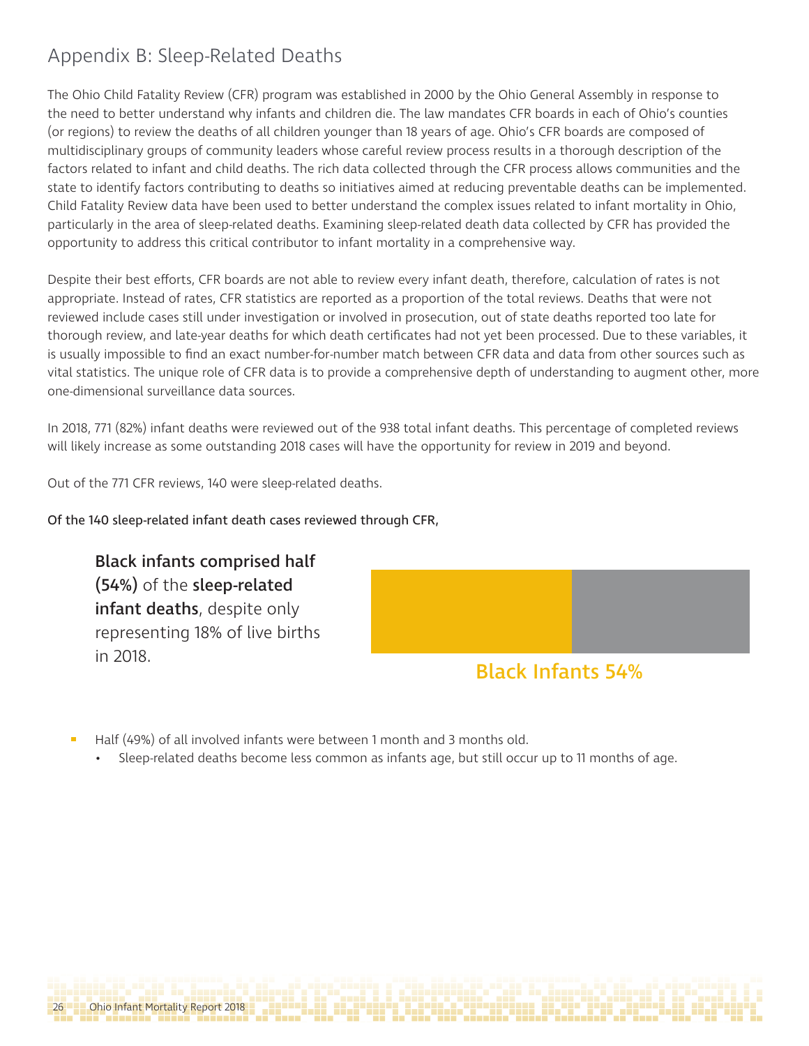## Appendix B: Sleep-Related Deaths

The Ohio Child Fatality Review (CFR) program was established in 2000 by the Ohio General Assembly in response to the need to better understand why infants and children die. The law mandates CFR boards in each of Ohio's counties (or regions) to review the deaths of all children younger than 18 years of age. Ohio's CFR boards are composed of multidisciplinary groups of community leaders whose careful review process results in a thorough description of the factors related to infant and child deaths. The rich data collected through the CFR process allows communities and the state to identify factors contributing to deaths so initiatives aimed at reducing preventable deaths can be implemented. Child Fatality Review data have been used to better understand the complex issues related to infant mortality in Ohio, particularly in the area of sleep-related deaths. Examining sleep-related death data collected by CFR has provided the opportunity to address this critical contributor to infant mortality in a comprehensive way.

Despite their best efforts, CFR boards are not able to review every infant death, therefore, calculation of rates is not appropriate. Instead of rates, CFR statistics are reported as a proportion of the total reviews. Deaths that were not reviewed include cases still under investigation or involved in prosecution, out of state deaths reported too late for thorough review, and late-year deaths for which death certificates had not yet been processed. Due to these variables, it is usually impossible to find an exact number-for-number match between CFR data and data from other sources such as vital statistics. The unique role of CFR data is to provide a comprehensive depth of understanding to augment other, more one-dimensional surveillance data sources.

In 2018, 771 (82%) infant deaths were reviewed out of the 938 total infant deaths. This percentage of completed reviews will likely increase as some outstanding 2018 cases will have the opportunity for review in 2019 and beyond.

Out of the 771 CFR reviews, 140 were sleep-related deaths.

Of the 140 sleep-related infant death cases reviewed through CFR,

**Black infants comprised half (54%)** of the **sleep-related infant deaths**, despite only representing 18% of live births in 2018.

Black Infants 54%

- Half (49%) of all involved infants were between 1 month and 3 months old.
  - Sleep-related deaths become less common as infants age, but still occur up to 11 months of age.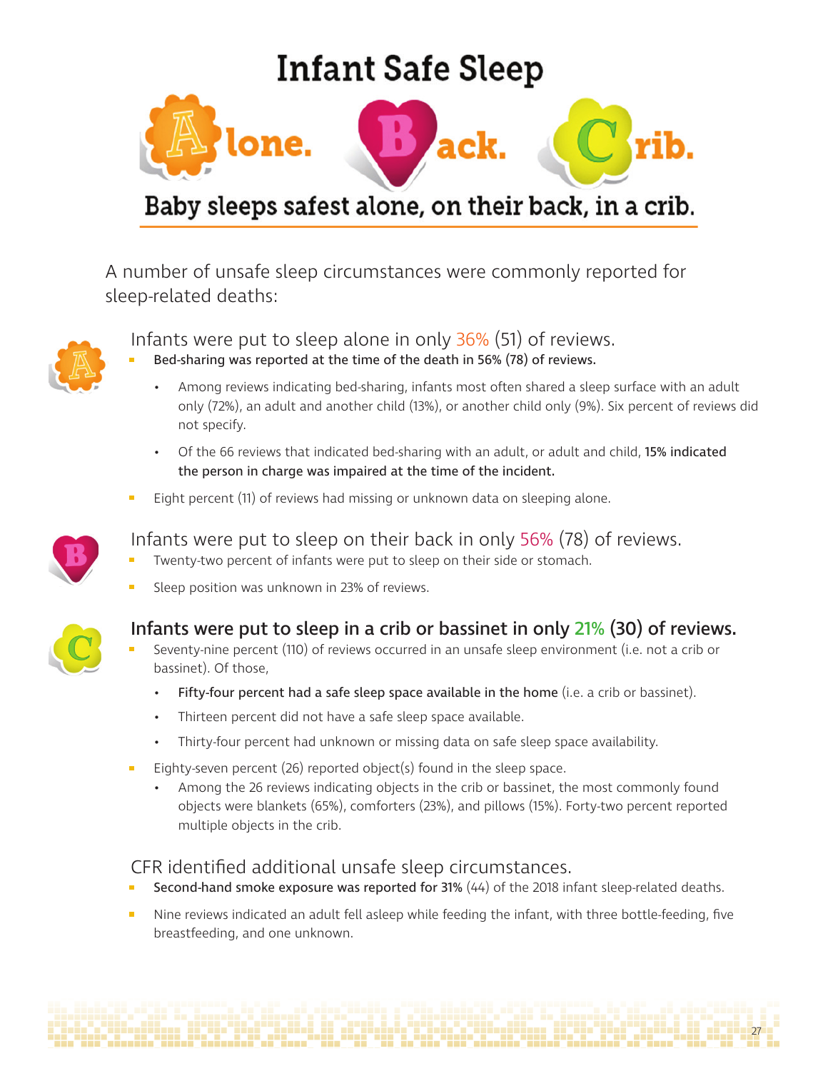# Infant Safe Sleep

**Alone. Back. Crib.**

**Baby sleeps safest alone, on their back, in a crib.**

A number of unsafe sleep circumstances were commonly reported for sleep-related deaths:

## Infants were put to sleep alone in only 36% (51) of reviews.

- **Bed-sharing was reported at the time of the death in 56% (78) of reviews.**
  - Among reviews indicating bed-sharing, infants most often shared a sleep surface with an adult only (72%), an adult and another child (13%), or another child only (9%). Six percent of reviews did not specify.
  - Of the 66 reviews that indicated bed-sharing with an adult, or adult and child, **15% indicated the person in charge was impaired at the time of the incident.**
- Eight percent (11) of reviews had missing or unknown data on sleeping alone.

## Infants were put to sleep on their back in only 56% (78) of reviews.

- Twenty-two percent of infants were put to sleep on their side or stomach.
- Sleep position was unknown in 23% of reviews.

## **Infants were put to sleep in a crib or bassinet in only 21% (30) of reviews.**

- Seventy-nine percent (110) of reviews occurred in an unsafe sleep environment (i.e. not a crib or bassinet). Of those,
  - **Fifty-four percent had a safe sleep space available in the home** (i.e. a crib or bassinet).
  - Thirteen percent did not have a safe sleep space available.
  - Thirty-four percent had unknown or missing data on safe sleep space availability.
- Eighty-seven percent (26) reported object(s) found in the sleep space.
  - Among the 26 reviews indicating objects in the crib or bassinet, the most commonly found objects were blankets (65%), comforters (23%), and pillows (15%). Forty-two percent reported multiple objects in the crib.

## CFR identified additional unsafe sleep circumstances.

- **Second-hand smoke exposure was reported for 31%** (44) of the 2018 infant sleep-related deaths.
- Nine reviews indicated an adult fell asleep while feeding the infant, with three bottle-feeding, five breastfeeding, and one unknown.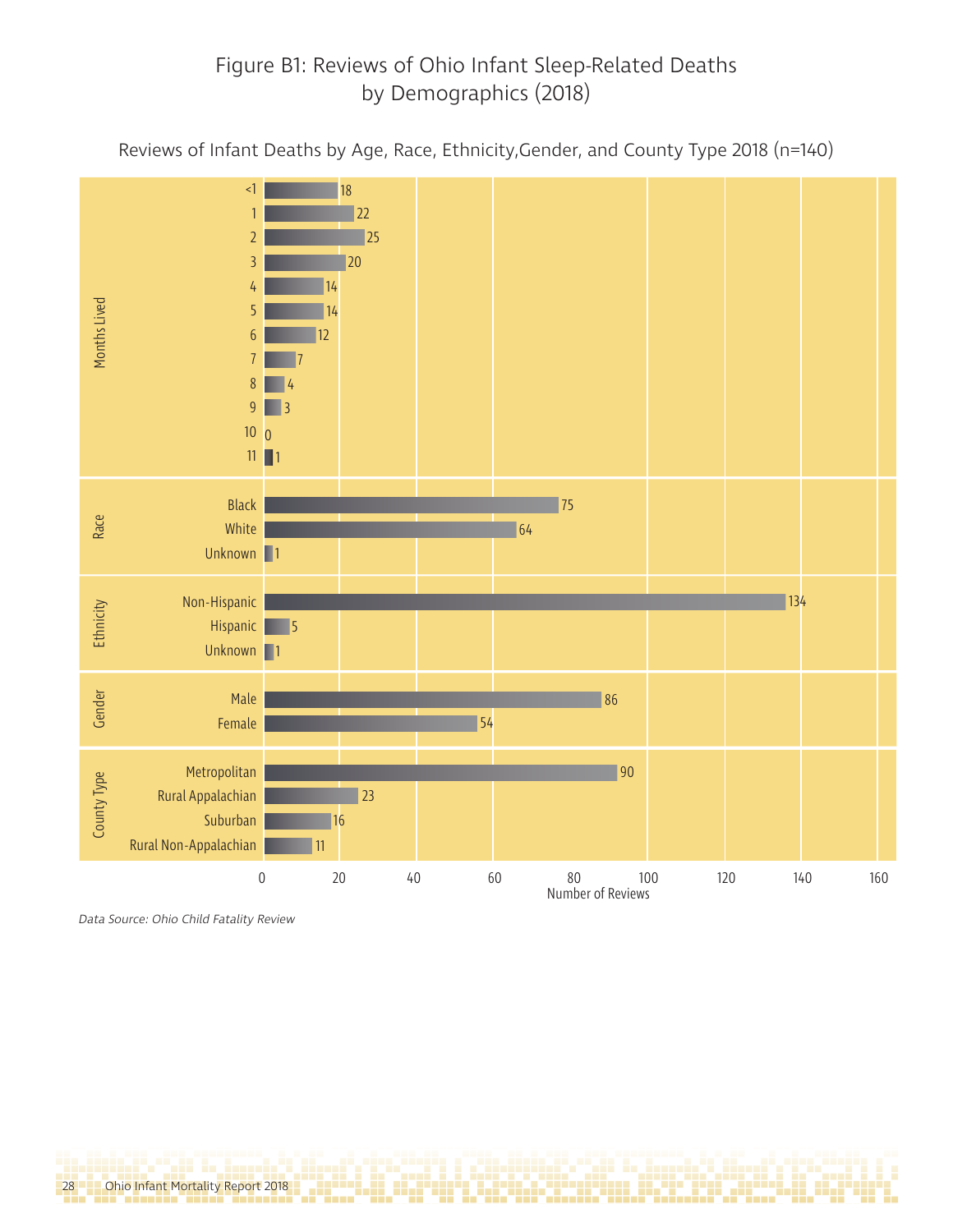# Figure B1: Reviews of Ohio Infant Sleep-Related Deaths by Demographics (2018)

Reviews of Infant Deaths by Age, Race, Ethnicity,Gender, and County Type 2018 (n=140)

| Category | Group | Number of Reviews |
|---|---|---|
| Months Lived | <1 | 18 |
| | 1 | 22 |
| | 2 | 25 |
| | 3 | 20 |
| | 4 | 14 |
| | 5 | 14 |
| | 6 | 12 |
| | 7 | 7 |
| | 8 | 4 |
| | 9 | 3 |
| | 10 | 0 |
| | 11 | 1 |
| Race | Black | 75 |
| | White | 64 |
| | Unknown | 1 |
| Ethnicity | Non-Hispanic | 134 |
| | Hispanic | 5 |
| | Unknown | 1 |
| Gender | Male | 86 |
| | Female | 54 |
| County Type | Metropolitan | 90 |
| | Rural Appalachian | 23 |
| | Suburban | 16 |
| | Rural Non-Appalachian | 11 |

*Data Source: Ohio Child Fatality Review*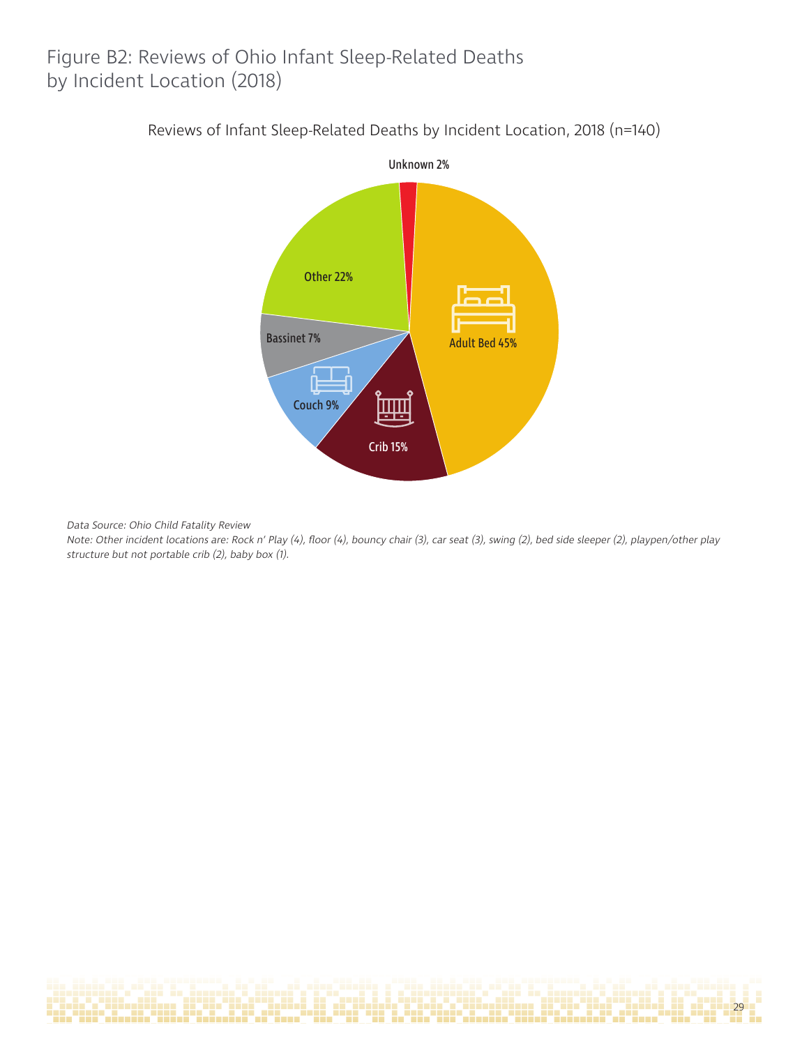# Figure B2: Reviews of Ohio Infant Sleep-Related Deaths by Incident Location (2018)

Reviews of Infant Sleep-Related Deaths by Incident Location, 2018 (n=140)

| Incident Location | Percent |
| --- | --- |
| Adult Bed | 45% |
| Other | 22% |
| Crib | 15% |
| Couch | 9% |
| Bassinet | 7% |
| Unknown | 2% |

*Data Source: Ohio Child Fatality Review*

*Note: Other incident locations are: Rock n' Play (4), floor (4), bouncy chair (3), car seat (3), swing (2), bed side sleeper (2), playpen/other play structure but not portable crib (2), baby box (1).*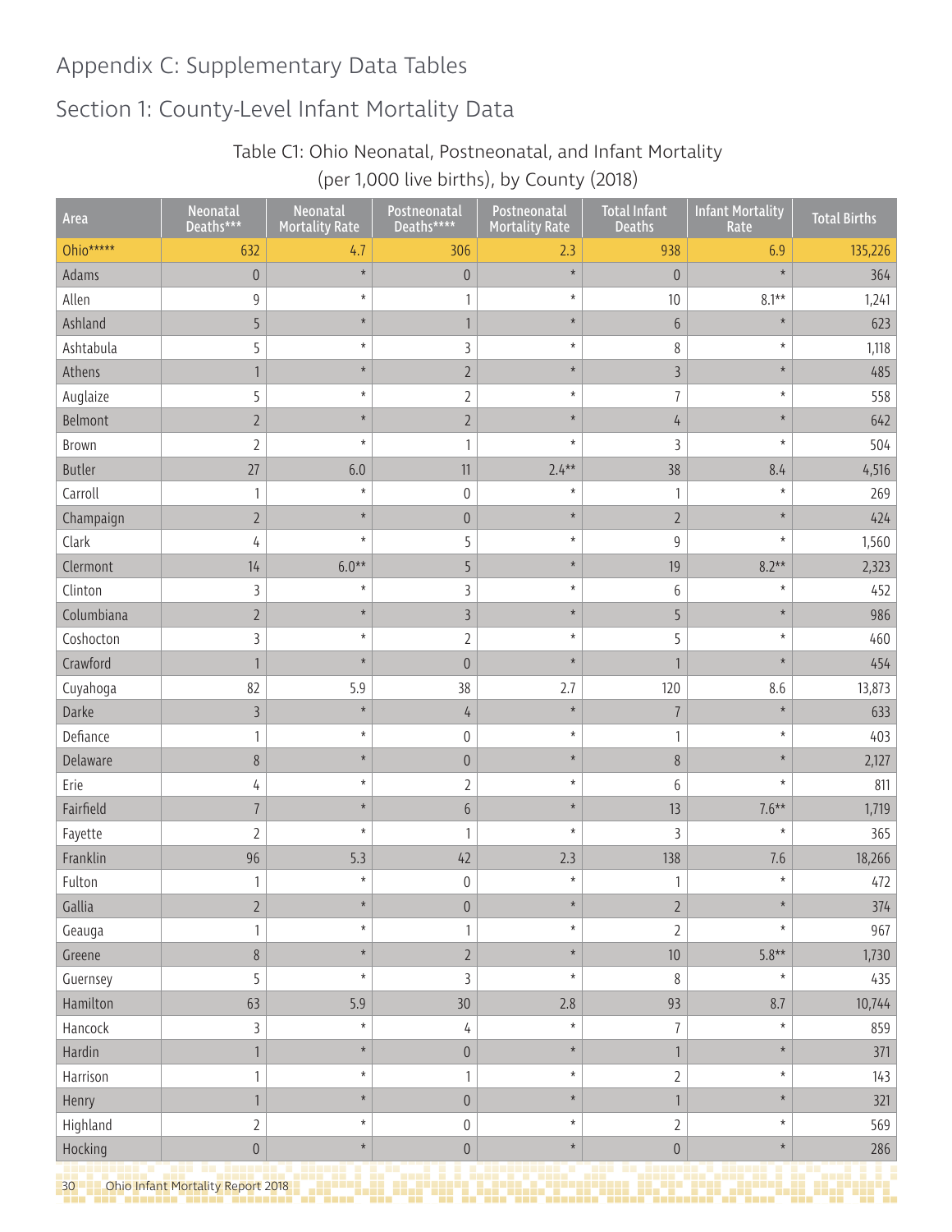# Appendix C: Supplementary Data Tables

## Section 1: County-Level Infant Mortality Data

### Table C1: Ohio Neonatal, Postneonatal, and Infant Mortality (per 1,000 live births), by County (2018)

| Area | Neonatal Deaths*** | Neonatal Mortality Rate | Postneonatal Deaths**** | Postneonatal Mortality Rate | Total Infant Deaths | Infant Mortality Rate | Total Births |
|---|---|---|---|---|---|---|---|
| Ohio***** | 632 | 4.7 | 306 | 2.3 | 938 | 6.9 | 135,226 |
| Adams | 0 | * | 0 | * | 0 | * | 364 |
| Allen | 9 | * | 1 | * | 10 | 8.1** | 1,241 |
| Ashland | 5 | * | 1 | * | 6 | * | 623 |
| Ashtabula | 5 | * | 3 | * | 8 | * | 1,118 |
| Athens | 1 | * | 2 | * | 3 | * | 485 |
| Auglaize | 5 | * | 2 | * | 7 | * | 558 |
| Belmont | 2 | * | 2 | * | 4 | * | 642 |
| Brown | 2 | * | 1 | * | 3 | * | 504 |
| Butler | 27 | 6.0 | 11 | 2.4** | 38 | 8.4 | 4,516 |
| Carroll | 1 | * | 0 | * | 1 | * | 269 |
| Champaign | 2 | * | 0 | * | 2 | * | 424 |
| Clark | 4 | * | 5 | * | 9 | * | 1,560 |
| Clermont | 14 | 6.0** | 5 | * | 19 | 8.2** | 2,323 |
| Clinton | 3 | * | 3 | * | 6 | * | 452 |
| Columbiana | 2 | * | 3 | * | 5 | * | 986 |
| Coshocton | 3 | * | 2 | * | 5 | * | 460 |
| Crawford | 1 | * | 0 | * | 1 | * | 454 |
| Cuyahoga | 82 | 5.9 | 38 | 2.7 | 120 | 8.6 | 13,873 |
| Darke | 3 | * | 4 | * | 7 | * | 633 |
| Defiance | 1 | * | 0 | * | 1 | * | 403 |
| Delaware | 8 | * | 0 | * | 8 | * | 2,127 |
| Erie | 4 | * | 2 | * | 6 | * | 811 |
| Fairfield | 7 | * | 6 | * | 13 | 7.6** | 1,719 |
| Fayette | 2 | * | 1 | * | 3 | * | 365 |
| Franklin | 96 | 5.3 | 42 | 2.3 | 138 | 7.6 | 18,266 |
| Fulton | 1 | * | 0 | * | 1 | * | 472 |
| Gallia | 2 | * | 0 | * | 2 | * | 374 |
| Geauga | 1 | * | 1 | * | 2 | * | 967 |
| Greene | 8 | * | 2 | * | 10 | 5.8** | 1,730 |
| Guernsey | 5 | * | 3 | * | 8 | * | 435 |
| Hamilton | 63 | 5.9 | 30 | 2.8 | 93 | 8.7 | 10,744 |
| Hancock | 3 | * | 4 | * | 7 | * | 859 |
| Hardin | 1 | * | 0 | * | 1 | * | 371 |
| Harrison | 1 | * | 1 | * | 2 | * | 143 |
| Henry | 1 | * | 0 | * | 1 | * | 321 |
| Highland | 2 | * | 0 | * | 2 | * | 569 |
| Hocking | 0 | * | 0 | * | 0 | * | 286 |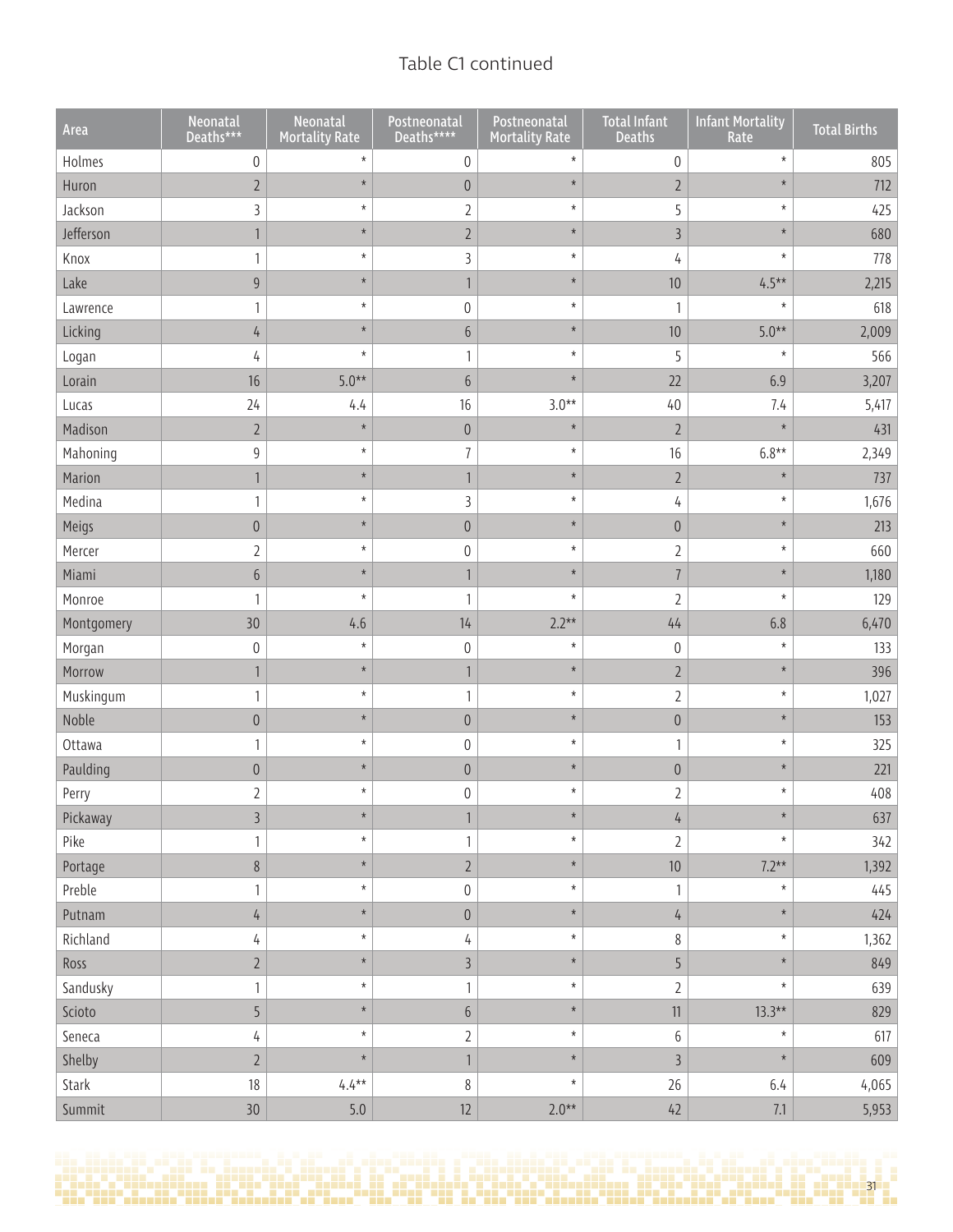Table C1 continued

| Area | Neonatal Deaths*** | Neonatal Mortality Rate | Postneonatal Deaths**** | Postneonatal Mortality Rate | Total Infant Deaths | Infant Mortality Rate | Total Births |
|---|---|---|---|---|---|---|---|
| Holmes | 0 | * | 0 | * | 0 | * | 805 |
| Huron | 2 | * | 0 | * | 2 | * | 712 |
| Jackson | 3 | * | 2 | * | 5 | * | 425 |
| Jefferson | 1 | * | 2 | * | 3 | * | 680 |
| Knox | 1 | * | 3 | * | 4 | * | 778 |
| Lake | 9 | * | 1 | * | 10 | 4.5** | 2,215 |
| Lawrence | 1 | * | 0 | * | 1 | * | 618 |
| Licking | 4 | * | 6 | * | 10 | 5.0** | 2,009 |
| Logan | 4 | * | 1 | * | 5 | * | 566 |
| Lorain | 16 | 5.0** | 6 | * | 22 | 6.9 | 3,207 |
| Lucas | 24 | 4.4 | 16 | 3.0** | 40 | 7.4 | 5,417 |
| Madison | 2 | * | 0 | * | 2 | * | 431 |
| Mahoning | 9 | * | 7 | * | 16 | 6.8** | 2,349 |
| Marion | 1 | * | 1 | * | 2 | * | 737 |
| Medina | 1 | * | 3 | * | 4 | * | 1,676 |
| Meigs | 0 | * | 0 | * | 0 | * | 213 |
| Mercer | 2 | * | 0 | * | 2 | * | 660 |
| Miami | 6 | * | 1 | * | 7 | * | 1,180 |
| Monroe | 1 | * | 1 | * | 2 | * | 129 |
| Montgomery | 30 | 4.6 | 14 | 2.2** | 44 | 6.8 | 6,470 |
| Morgan | 0 | * | 0 | * | 0 | * | 133 |
| Morrow | 1 | * | 1 | * | 2 | * | 396 |
| Muskingum | 1 | * | 1 | * | 2 | * | 1,027 |
| Noble | 0 | * | 0 | * | 0 | * | 153 |
| Ottawa | 1 | * | 0 | * | 1 | * | 325 |
| Paulding | 0 | * | 0 | * | 0 | * | 221 |
| Perry | 2 | * | 0 | * | 2 | * | 408 |
| Pickaway | 3 | * | 1 | * | 4 | * | 637 |
| Pike | 1 | * | 1 | * | 2 | * | 342 |
| Portage | 8 | * | 2 | * | 10 | 7.2** | 1,392 |
| Preble | 1 | * | 0 | * | 1 | * | 445 |
| Putnam | 4 | * | 0 | * | 4 | * | 424 |
| Richland | 4 | * | 4 | * | 8 | * | 1,362 |
| Ross | 2 | * | 3 | * | 5 | * | 849 |
| Sandusky | 1 | * | 1 | * | 2 | * | 639 |
| Scioto | 5 | * | 6 | * | 11 | 13.3** | 829 |
| Seneca | 4 | * | 2 | * | 6 | * | 617 |
| Shelby | 2 | * | 1 | * | 3 | * | 609 |
| Stark | 18 | 4.4** | 8 | * | 26 | 6.4 | 4,065 |
| Summit | 30 | 5.0 | 12 | 2.0** | 42 | 7.1 | 5,953 |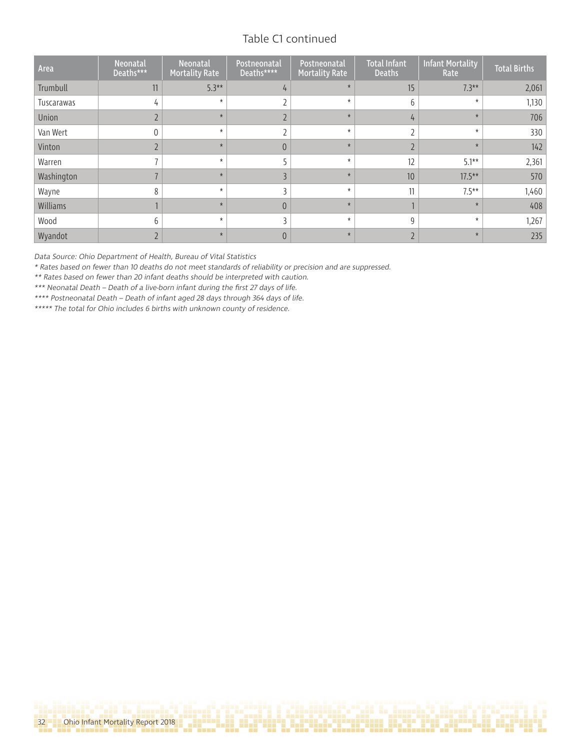Table C1 continued

| Area | Neonatal Deaths*** | Neonatal Mortality Rate | Postneonatal Deaths**** | Postneonatal Mortality Rate | Total Infant Deaths | Infant Mortality Rate | Total Births |
|---|---|---|---|---|---|---|---|
| Trumbull | 11 | 5.3** | 4 | * | 15 | 7.3** | 2,061 |
| Tuscarawas | 4 | * | 2 | * | 6 | * | 1,130 |
| Union | 2 | * | 2 | * | 4 | * | 706 |
| Van Wert | 0 | * | 2 | * | 2 | * | 330 |
| Vinton | 2 | * | 0 | * | 2 | * | 142 |
| Warren | 7 | * | 5 | * | 12 | 5.1** | 2,361 |
| Washington | 7 | * | 3 | * | 10 | 17.5** | 570 |
| Wayne | 8 | * | 3 | * | 11 | 7.5** | 1,460 |
| Williams | 1 | * | 0 | * | 1 | * | 408 |
| Wood | 6 | * | 3 | * | 9 | * | 1,267 |
| Wyandot | 2 | * | 0 | * | 2 | * | 235 |

*Data Source: Ohio Department of Health, Bureau of Vital Statistics*

*\* Rates based on fewer than 10 deaths do not meet standards of reliability or precision and are suppressed.*

*\*\* Rates based on fewer than 20 infant deaths should be interpreted with caution.*

*\*\*\* Neonatal Death – Death of a live-born infant during the first 27 days of life.*

*\*\*\*\* Postneonatal Death – Death of infant aged 28 days through 364 days of life.*

*\*\*\*\*\* The total for Ohio includes 6 births with unknown county of residence.*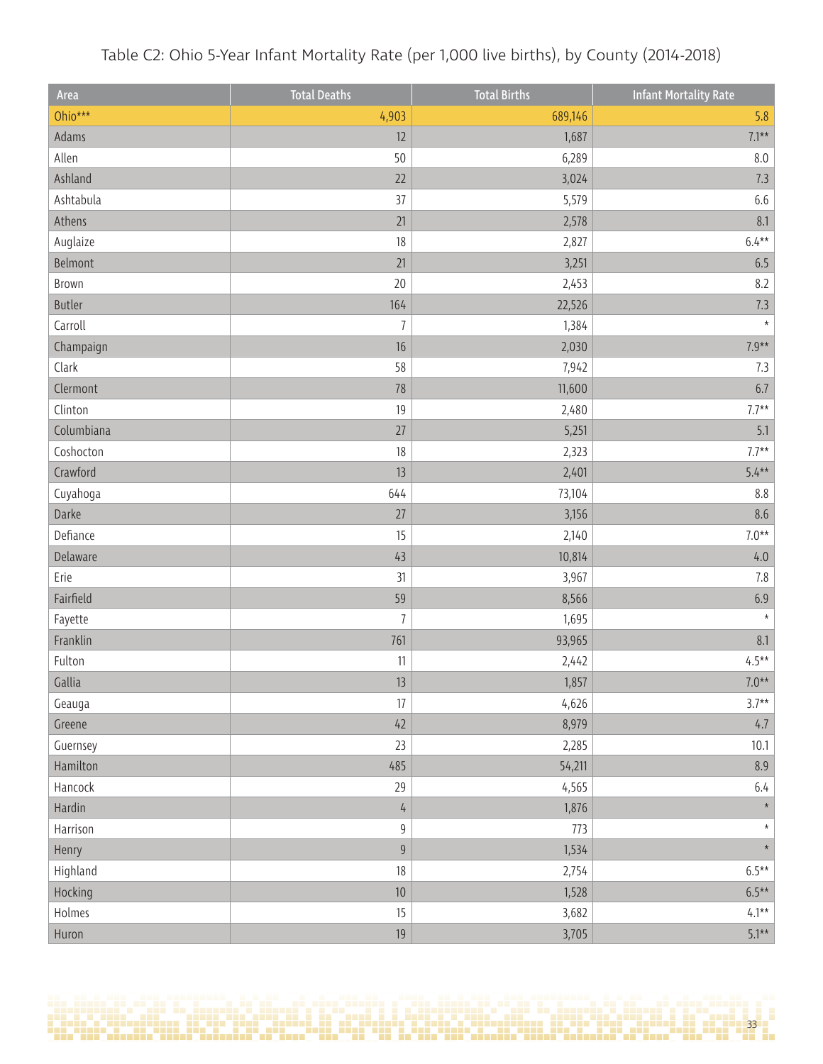Table C2: Ohio 5-Year Infant Mortality Rate (per 1,000 live births), by County (2014-2018)

| Area | Total Deaths | Total Births | Infant Mortality Rate |
|---|---|---|---|
| Ohio*** | 4,903 | 689,146 | 5.8 |
| Adams | 12 | 1,687 | 7.1** |
| Allen | 50 | 6,289 | 8.0 |
| Ashland | 22 | 3,024 | 7.3 |
| Ashtabula | 37 | 5,579 | 6.6 |
| Athens | 21 | 2,578 | 8.1 |
| Auglaize | 18 | 2,827 | 6.4** |
| Belmont | 21 | 3,251 | 6.5 |
| Brown | 20 | 2,453 | 8.2 |
| Butler | 164 | 22,526 | 7.3 |
| Carroll | 7 | 1,384 | * |
| Champaign | 16 | 2,030 | 7.9** |
| Clark | 58 | 7,942 | 7.3 |
| Clermont | 78 | 11,600 | 6.7 |
| Clinton | 19 | 2,480 | 7.7** |
| Columbiana | 27 | 5,251 | 5.1 |
| Coshocton | 18 | 2,323 | 7.7** |
| Crawford | 13 | 2,401 | 5.4** |
| Cuyahoga | 644 | 73,104 | 8.8 |
| Darke | 27 | 3,156 | 8.6 |
| Defiance | 15 | 2,140 | 7.0** |
| Delaware | 43 | 10,814 | 4.0 |
| Erie | 31 | 3,967 | 7.8 |
| Fairfield | 59 | 8,566 | 6.9 |
| Fayette | 7 | 1,695 | * |
| Franklin | 761 | 93,965 | 8.1 |
| Fulton | 11 | 2,442 | 4.5** |
| Gallia | 13 | 1,857 | 7.0** |
| Geauga | 17 | 4,626 | 3.7** |
| Greene | 42 | 8,979 | 4.7 |
| Guernsey | 23 | 2,285 | 10.1 |
| Hamilton | 485 | 54,211 | 8.9 |
| Hancock | 29 | 4,565 | 6.4 |
| Hardin | 4 | 1,876 | * |
| Harrison | 9 | 773 | * |
| Henry | 9 | 1,534 | * |
| Highland | 18 | 2,754 | 6.5** |
| Hocking | 10 | 1,528 | 6.5** |
| Holmes | 15 | 3,682 | 4.1** |
| Huron | 19 | 3,705 | 5.1** |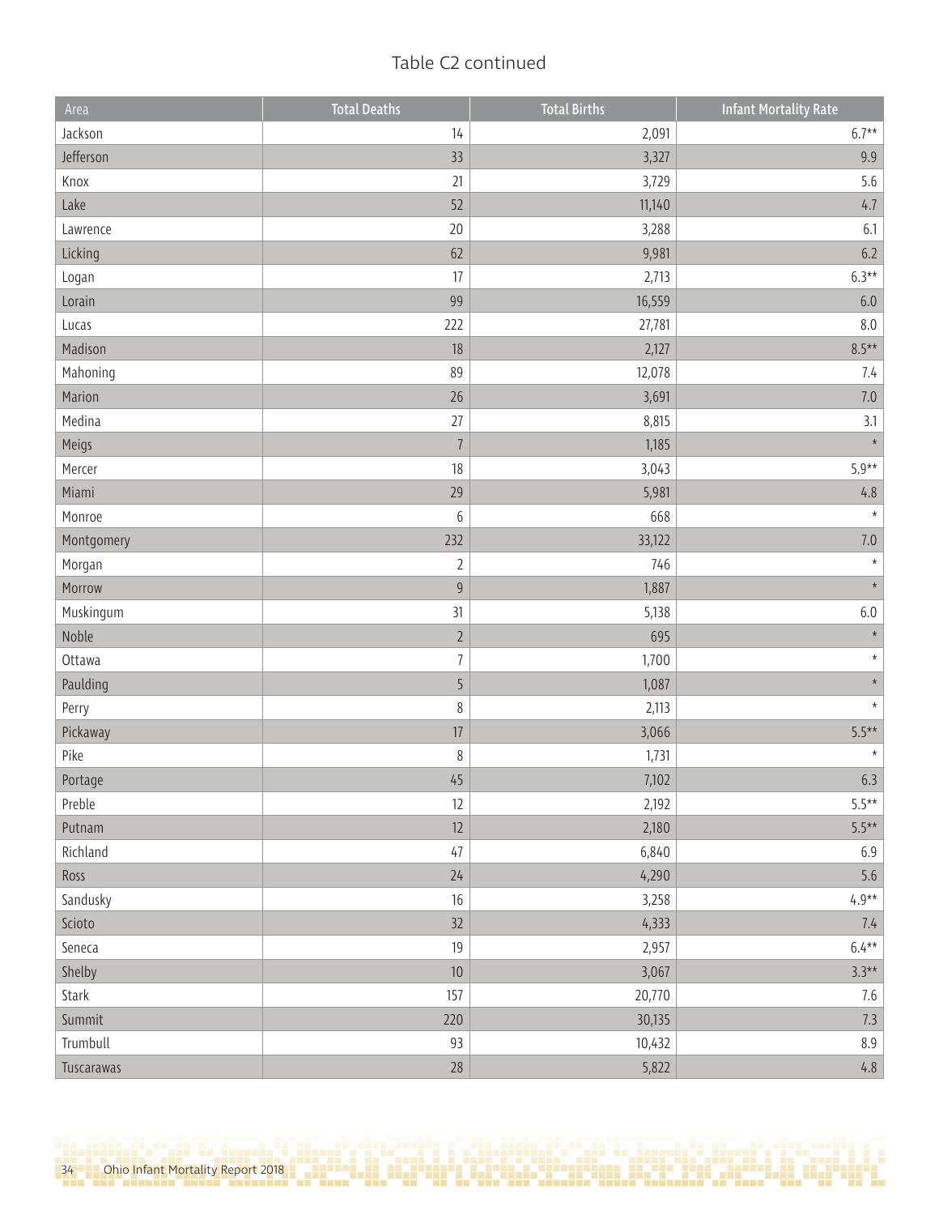Table C2 continued

| Area | Total Deaths | Total Births | Infant Mortality Rate |
|---|---|---|---|
| Jackson | 14 | 2,091 | 6.7** |
| Jefferson | 33 | 3,327 | 9.9 |
| Knox | 21 | 3,729 | 5.6 |
| Lake | 52 | 11,140 | 4.7 |
| Lawrence | 20 | 3,288 | 6.1 |
| Licking | 62 | 9,981 | 6.2 |
| Logan | 17 | 2,713 | 6.3** |
| Lorain | 99 | 16,559 | 6.0 |
| Lucas | 222 | 27,781 | 8.0 |
| Madison | 18 | 2,127 | 8.5** |
| Mahoning | 89 | 12,078 | 7.4 |
| Marion | 26 | 3,691 | 7.0 |
| Medina | 27 | 8,815 | 3.1 |
| Meigs | 7 | 1,185 | * |
| Mercer | 18 | 3,043 | 5.9** |
| Miami | 29 | 5,981 | 4.8 |
| Monroe | 6 | 668 | * |
| Montgomery | 232 | 33,122 | 7.0 |
| Morgan | 2 | 746 | * |
| Morrow | 9 | 1,887 | * |
| Muskingum | 31 | 5,138 | 6.0 |
| Noble | 2 | 695 | * |
| Ottawa | 7 | 1,700 | * |
| Paulding | 5 | 1,087 | * |
| Perry | 8 | 2,113 | * |
| Pickaway | 17 | 3,066 | 5.5** |
| Pike | 8 | 1,731 | * |
| Portage | 45 | 7,102 | 6.3 |
| Preble | 12 | 2,192 | 5.5** |
| Putnam | 12 | 2,180 | 5.5** |
| Richland | 47 | 6,840 | 6.9 |
| Ross | 24 | 4,290 | 5.6 |
| Sandusky | 16 | 3,258 | 4.9** |
| Scioto | 32 | 4,333 | 7.4 |
| Seneca | 19 | 2,957 | 6.4** |
| Shelby | 10 | 3,067 | 3.3** |
| Stark | 157 | 20,770 | 7.6 |
| Summit | 220 | 30,135 | 7.3 |
| Trumbull | 93 | 10,432 | 8.9 |
| Tuscarawas | 28 | 5,822 | 4.8 |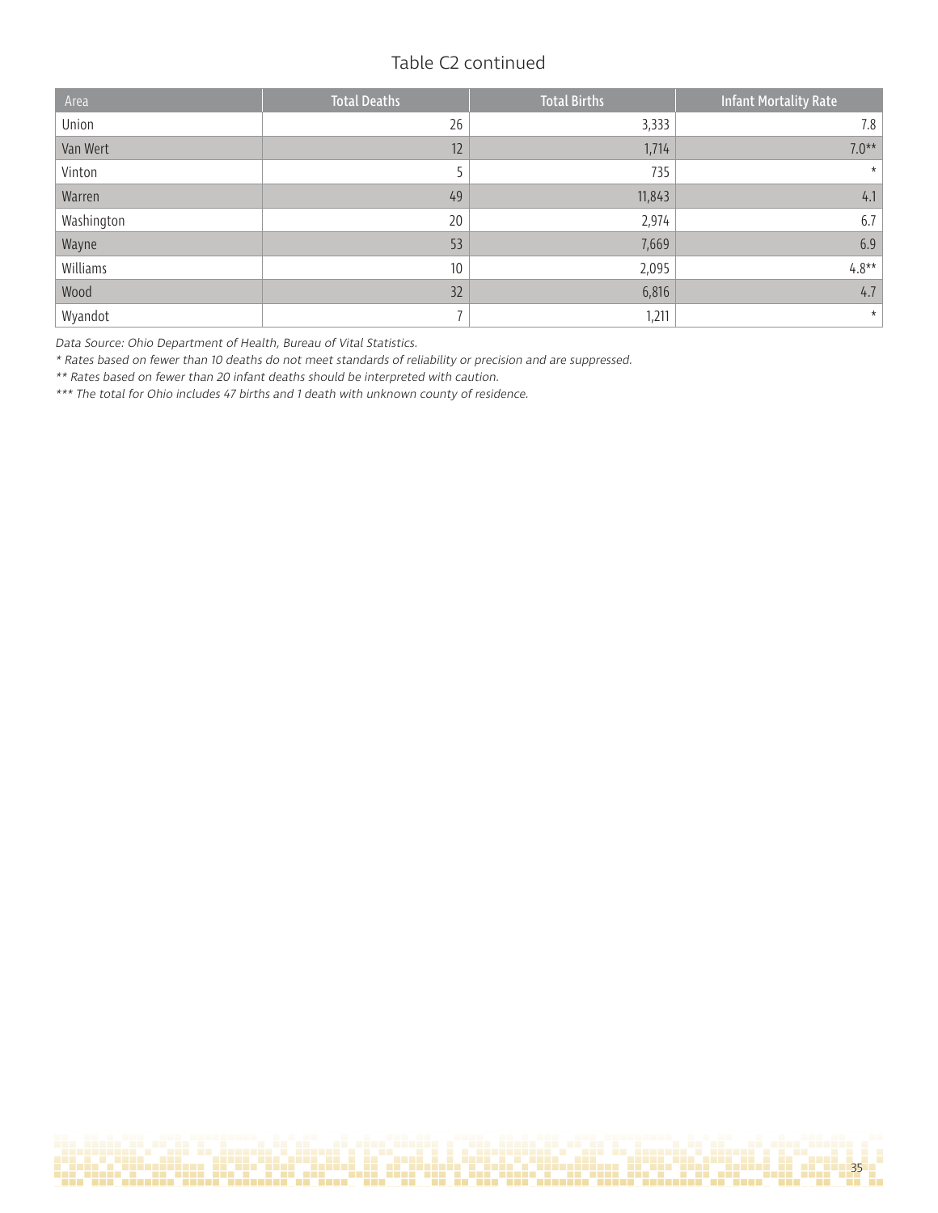## Table C2 continued

| Area | Total Deaths | Total Births | Infant Mortality Rate |
|---|---|---|---|
| Union | 26 | 3,333 | 7.8 |
| Van Wert | 12 | 1,714 | 7.0** |
| Vinton | 5 | 735 | * |
| Warren | 49 | 11,843 | 4.1 |
| Washington | 20 | 2,974 | 6.7 |
| Wayne | 53 | 7,669 | 6.9 |
| Williams | 10 | 2,095 | 4.8** |
| Wood | 32 | 6,816 | 4.7 |
| Wyandot | 7 | 1,211 | * |

*Data Source: Ohio Department of Health, Bureau of Vital Statistics.*

*\* Rates based on fewer than 10 deaths do not meet standards of reliability or precision and are suppressed.*

*\*\* Rates based on fewer than 20 infant deaths should be interpreted with caution.*

*\*\*\* The total for Ohio includes 47 births and 1 death with unknown county of residence.*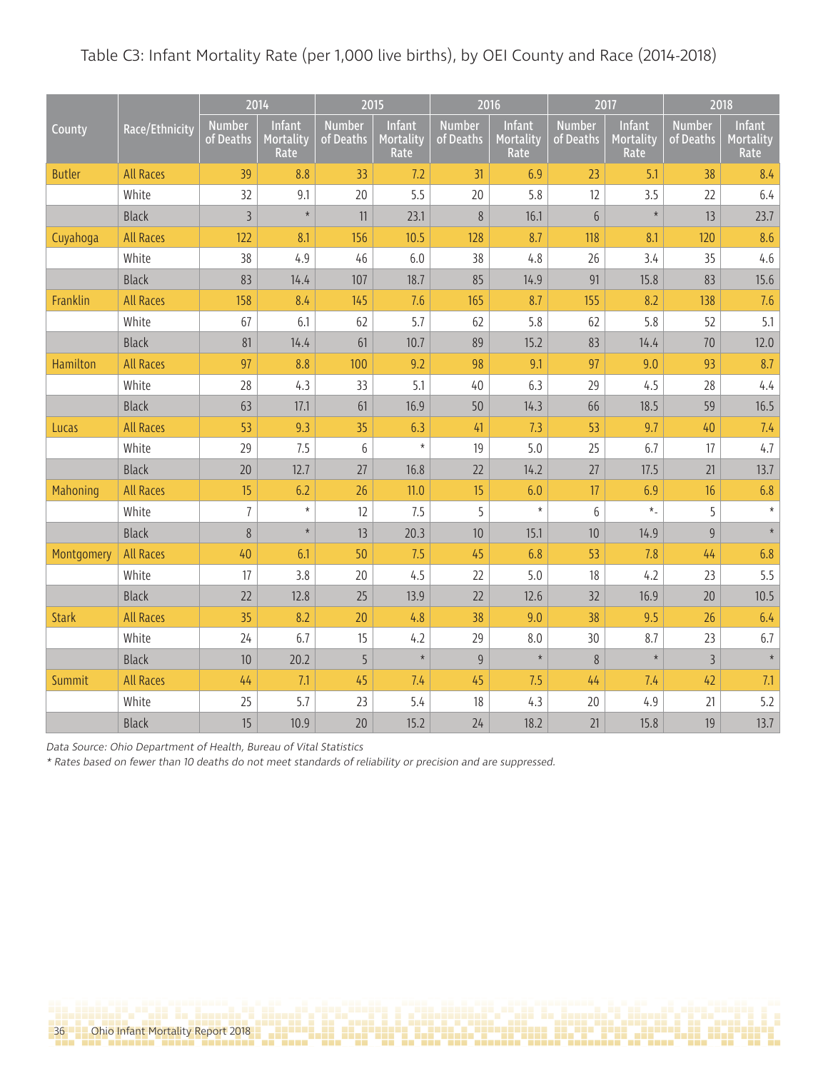Table C3: Infant Mortality Rate (per 1,000 live births), by OEI County and Race (2014-2018)

| County | Race/Ethnicity | 2014 | | 2015 | | 2016 | | 2017 | | 2018 | |
|---|---|---|---|---|---|---|---|---|---|---|---|
| | | Number of Deaths | Infant Mortality Rate | Number of Deaths | Infant Mortality Rate | Number of Deaths | Infant Mortality Rate | Number of Deaths | Infant Mortality Rate | Number of Deaths | Infant Mortality Rate |
| Butler | All Races | 39 | 8.8 | 33 | 7.2 | 31 | 6.9 | 23 | 5.1 | 38 | 8.4 |
| | White | 32 | 9.1 | 20 | 5.5 | 20 | 5.8 | 12 | 3.5 | 22 | 6.4 |
| | Black | 3 | * | 11 | 23.1 | 8 | 16.1 | 6 | * | 13 | 23.7 |
| Cuyahoga | All Races | 122 | 8.1 | 156 | 10.5 | 128 | 8.7 | 118 | 8.1 | 120 | 8.6 |
| | White | 38 | 4.9 | 46 | 6.0 | 38 | 4.8 | 26 | 3.4 | 35 | 4.6 |
| | Black | 83 | 14.4 | 107 | 18.7 | 85 | 14.9 | 91 | 15.8 | 83 | 15.6 |
| Franklin | All Races | 158 | 8.4 | 145 | 7.6 | 165 | 8.7 | 155 | 8.2 | 138 | 7.6 |
| | White | 67 | 6.1 | 62 | 5.7 | 62 | 5.8 | 62 | 5.8 | 52 | 5.1 |
| | Black | 81 | 14.4 | 61 | 10.7 | 89 | 15.2 | 83 | 14.4 | 70 | 12.0 |
| Hamilton | All Races | 97 | 8.8 | 100 | 9.2 | 98 | 9.1 | 97 | 9.0 | 93 | 8.7 |
| | White | 28 | 4.3 | 33 | 5.1 | 40 | 6.3 | 29 | 4.5 | 28 | 4.4 |
| | Black | 63 | 17.1 | 61 | 16.9 | 50 | 14.3 | 66 | 18.5 | 59 | 16.5 |
| Lucas | All Races | 53 | 9.3 | 35 | 6.3 | 41 | 7.3 | 53 | 9.7 | 40 | 7.4 |
| | White | 29 | 7.5 | 6 | * | 19 | 5.0 | 25 | 6.7 | 17 | 4.7 |
| | Black | 20 | 12.7 | 27 | 16.8 | 22 | 14.2 | 27 | 17.5 | 21 | 13.7 |
| Mahoning | All Races | 15 | 6.2 | 26 | 11.0 | 15 | 6.0 | 17 | 6.9 | 16 | 6.8 |
| | White | 7 | * | 12 | 7.5 | 5 | * | 6 | *- | 5 | * |
| | Black | 8 | * | 13 | 20.3 | 10 | 15.1 | 10 | 14.9 | 9 | * |
| Montgomery | All Races | 40 | 6.1 | 50 | 7.5 | 45 | 6.8 | 53 | 7.8 | 44 | 6.8 |
| | White | 17 | 3.8 | 20 | 4.5 | 22 | 5.0 | 18 | 4.2 | 23 | 5.5 |
| | Black | 22 | 12.8 | 25 | 13.9 | 22 | 12.6 | 32 | 16.9 | 20 | 10.5 |
| Stark | All Races | 35 | 8.2 | 20 | 4.8 | 38 | 9.0 | 38 | 9.5 | 26 | 6.4 |
| | White | 24 | 6.7 | 15 | 4.2 | 29 | 8.0 | 30 | 8.7 | 23 | 6.7 |
| | Black | 10 | 20.2 | 5 | * | 9 | * | 8 | * | 3 | * |
| Summit | All Races | 44 | 7.1 | 45 | 7.4 | 45 | 7.5 | 44 | 7.4 | 42 | 7.1 |
| | White | 25 | 5.7 | 23 | 5.4 | 18 | 4.3 | 20 | 4.9 | 21 | 5.2 |
| | Black | 15 | 10.9 | 20 | 15.2 | 24 | 18.2 | 21 | 15.8 | 19 | 13.7 |

*Data Source: Ohio Department of Health, Bureau of Vital Statistics*

*\* Rates based on fewer than 10 deaths do not meet standards of reliability or precision and are suppressed.*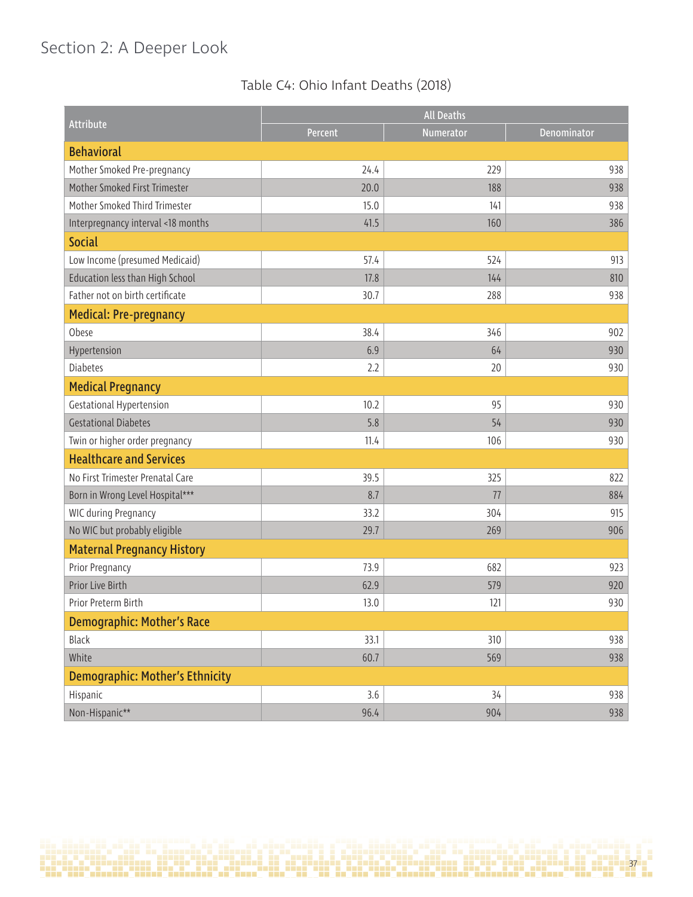## Section 2: A Deeper Look

Table C4: Ohio Infant Deaths (2018)

| Attribute | All Deaths | | |
|---|---|---|---|
| | Percent | Numerator | Denominator |
| **Behavioral** | | | |
| Mother Smoked Pre-pregnancy | 24.4 | 229 | 938 |
| Mother Smoked First Trimester | 20.0 | 188 | 938 |
| Mother Smoked Third Trimester | 15.0 | 141 | 938 |
| Interpregnancy interval <18 months | 41.5 | 160 | 386 |
| **Social** | | | |
| Low Income (presumed Medicaid) | 57.4 | 524 | 913 |
| Education less than High School | 17.8 | 144 | 810 |
| Father not on birth certificate | 30.7 | 288 | 938 |
| **Medical: Pre-pregnancy** | | | |
| Obese | 38.4 | 346 | 902 |
| Hypertension | 6.9 | 64 | 930 |
| Diabetes | 2.2 | 20 | 930 |
| **Medical Pregnancy** | | | |
| Gestational Hypertension | 10.2 | 95 | 930 |
| Gestational Diabetes | 5.8 | 54 | 930 |
| Twin or higher order pregnancy | 11.4 | 106 | 930 |
| **Healthcare and Services** | | | |
| No First Trimester Prenatal Care | 39.5 | 325 | 822 |
| Born in Wrong Level Hospital*** | 8.7 | 77 | 884 |
| WIC during Pregnancy | 33.2 | 304 | 915 |
| No WIC but probably eligible | 29.7 | 269 | 906 |
| **Maternal Pregnancy History** | | | |
| Prior Pregnancy | 73.9 | 682 | 923 |
| Prior Live Birth | 62.9 | 579 | 920 |
| Prior Preterm Birth | 13.0 | 121 | 930 |
| **Demographic: Mother's Race** | | | |
| Black | 33.1 | 310 | 938 |
| White | 60.7 | 569 | 938 |
| **Demographic: Mother's Ethnicity** | | | |
| Hispanic | 3.6 | 34 | 938 |
| Non-Hispanic** | 96.4 | 904 | 938 |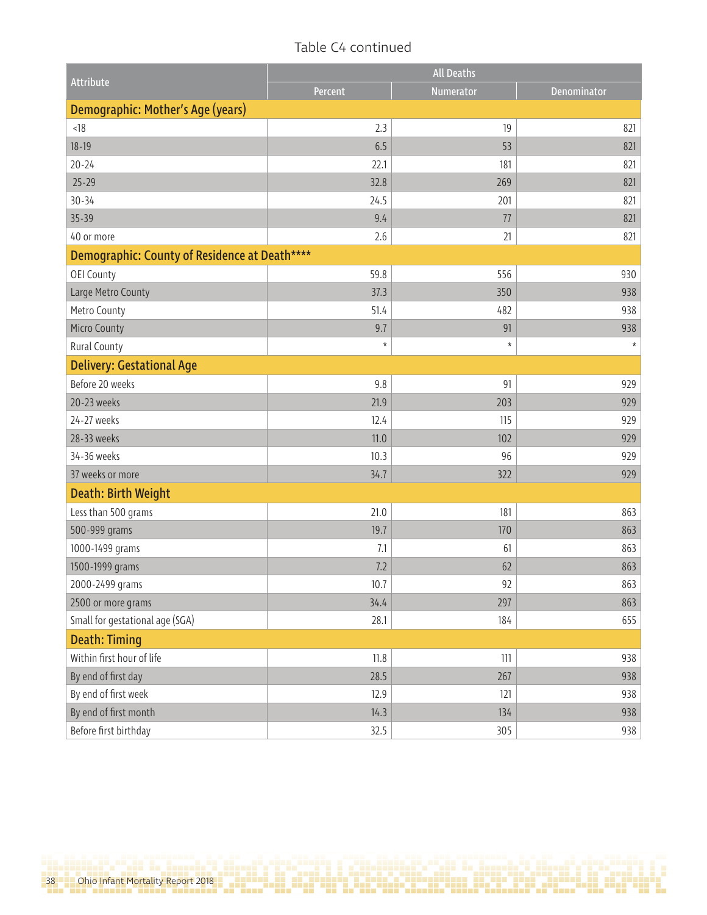Table C4 continued

| Attribute | All Deaths | | |
|---|---|---|---|
| | Percent | Numerator | Denominator |
| **Demographic: Mother's Age (years)** | | | |
| <18 | 2.3 | 19 | 821 |
| 18-19 | 6.5 | 53 | 821 |
| 20-24 | 22.1 | 181 | 821 |
| 25-29 | 32.8 | 269 | 821 |
| 30-34 | 24.5 | 201 | 821 |
| 35-39 | 9.4 | 77 | 821 |
| 40 or more | 2.6 | 21 | 821 |
| **Demographic: County of Residence at Death\*\*\*\*** | | | |
| OEI County | 59.8 | 556 | 930 |
| Large Metro County | 37.3 | 350 | 938 |
| Metro County | 51.4 | 482 | 938 |
| Micro County | 9.7 | 91 | 938 |
| Rural County | * | * | * |
| **Delivery: Gestational Age** | | | |
| Before 20 weeks | 9.8 | 91 | 929 |
| 20-23 weeks | 21.9 | 203 | 929 |
| 24-27 weeks | 12.4 | 115 | 929 |
| 28-33 weeks | 11.0 | 102 | 929 |
| 34-36 weeks | 10.3 | 96 | 929 |
| 37 weeks or more | 34.7 | 322 | 929 |
| **Death: Birth Weight** | | | |
| Less than 500 grams | 21.0 | 181 | 863 |
| 500-999 grams | 19.7 | 170 | 863 |
| 1000-1499 grams | 7.1 | 61 | 863 |
| 1500-1999 grams | 7.2 | 62 | 863 |
| 2000-2499 grams | 10.7 | 92 | 863 |
| 2500 or more grams | 34.4 | 297 | 863 |
| Small for gestational age (SGA) | 28.1 | 184 | 655 |
| **Death: Timing** | | | |
| Within first hour of life | 11.8 | 111 | 938 |
| By end of first day | 28.5 | 267 | 938 |
| By end of first week | 12.9 | 121 | 938 |
| By end of first month | 14.3 | 134 | 938 |
| Before first birthday | 32.5 | 305 | 938 |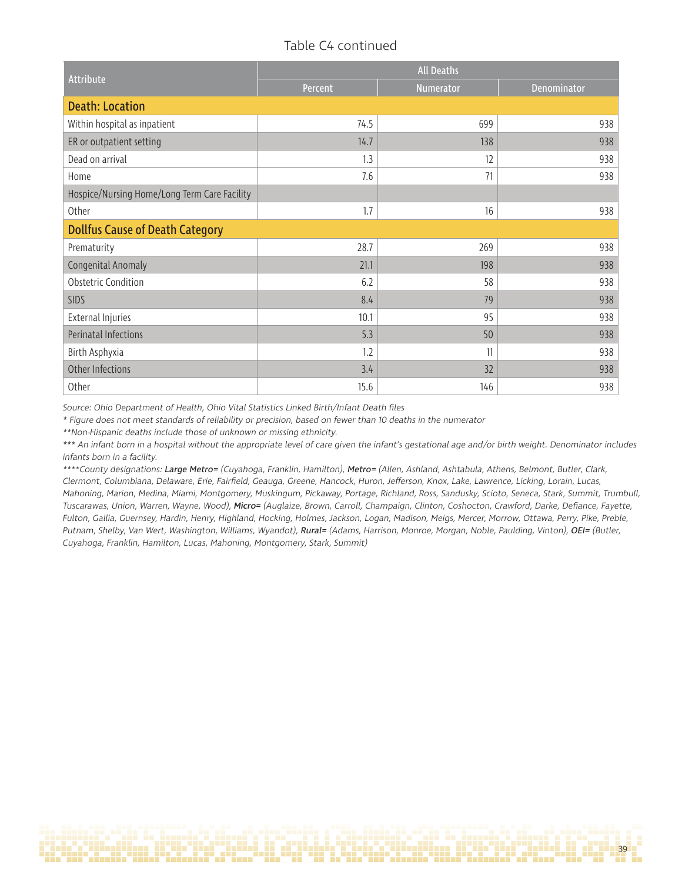Table C4 continued

| Attribute | All Deaths | | |
|---|---|---|---|
| | Percent | Numerator | Denominator |
| **Death: Location** | | | |
| Within hospital as inpatient | 74.5 | 699 | 938 |
| ER or outpatient setting | 14.7 | 138 | 938 |
| Dead on arrival | 1.3 | 12 | 938 |
| Home | 7.6 | 71 | 938 |
| Hospice/Nursing Home/Long Term Care Facility | | | |
| Other | 1.7 | 16 | 938 |
| **Dollfus Cause of Death Category** | | | |
| Prematurity | 28.7 | 269 | 938 |
| Congenital Anomaly | 21.1 | 198 | 938 |
| Obstetric Condition | 6.2 | 58 | 938 |
| SIDS | 8.4 | 79 | 938 |
| External Injuries | 10.1 | 95 | 938 |
| Perinatal Infections | 5.3 | 50 | 938 |
| Birth Asphyxia | 1.2 | 11 | 938 |
| Other Infections | 3.4 | 32 | 938 |
| Other | 15.6 | 146 | 938 |

*Source: Ohio Department of Health, Ohio Vital Statistics Linked Birth/Infant Death files*

*\* Figure does not meet standards of reliability or precision, based on fewer than 10 deaths in the numerator*

*\*\*Non-Hispanic deaths include those of unknown or missing ethnicity.*

*\*\*\* An infant born in a hospital without the appropriate level of care given the infant's gestational age and/or birth weight. Denominator includes infants born in a facility.*

*\*\*\*\*County designations: **Large Metro=** (Cuyahoga, Franklin, Hamilton), **Metro=** (Allen, Ashland, Ashtabula, Athens, Belmont, Butler, Clark, Clermont, Columbiana, Delaware, Erie, Fairfield, Geauga, Greene, Hancock, Huron, Jefferson, Knox, Lake, Lawrence, Licking, Lorain, Lucas, Mahoning, Marion, Medina, Miami, Montgomery, Muskingum, Pickaway, Portage, Richland, Ross, Sandusky, Scioto, Seneca, Stark, Summit, Trumbull, Tuscarawas, Union, Warren, Wayne, Wood), **Micro=** (Auglaize, Brown, Carroll, Champaign, Clinton, Coshocton, Crawford, Darke, Defiance, Fayette, Fulton, Gallia, Guernsey, Hardin, Henry, Highland, Hocking, Holmes, Jackson, Logan, Madison, Meigs, Mercer, Morrow, Ottawa, Perry, Pike, Preble, Putnam, Shelby, Van Wert, Washington, Williams, Wyandot), **Rural=** (Adams, Harrison, Monroe, Morgan, Noble, Paulding, Vinton), **OEI=** (Butler, Cuyahoga, Franklin, Hamilton, Lucas, Mahoning, Montgomery, Stark, Summit)*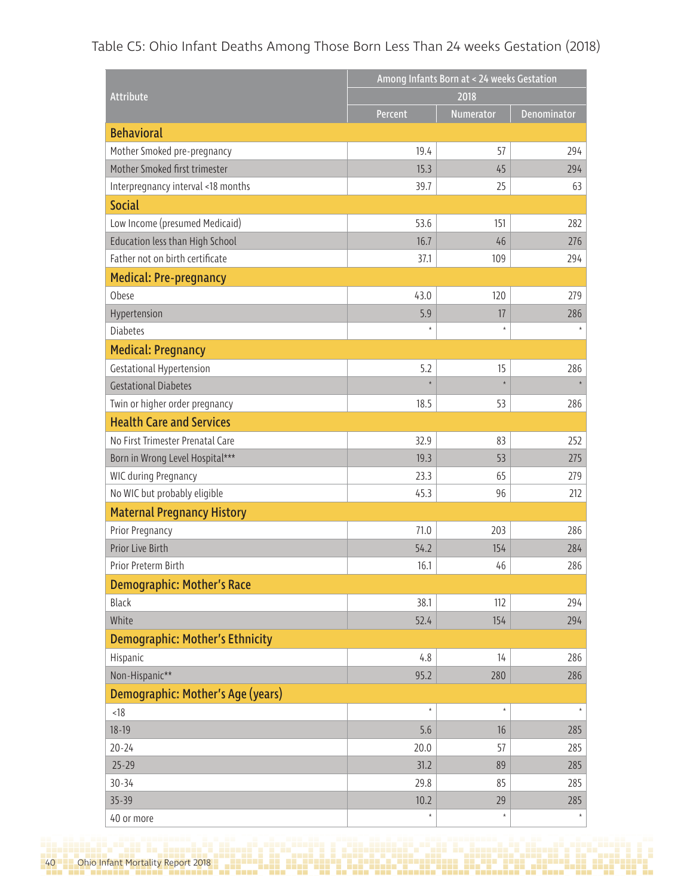Table C5: Ohio Infant Deaths Among Those Born Less Than 24 weeks Gestation (2018)

| Attribute | Among Infants Born at < 24 weeks Gestation | | |
|---|---|---|---|
| | 2018 | | |
| | Percent | Numerator | Denominator |
| **Behavioral** | | | |
| Mother Smoked pre-pregnancy | 19.4 | 57 | 294 |
| Mother Smoked first trimester | 15.3 | 45 | 294 |
| Interpregnancy interval <18 months | 39.7 | 25 | 63 |
| **Social** | | | |
| Low Income (presumed Medicaid) | 53.6 | 151 | 282 |
| Education less than High School | 16.7 | 46 | 276 |
| Father not on birth certificate | 37.1 | 109 | 294 |
| **Medical: Pre-pregnancy** | | | |
| Obese | 43.0 | 120 | 279 |
| Hypertension | 5.9 | 17 | 286 |
| Diabetes | * | * | * |
| **Medical: Pregnancy** | | | |
| Gestational Hypertension | 5.2 | 15 | 286 |
| Gestational Diabetes | * | * | * |
| Twin or higher order pregnancy | 18.5 | 53 | 286 |
| **Health Care and Services** | | | |
| No First Trimester Prenatal Care | 32.9 | 83 | 252 |
| Born in Wrong Level Hospital*** | 19.3 | 53 | 275 |
| WIC during Pregnancy | 23.3 | 65 | 279 |
| No WIC but probably eligible | 45.3 | 96 | 212 |
| **Maternal Pregnancy History** | | | |
| Prior Pregnancy | 71.0 | 203 | 286 |
| Prior Live Birth | 54.2 | 154 | 284 |
| Prior Preterm Birth | 16.1 | 46 | 286 |
| **Demographic: Mother's Race** | | | |
| Black | 38.1 | 112 | 294 |
| White | 52.4 | 154 | 294 |
| **Demographic: Mother's Ethnicity** | | | |
| Hispanic | 4.8 | 14 | 286 |
| Non-Hispanic** | 95.2 | 280 | 286 |
| **Demographic: Mother's Age (years)** | | | |
| <18 | * | * | * |
| 18-19 | 5.6 | 16 | 285 |
| 20-24 | 20.0 | 57 | 285 |
| 25-29 | 31.2 | 89 | 285 |
| 30-34 | 29.8 | 85 | 285 |
| 35-39 | 10.2 | 29 | 285 |
| 40 or more | * | * | * |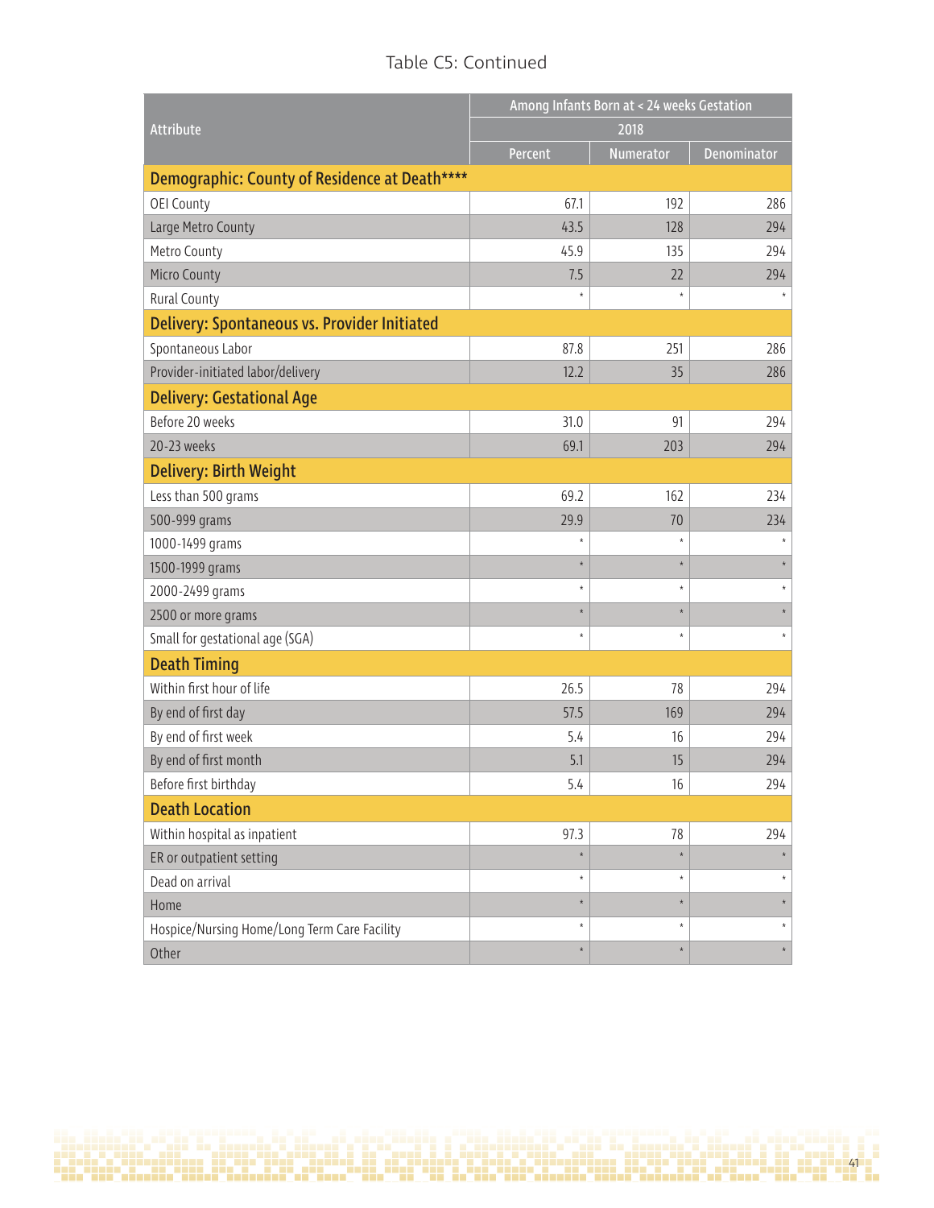Table C5: Continued

| Attribute | Among Infants Born at < 24 weeks Gestation | | |
|---|---|---|---|
| | 2018 | | |
| | Percent | Numerator | Denominator |
| **Demographic: County of Residence at Death****** | | | |
| OEI County | 67.1 | 192 | 286 |
| Large Metro County | 43.5 | 128 | 294 |
| Metro County | 45.9 | 135 | 294 |
| Micro County | 7.5 | 22 | 294 |
| Rural County | * | * | * |
| **Delivery: Spontaneous vs. Provider Initiated** | | | |
| Spontaneous Labor | 87.8 | 251 | 286 |
| Provider-initiated labor/delivery | 12.2 | 35 | 286 |
| **Delivery: Gestational Age** | | | |
| Before 20 weeks | 31.0 | 91 | 294 |
| 20-23 weeks | 69.1 | 203 | 294 |
| **Delivery: Birth Weight** | | | |
| Less than 500 grams | 69.2 | 162 | 234 |
| 500-999 grams | 29.9 | 70 | 234 |
| 1000-1499 grams | * | * | * |
| 1500-1999 grams | * | * | * |
| 2000-2499 grams | * | * | * |
| 2500 or more grams | * | * | * |
| Small for gestational age (SGA) | * | * | * |
| **Death Timing** | | | |
| Within first hour of life | 26.5 | 78 | 294 |
| By end of first day | 57.5 | 169 | 294 |
| By end of first week | 5.4 | 16 | 294 |
| By end of first month | 5.1 | 15 | 294 |
| Before first birthday | 5.4 | 16 | 294 |
| **Death Location** | | | |
| Within hospital as inpatient | 97.3 | 78 | 294 |
| ER or outpatient setting | * | * | * |
| Dead on arrival | * | * | * |
| Home | * | * | * |
| Hospice/Nursing Home/Long Term Care Facility | * | * | * |
| Other | * | * | * |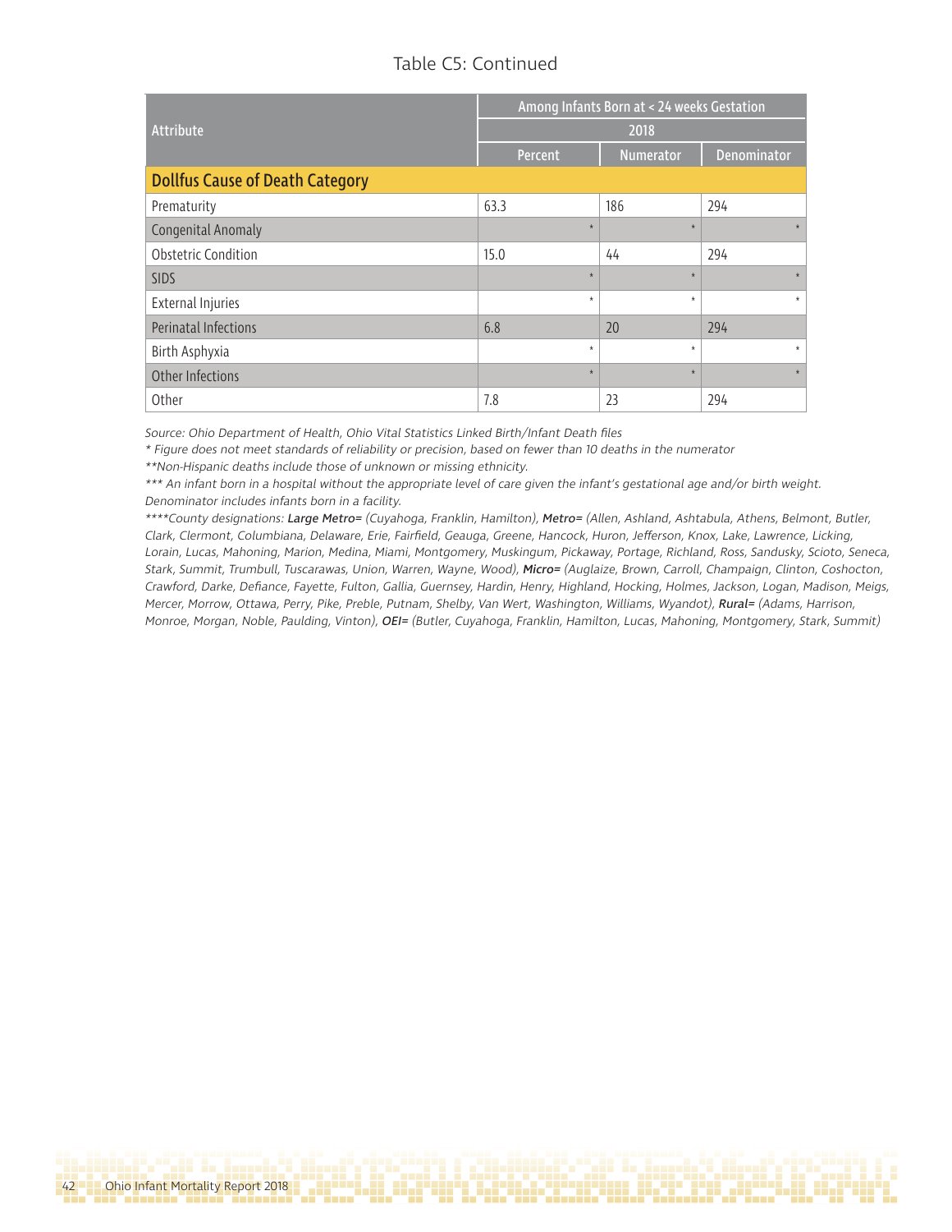Table C5: Continued

| Attribute | Among Infants Born at < 24 weeks Gestation | | |
|---|---|---|---|
| | 2018 | | |
| | Percent | Numerator | Denominator |
| **Dollfus Cause of Death Category** | | | |
| Prematurity | 63.3 | 186 | 294 |
| Congenital Anomaly | * | * | * |
| Obstetric Condition | 15.0 | 44 | 294 |
| SIDS | * | * | * |
| External Injuries | * | * | * |
| Perinatal Infections | 6.8 | 20 | 294 |
| Birth Asphyxia | * | * | * |
| Other Infections | * | * | * |
| Other | 7.8 | 23 | 294 |

*Source: Ohio Department of Health, Ohio Vital Statistics Linked Birth/Infant Death files*

*\* Figure does not meet standards of reliability or precision, based on fewer than 10 deaths in the numerator*

*\*\*Non-Hispanic deaths include those of unknown or missing ethnicity.*

*\*\*\* An infant born in a hospital without the appropriate level of care given the infant's gestational age and/or birth weight. Denominator includes infants born in a facility.*

*\*\*\*\*County designations: **Large Metro=** (Cuyahoga, Franklin, Hamilton), **Metro=** (Allen, Ashland, Ashtabula, Athens, Belmont, Butler, Clark, Clermont, Columbiana, Delaware, Erie, Fairfield, Geauga, Greene, Hancock, Huron, Jefferson, Knox, Lake, Lawrence, Licking, Lorain, Lucas, Mahoning, Marion, Medina, Miami, Montgomery, Muskingum, Pickaway, Portage, Richland, Ross, Sandusky, Scioto, Seneca, Stark, Summit, Trumbull, Tuscarawas, Union, Warren, Wayne, Wood), **Micro=** (Auglaize, Brown, Carroll, Champaign, Clinton, Coshocton, Crawford, Darke, Defiance, Fayette, Fulton, Gallia, Guernsey, Hardin, Henry, Highland, Hocking, Holmes, Jackson, Logan, Madison, Meigs, Mercer, Morrow, Ottawa, Perry, Pike, Preble, Putnam, Shelby, Van Wert, Washington, Williams, Wyandot), **Rural=** (Adams, Harrison, Monroe, Morgan, Noble, Paulding, Vinton), **OEI=** (Butler, Cuyahoga, Franklin, Hamilton, Lucas, Mahoning, Montgomery, Stark, Summit)*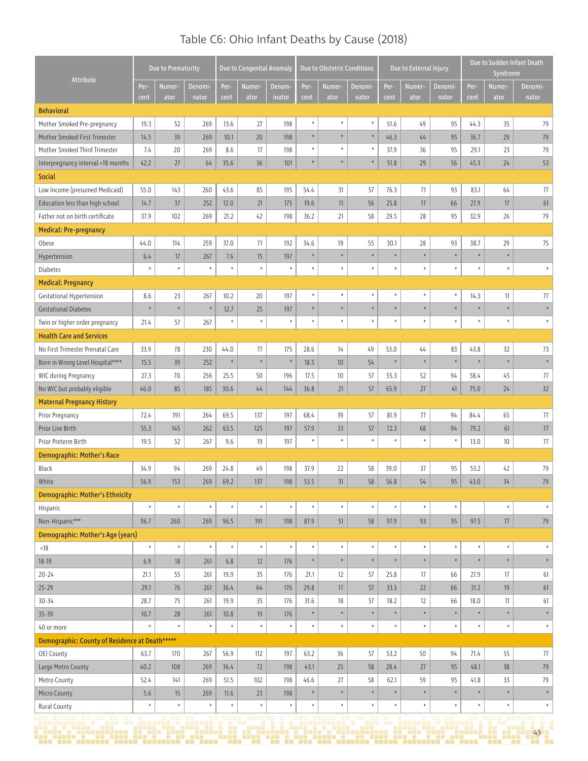# Table C6: Ohio Infant Deaths by Cause (2018)

| Attribute | Due to Prematurity | | | Due to Congenital Anomaly | | | Due to Obstetric Conditions | | | Due to External Injury | | | Due to Sudden Infant Death Syndrome | | |
|---|---|---|---|---|---|---|---|---|---|---|---|---|---|---|---|
| | Percent | Numerator | Denominator | Percent | Numerator | Denominator | Percent | Numerator | Denominator | Percent | Numerator | Denominator | Percent | Numerator | Denominator |
| **Behavioral** | | | | | | | | | | | | | | | |
| Mother Smoked Pre-pregnancy | 19.3 | 52 | 269 | 13.6 | 27 | 198 | * | * | * | 51.6 | 49 | 95 | 44.3 | 35 | 79 |
| Mother Smoked First Trimester | 14.5 | 39 | 269 | 10.1 | 20 | 198 | * | * | * | 46.3 | 44 | 95 | 36.7 | 29 | 79 |
| Mother Smoked Third Trimester | 7.4 | 20 | 269 | 8.6 | 17 | 198 | * | * | * | 37.9 | 36 | 95 | 29.1 | 23 | 79 |
| Interpregnancy interval <18 months | 42.2 | 27 | 64 | 35.6 | 36 | 101 | * | * | * | 51.8 | 29 | 56 | 45.3 | 24 | 53 |
| **Social** | | | | | | | | | | | | | | | |
| Low Income (presumed Medicaid) | 55.0 | 143 | 260 | 43.6 | 85 | 195 | 54.4 | 31 | 57 | 76.3 | 71 | 93 | 83.1 | 64 | 77 |
| Education less than high school | 14.7 | 37 | 252 | 12.0 | 21 | 175 | 19.6 | 11 | 56 | 25.8 | 17 | 66 | 27.9 | 17 | 61 |
| Father not on birth certificate | 37.9 | 102 | 269 | 21.2 | 42 | 198 | 36.2 | 21 | 58 | 29.5 | 28 | 95 | 32.9 | 26 | 79 |
| **Medical: Pre-pregnancy** | | | | | | | | | | | | | | | |
| Obese | 44.0 | 114 | 259 | 37.0 | 71 | 192 | 34.6 | 19 | 55 | 30.1 | 28 | 93 | 38.7 | 29 | 75 |
| Hypertension | 6.4 | 17 | 267 | 7.6 | 15 | 197 | * | * | * | * | * | * | * | * | |
| Diabetes | * | * | * | * | * | * | * | * | * | * | * | * | * | * | * |
| **Medical: Pregnancy** | | | | | | | | | | | | | | | |
| Gestational Hypertension | 8.6 | 23 | 267 | 10.2 | 20 | 197 | * | * | * | * | * | * | 14.3 | 11 | 77 |
| Gestational Diabetes | * | * | * | 12.7 | 25 | 197 | * | * | * | * | * | * | * | * | * |
| Twin or higher order pregnancy | 21.4 | 57 | 267 | * | * | * | * | * | * | * | * | * | * | * | * |
| **Health Care and Services** | | | | | | | | | | | | | | | |
| No First Trimester Prenatal Care | 33.9 | 78 | 230 | 44.0 | 77 | 175 | 28.6 | 14 | 49 | 53.0 | 44 | 83 | 43.8 | 32 | 73 |
| Born in Wrong Level Hospital**** | 15.5 | 39 | 252 | * | * | * | 18.5 | 10 | 54 | * | * | * | * | * | * |
| WIC during Pregnancy | 27.3 | 70 | 256 | 25.5 | 50 | 196 | 17.5 | 10 | 57 | 55.3 | 52 | 94 | 58.4 | 45 | 77 |
| No WIC but probably eligible | 46.0 | 85 | 185 | 30.6 | 44 | 144 | 36.8 | 21 | 57 | 65.9 | 27 | 41 | 75.0 | 24 | 32 |
| **Maternal Pregnancy History** | | | | | | | | | | | | | | | |
| Prior Pregnancy | 72.4 | 191 | 264 | 69.5 | 137 | 197 | 68.4 | 39 | 57 | 81.9 | 77 | 94 | 84.4 | 65 | 77 |
| Prior Live Birth | 55.3 | 145 | 262 | 63.5 | 125 | 197 | 57.9 | 33 | 57 | 72.3 | 68 | 94 | 79.2 | 61 | 77 |
| Prior Preterm Birth | 19.5 | 52 | 267 | 9.6 | 19 | 197 | * | * | * | * | * | * | 13.0 | 10 | 77 |
| **Demographic: Mother's Race** | | | | | | | | | | | | | | | |
| Black | 34.9 | 94 | 269 | 24.8 | 49 | 198 | 37.9 | 22 | 58 | 39.0 | 37 | 95 | 53.2 | 42 | 79 |
| White | 56.9 | 153 | 269 | 69.2 | 137 | 198 | 53.5 | 31 | 58 | 56.8 | 54 | 95 | 43.0 | 34 | 79 |
| **Demographic: Mother's Ethnicity** | | | | | | | | | | | | | | | |
| Hispanic | * | * | * | * | * | * | * | * | * | * | * | * | | * | * |
| Non-Hispanic*** | 96.7 | 260 | 269 | 96.5 | 191 | 198 | 87.9 | 51 | 58 | 97.9 | 93 | 95 | 97.5 | 77 | 79 |
| **Demographic: Mother's Age (years)** | | | | | | | | | | | | | | | |
| <18 | * | * | * | * | * | * | * | * | * | * | * | * | * | * | * |
| 18-19 | 6.9 | 18 | 261 | 6.8 | 12 | 176 | * | * | * | * | * | * | * | * | * |
| 20-24 | 21.1 | 55 | 261 | 19.9 | 35 | 176 | 21.1 | 12 | 57 | 25.8 | 17 | 66 | 27.9 | 17 | 61 |
| 25-29 | 29.1 | 76 | 261 | 36.4 | 64 | 176 | 29.8 | 17 | 57 | 33.3 | 22 | 66 | 31.2 | 19 | 61 |
| 30-34 | 28.7 | 75 | 261 | 19.9 | 35 | 176 | 31.6 | 18 | 57 | 18.2 | 12 | 66 | 18.0 | 11 | 61 |
| 35-39 | 10.7 | 28 | 261 | 10.8 | 19 | 176 | * | * | * | * | * | * | * | * | * |
| 40 or more | * | * | * | * | * | * | * | * | * | * | * | * | * | * | * |
| **Demographic: County of Residence at Death******* | | | | | | | | | | | | | | | |
| OEI County | 63.7 | 170 | 267 | 56.9 | 112 | 197 | 63.2 | 36 | 57 | 53.2 | 50 | 94 | 71.4 | 55 | 77 |
| Large Metro County | 40.2 | 108 | 269 | 36.4 | 72 | 198 | 43.1 | 25 | 58 | 28.4 | 27 | 95 | 48.1 | 38 | 79 |
| Metro County | 52.4 | 141 | 269 | 51.5 | 102 | 198 | 46.6 | 27 | 58 | 62.1 | 59 | 95 | 41.8 | 33 | 79 |
| Micro County | 5.6 | 15 | 269 | 11.6 | 23 | 198 | * | * | * | * | * | * | * | * | * |
| Rural County | * | * | * | * | * | * | * | * | * | * | * | * | * | * | * |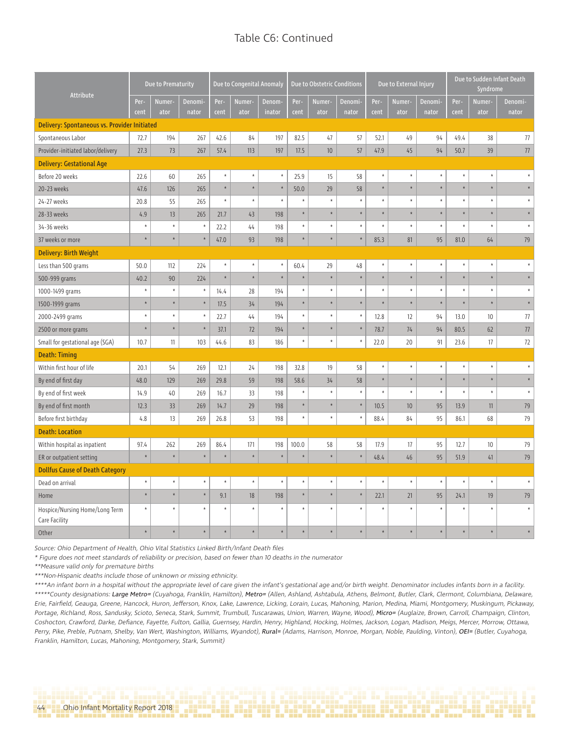# Table C6: Continued

| Attribute | Due to Prematurity | | | Due to Congenital Anomaly | | | Due to Obstetric Conditions | | | Due to External Injury | | | Due to Sudden Infant Death Syndrome | | |
|---|---|---|---|---|---|---|---|---|---|---|---|---|---|---|---|
| | Per-cent | Numer-ator | Denomi-nator | Per-cent | Numer-ator | Denom-inator | Per-cent | Numer-ator | Denomi-nator | Per-cent | Numer-ator | Denomi-nator | Per-cent | Numer-ator | Denomi-nator |
| **Delivery: Spontaneous vs. Provider Initiated** | | | | | | | | | | | | | | | |
| Spontaneous Labor | 72.7 | 194 | 267 | 42.6 | 84 | 197 | 82.5 | 47 | 57 | 52.1 | 49 | 94 | 49.4 | 38 | 77 |
| Provider-initiated labor/delivery | 27.3 | 73 | 267 | 57.4 | 113 | 197 | 17.5 | 10 | 57 | 47.9 | 45 | 94 | 50.7 | 39 | 77 |
| **Delivery: Gestational Age** | | | | | | | | | | | | | | | |
| Before 20 weeks | 22.6 | 60 | 265 | * | * | * | 25.9 | 15 | 58 | * | * | * | * | * | * |
| 20-23 weeks | 47.6 | 126 | 265 | * | * | * | 50.0 | 29 | 58 | * | * | * | * | * | * |
| 24-27 weeks | 20.8 | 55 | 265 | * | * | * | * | * | * | * | * | * | * | * | * |
| 28-33 weeks | 4.9 | 13 | 265 | 21.7 | 43 | 198 | * | * | * | * | * | * | * | * | * |
| 34-36 weeks | * | * | * | 22.2 | 44 | 198 | * | * | * | * | * | * | * | * | * |
| 37 weeks or more | * | * | * | 47.0 | 93 | 198 | * | * | * | 85.3 | 81 | 95 | 81.0 | 64 | 79 |
| **Delivery: Birth Weight** | | | | | | | | | | | | | | | |
| Less than 500 grams | 50.0 | 112 | 224 | * | * | * | 60.4 | 29 | 48 | * | * | * | * | * | * |
| 500-999 grams | 40.2 | 90 | 224 | * | * | * | * | * | * | * | * | * | * | * | * |
| 1000-1499 grams | * | * | * | 14.4 | 28 | 194 | * | * | * | * | * | * | * | * | * |
| 1500-1999 grams | * | * | * | 17.5 | 34 | 194 | * | * | * | * | * | * | * | * | * |
| 2000-2499 grams | * | * | * | 22.7 | 44 | 194 | * | * | * | 12.8 | 12 | 94 | 13.0 | 10 | 77 |
| 2500 or more grams | * | * | * | 37.1 | 72 | 194 | * | * | * | 78.7 | 74 | 94 | 80.5 | 62 | 77 |
| Small for gestational age (SGA) | 10.7 | 11 | 103 | 44.6 | 83 | 186 | * | * | * | 22.0 | 20 | 91 | 23.6 | 17 | 72 |
| **Death: Timing** | | | | | | | | | | | | | | | |
| Within first hour of life | 20.1 | 54 | 269 | 12.1 | 24 | 198 | 32.8 | 19 | 58 | * | * | * | * | * | * |
| By end of first day | 48.0 | 129 | 269 | 29.8 | 59 | 198 | 58.6 | 34 | 58 | * | * | * | * | * | * |
| By end of first week | 14.9 | 40 | 269 | 16.7 | 33 | 198 | * | * | * | * | * | * | * | * | * |
| By end of first month | 12.3 | 33 | 269 | 14.7 | 29 | 198 | * | * | * | 10.5 | 10 | 95 | 13.9 | 11 | 79 |
| Before first birthday | 4.8 | 13 | 269 | 26.8 | 53 | 198 | * | * | * | 88.4 | 84 | 95 | 86.1 | 68 | 79 |
| **Death: Location** | | | | | | | | | | | | | | | |
| Within hospital as inpatient | 97.4 | 262 | 269 | 86.4 | 171 | 198 | 100.0 | 58 | 58 | 17.9 | 17 | 95 | 12.7 | 10 | 79 |
| ER or outpatient setting | * | * | * | * | * | * | * | * | * | 48.4 | 46 | 95 | 51.9 | 41 | 79 |
| **Dollfus Cause of Death Category** | | | | | | | | | | | | | | | |
| Dead on arrival | * | * | * | * | * | * | * | * | * | * | * | * | * | * | * |
| Home | * | * | * | 9.1 | 18 | 198 | * | * | * | 22.1 | 21 | 95 | 24.1 | 19 | 79 |
| Hospice/Nursing Home/Long Term Care Facility | * | * | * | * | * | * | * | * | * | * | * | * | * | * | * |
| Other | * | * | * | * | * | * | * | * | * | * | * | * | * | * | * |

*Source: Ohio Department of Health, Ohio Vital Statistics Linked Birth/Infant Death files*

*\* Figure does not meet standards of reliability or precision, based on fewer than 10 deaths in the numerator*

*\*\*Measure valid only for premature births*

*\*\*\*Non-Hispanic deaths include those of unknown or missing ethnicity.*

*\*\*\*\*An infant born in a hospital without the appropriate level of care given the infant's gestational age and/or birth weight. Denominator includes infants born in a facility.*

*\*\*\*\*\*County designations: **Large Metro=** (Cuyahoga, Franklin, Hamilton), **Metro=** (Allen, Ashland, Ashtabula, Athens, Belmont, Butler, Clark, Clermont, Columbiana, Delaware, Erie, Fairfield, Geauga, Greene, Hancock, Huron, Jefferson, Knox, Lake, Lawrence, Licking, Lorain, Lucas, Mahoning, Marion, Medina, Miami, Montgomery, Muskingum, Pickaway, Portage, Richland, Ross, Sandusky, Scioto, Seneca, Stark, Summit, Trumbull, Tuscarawas, Union, Warren, Wayne, Wood), **Micro=** (Auglaize, Brown, Carroll, Champaign, Clinton, Coshocton, Crawford, Darke, Defiance, Fayette, Fulton, Gallia, Guernsey, Hardin, Henry, Highland, Hocking, Holmes, Jackson, Logan, Madison, Meigs, Mercer, Morrow, Ottawa, Perry, Pike, Preble, Putnam, Shelby, Van Wert, Washington, Williams, Wyandot), **Rural=** (Adams, Harrison, Monroe, Morgan, Noble, Paulding, Vinton), **OEI=** (Butler, Cuyahoga, Franklin, Hamilton, Lucas, Mahoning, Montgomery, Stark, Summit)*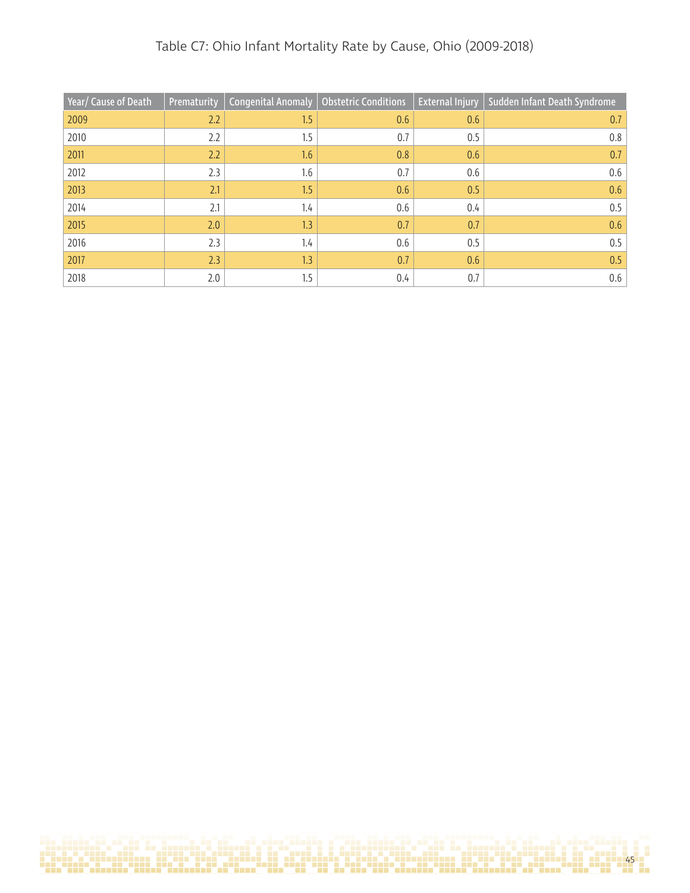# Table C7: Ohio Infant Mortality Rate by Cause, Ohio (2009-2018)

| Year/ Cause of Death | Prematurity | Congenital Anomaly | Obstetric Conditions | External Injury | Sudden Infant Death Syndrome |
|---|---|---|---|---|---|
| 2009 | 2.2 | 1.5 | 0.6 | 0.6 | 0.7 |
| 2010 | 2.2 | 1.5 | 0.7 | 0.5 | 0.8 |
| 2011 | 2.2 | 1.6 | 0.8 | 0.6 | 0.7 |
| 2012 | 2.3 | 1.6 | 0.7 | 0.6 | 0.6 |
| 2013 | 2.1 | 1.5 | 0.6 | 0.5 | 0.6 |
| 2014 | 2.1 | 1.4 | 0.6 | 0.4 | 0.5 |
| 2015 | 2.0 | 1.3 | 0.7 | 0.7 | 0.6 |
| 2016 | 2.3 | 1.4 | 0.6 | 0.5 | 0.5 |
| 2017 | 2.3 | 1.3 | 0.7 | 0.6 | 0.5 |
| 2018 | 2.0 | 1.5 | 0.4 | 0.7 | 0.6 |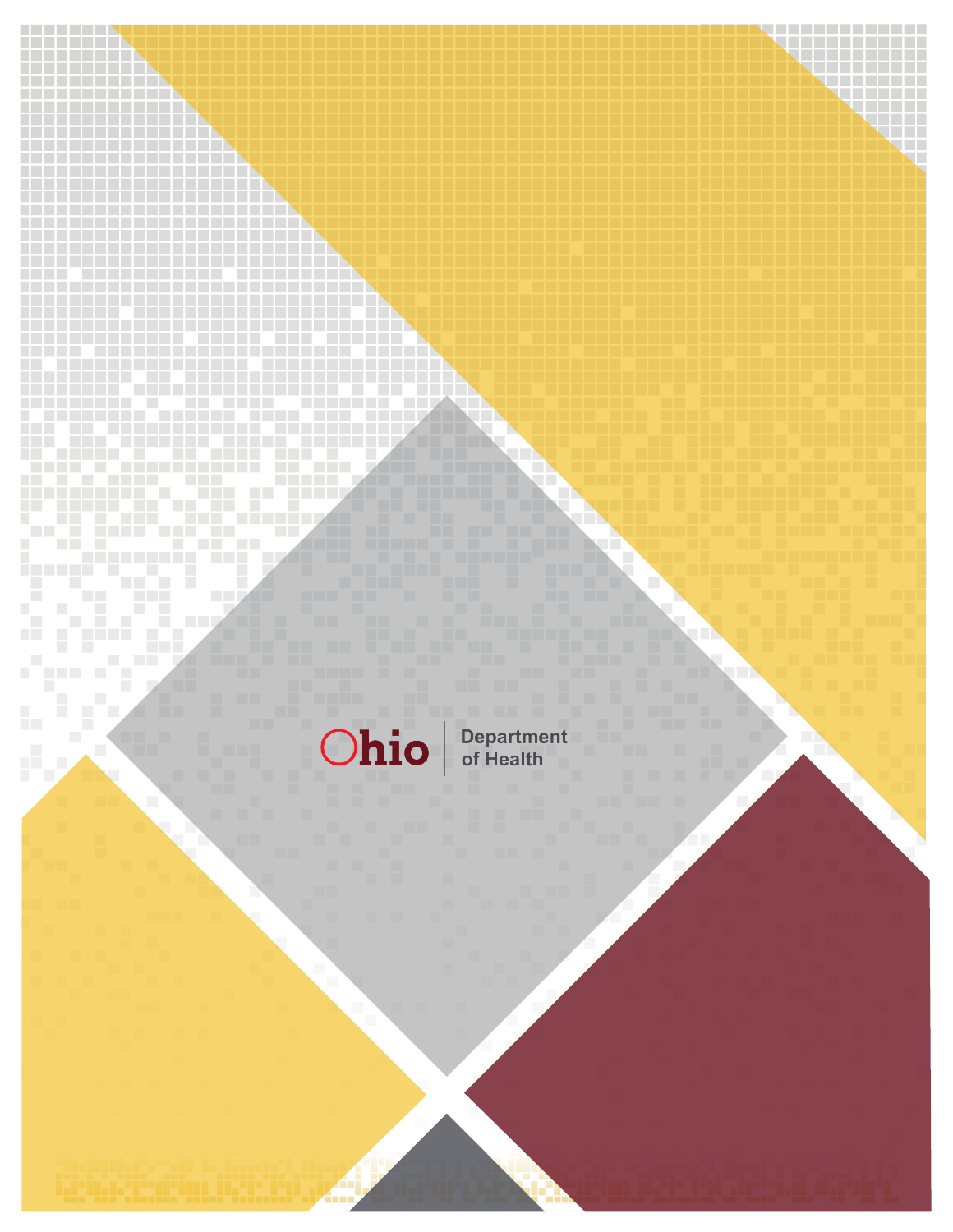Ohio | Department of Health